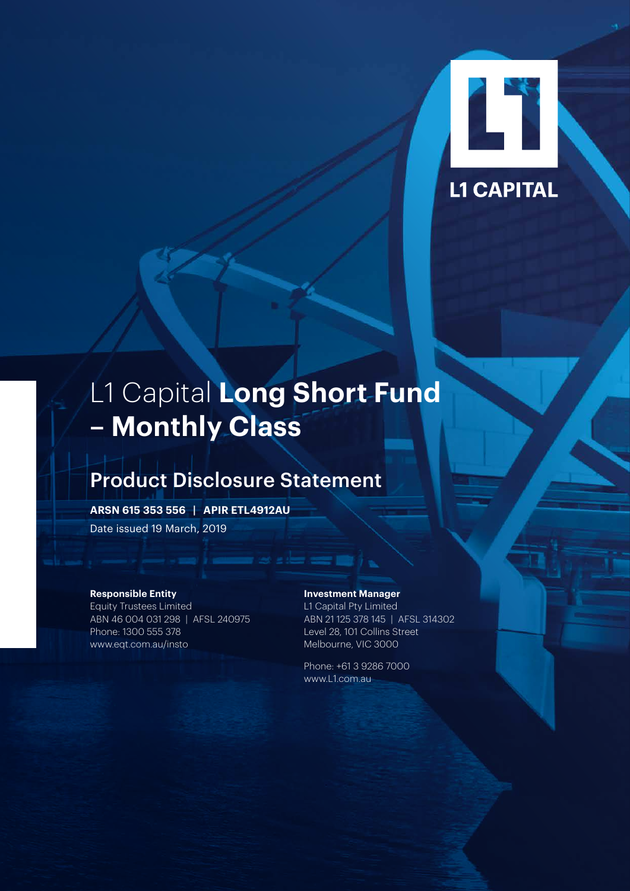L1 CAPITAL

# L1 Capital **Long Short Fund – Monthly Class**

## Product Disclosure Statement

**ARSN 615 353 556 | APIR ETL4912AU**

Date issued 19 March, 2019

**Responsible Entity**
Equity Trustees Limited
ABN 46 004 031 298 | AFSL 240975
Phone: 1300 555 378
www.eqt.com.au/insto

**Investment Manager**
L1 Capital Pty Limited
ABN 21 125 378 145 | AFSL 314302
Level 28, 101 Collins Street
Melbourne, VIC 3000

Phone: +61 3 9286 7000
www.L1.com.au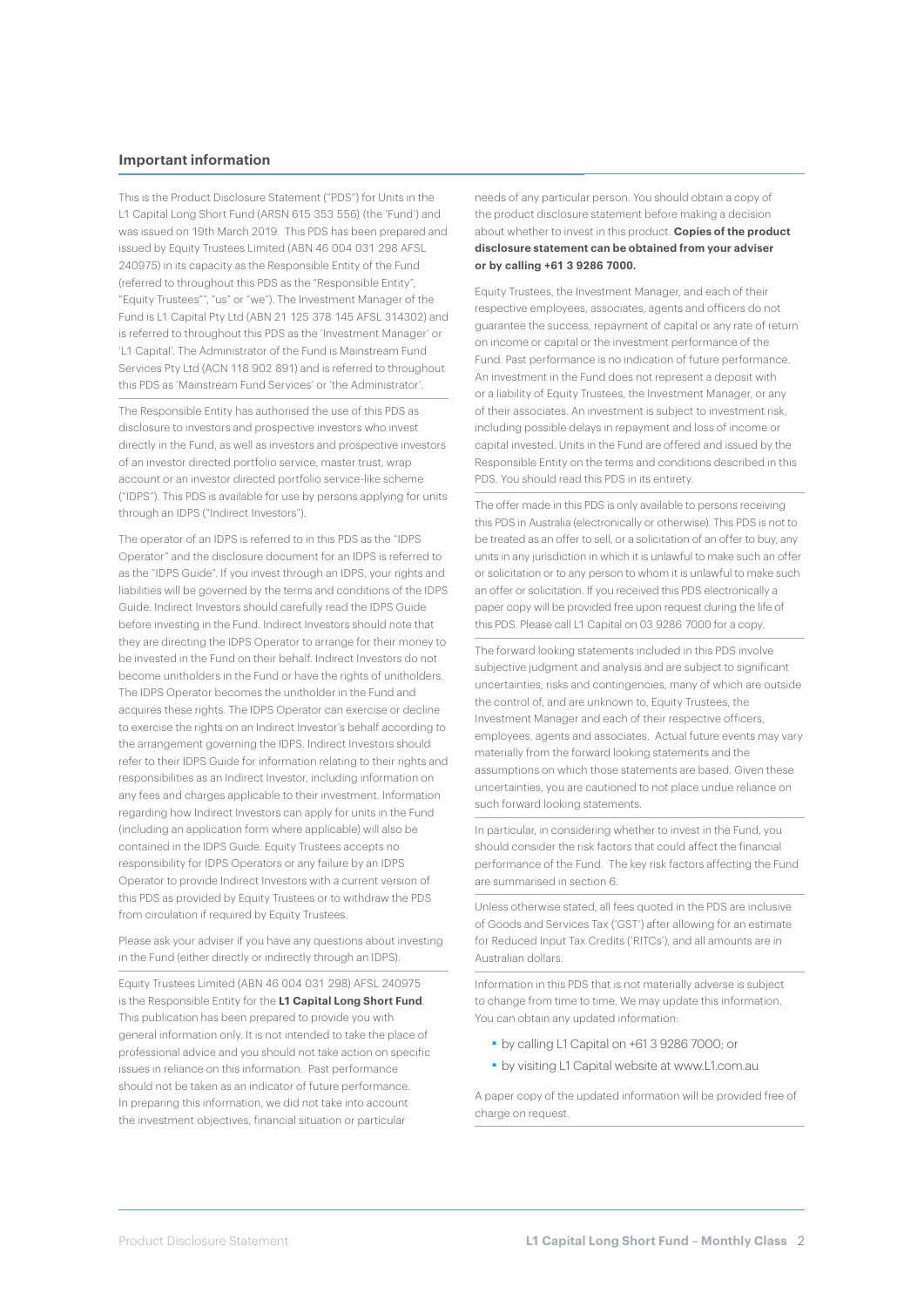## Important information

This is the Product Disclosure Statement ("PDS") for Units in the L1 Capital Long Short Fund (ARSN 615 353 556) (the 'Fund') and was issued on 19th March 2019. This PDS has been prepared and issued by Equity Trustees Limited (ABN 46 004 031 298 AFSL 240975) in its capacity as the Responsible Entity of the Fund (referred to throughout this PDS as the "Responsible Entity", "Equity Trustees"", "us" or "we"). The Investment Manager of the Fund is L1 Capital Pty Ltd (ABN 21 125 378 145 AFSL 314302) and is referred to throughout this PDS as the 'Investment Manager' or 'L1 Capital'. The Administrator of the Fund is Mainstream Fund Services Pty Ltd (ACN 118 902 891) and is referred to throughout this PDS as 'Mainstream Fund Services' or 'the Administrator'.

The Responsible Entity has authorised the use of this PDS as disclosure to investors and prospective investors who invest directly in the Fund, as well as investors and prospective investors of an investor directed portfolio service, master trust, wrap account or an investor directed portfolio service-like scheme ("IDPS"). This PDS is available for use by persons applying for units through an IDPS ("Indirect Investors").

The operator of an IDPS is referred to in this PDS as the "IDPS Operator" and the disclosure document for an IDPS is referred to as the "IDPS Guide". If you invest through an IDPS, your rights and liabilities will be governed by the terms and conditions of the IDPS Guide. Indirect Investors should carefully read the IDPS Guide before investing in the Fund. Indirect Investors should note that they are directing the IDPS Operator to arrange for their money to be invested in the Fund on their behalf. Indirect Investors do not become unitholders in the Fund or have the rights of unitholders. The IDPS Operator becomes the unitholder in the Fund and acquires these rights. The IDPS Operator can exercise or decline to exercise the rights on an Indirect Investor's behalf according to the arrangement governing the IDPS. Indirect Investors should refer to their IDPS Guide for information relating to their rights and responsibilities as an Indirect Investor, including information on any fees and charges applicable to their investment. Information regarding how Indirect Investors can apply for units in the Fund (including an application form where applicable) will also be contained in the IDPS Guide. Equity Trustees accepts no responsibility for IDPS Operators or any failure by an IDPS Operator to provide Indirect Investors with a current version of this PDS as provided by Equity Trustees or to withdraw the PDS from circulation if required by Equity Trustees.

Please ask your adviser if you have any questions about investing in the Fund (either directly or indirectly through an IDPS).

Equity Trustees Limited (ABN 46 004 031 298) AFSL 240975 is the Responsible Entity for the **L1 Capital Long Short Fund**. This publication has been prepared to provide you with general information only. It is not intended to take the place of professional advice and you should not take action on specific issues in reliance on this information. Past performance should not be taken as an indicator of future performance. In preparing this information, we did not take into account the investment objectives, financial situation or particular needs of any particular person. You should obtain a copy of the product disclosure statement before making a decision about whether to invest in this product. **Copies of the product disclosure statement can be obtained from your adviser or by calling +61 3 9286 7000.**

Equity Trustees, the Investment Manager, and each of their respective employees, associates, agents and officers do not guarantee the success, repayment of capital or any rate of return on income or capital or the investment performance of the Fund. Past performance is no indication of future performance. An investment in the Fund does not represent a deposit with or a liability of Equity Trustees, the Investment Manager, or any of their associates. An investment is subject to investment risk, including possible delays in repayment and loss of income or capital invested. Units in the Fund are offered and issued by the Responsible Entity on the terms and conditions described in this PDS. You should read this PDS in its entirety.

The offer made in this PDS is only available to persons receiving this PDS in Australia (electronically or otherwise). This PDS is not to be treated as an offer to sell, or a solicitation of an offer to buy, any units in any jurisdiction in which it is unlawful to make such an offer or solicitation or to any person to whom it is unlawful to make such an offer or solicitation. If you received this PDS electronically a paper copy will be provided free upon request during the life of this PDS. Please call L1 Capital on 03 9286 7000 for a copy.

The forward looking statements included in this PDS involve subjective judgment and analysis and are subject to significant uncertainties, risks and contingencies, many of which are outside the control of, and are unknown to, Equity Trustees, the Investment Manager and each of their respective officers, employees, agents and associates. Actual future events may vary materially from the forward looking statements and the assumptions on which those statements are based. Given these uncertainties, you are cautioned to not place undue reliance on such forward looking statements.

In particular, in considering whether to invest in the Fund, you should consider the risk factors that could affect the financial performance of the Fund. The key risk factors affecting the Fund are summarised in section 6.

Unless otherwise stated, all fees quoted in the PDS are inclusive of Goods and Services Tax ('GST') after allowing for an estimate for Reduced Input Tax Credits ('RITCs'), and all amounts are in Australian dollars.

Information in this PDS that is not materially adverse is subject to change from time to time. We may update this information. You can obtain any updated information:

- by calling L1 Capital on +61 3 9286 7000; or
- by visiting L1 Capital website at www.L1.com.au

A paper copy of the updated information will be provided free of charge on request.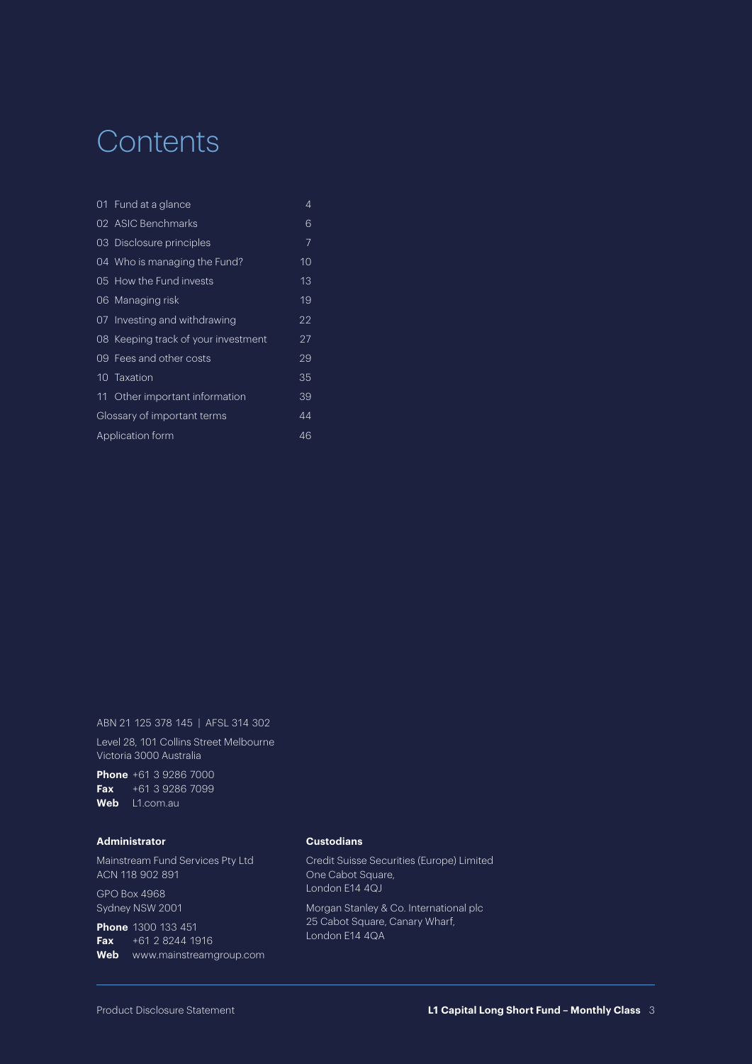# Contents

| | |
|---|---|
| 01 Fund at a glance | 4 |
| 02 ASIC Benchmarks | 6 |
| 03 Disclosure principles | 7 |
| 04 Who is managing the Fund? | 10 |
| 05 How the Fund invests | 13 |
| 06 Managing risk | 19 |
| 07 Investing and withdrawing | 22 |
| 08 Keeping track of your investment | 27 |
| 09 Fees and other costs | 29 |
| 10 Taxation | 35 |
| 11 Other important information | 39 |
| Glossary of important terms | 44 |
| Application form | 46 |

ABN 21 125 378 145 | AFSL 314 302

Level 28, 101 Collins Street Melbourne
Victoria 3000 Australia

**Phone** +61 3 9286 7000
**Fax** +61 3 9286 7099
**Web** L1.com.au

**Administrator**

Mainstream Fund Services Pty Ltd
ACN 118 902 891

GPO Box 4968
Sydney NSW 2001

**Phone** 1300 133 451
**Fax** +61 2 8244 1916
**Web** www.mainstreamgroup.com

**Custodians**

Credit Suisse Securities (Europe) Limited
One Cabot Square,
London E14 4QJ

Morgan Stanley & Co. International plc
25 Cabot Square, Canary Wharf,
London E14 4QA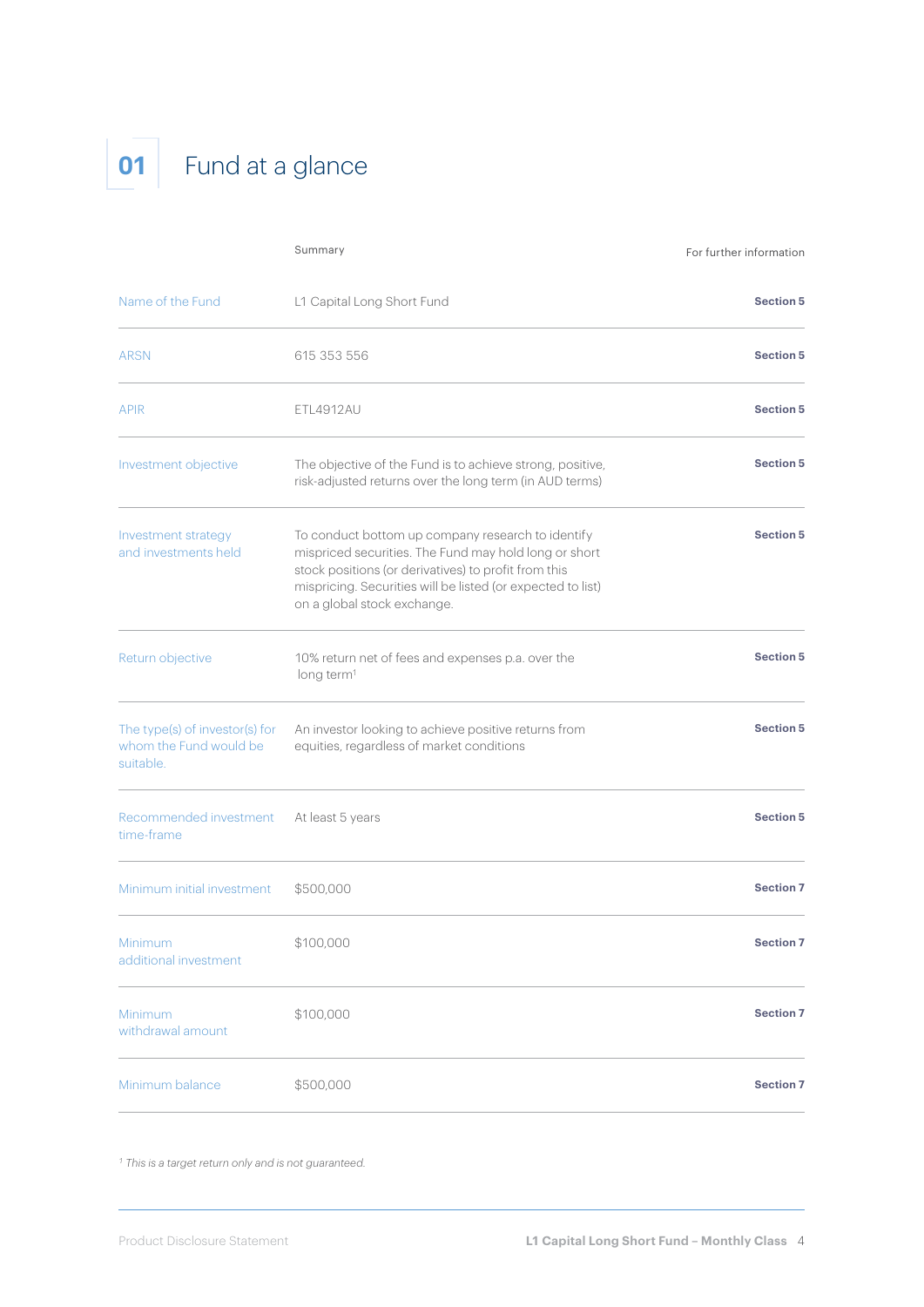# 01 Fund at a glance

| | Summary | For further information |
|---|---|---|
| Name of the Fund | L1 Capital Long Short Fund | **Section 5** |
| ARSN | 615 353 556 | **Section 5** |
| APIR | ETL4912AU | **Section 5** |
| Investment objective | The objective of the Fund is to achieve strong, positive, risk-adjusted returns over the long term (in AUD terms) | **Section 5** |
| Investment strategy and investments held | To conduct bottom up company research to identify mispriced securities. The Fund may hold long or short stock positions (or derivatives) to profit from this mispricing. Securities will be listed (or expected to list) on a global stock exchange. | **Section 5** |
| Return objective | 10% return net of fees and expenses p.a. over the long term[1] | **Section 5** |
| The type(s) of investor(s) for whom the Fund would be suitable. | An investor looking to achieve positive returns from equities, regardless of market conditions | **Section 5** |
| Recommended investment time-frame | At least 5 years | **Section 5** |
| Minimum initial investment | $500,000 | **Section 7** |
| Minimum additional investment | $100,000 | **Section 7** |
| Minimum withdrawal amount | $100,000 | **Section 7** |
| Minimum balance | $500,000 | **Section 7** |

[1] *This is a target return only and is not guaranteed.*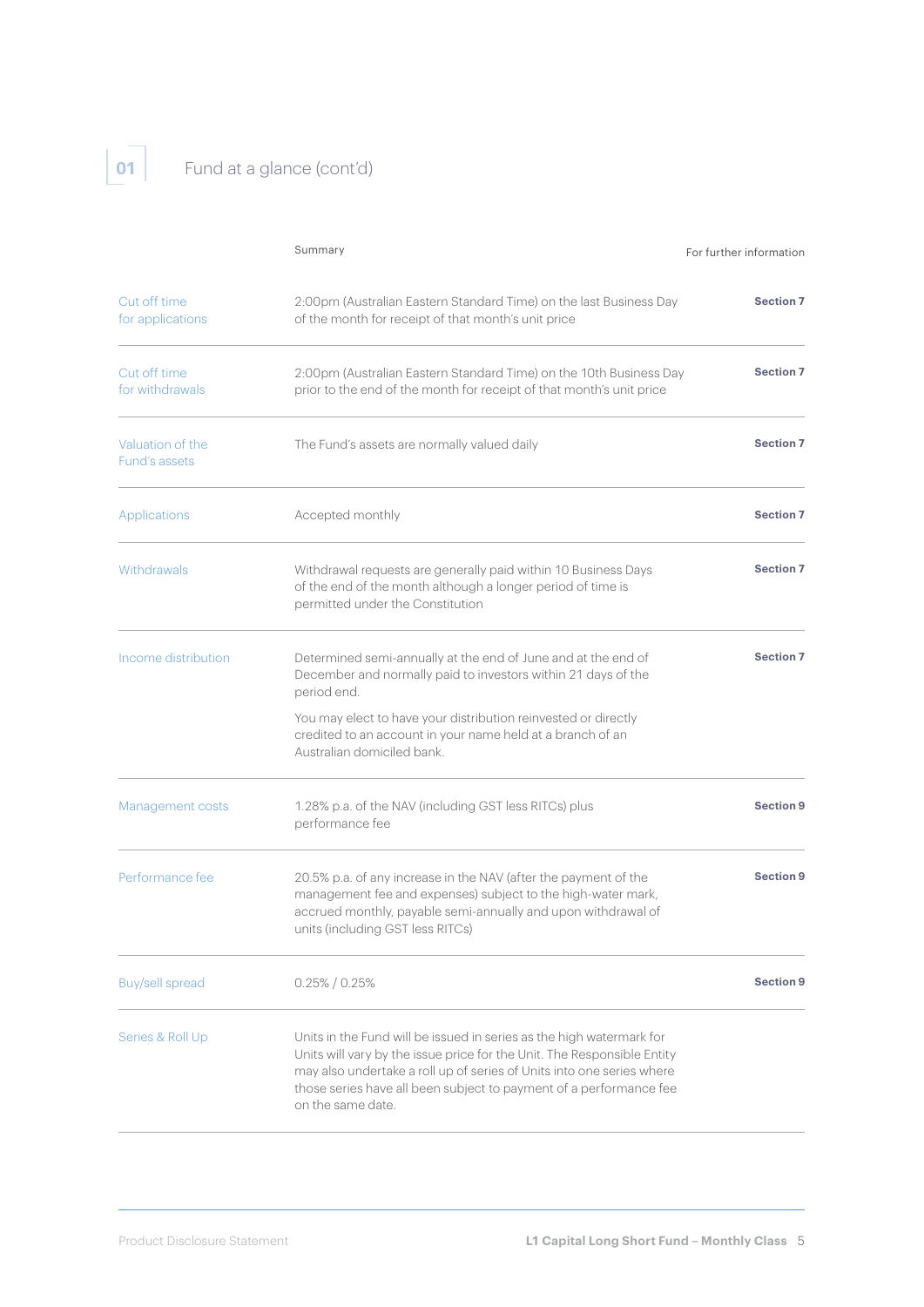## 01 Fund at a glance (cont'd)

| | Summary | For further information |
|---|---|---|
| Cut off time for applications | 2:00pm (Australian Eastern Standard Time) on the last Business Day of the month for receipt of that month's unit price | **Section 7** |
| Cut off time for withdrawals | 2:00pm (Australian Eastern Standard Time) on the 10th Business Day prior to the end of the month for receipt of that month's unit price | **Section 7** |
| Valuation of the Fund's assets | The Fund's assets are normally valued daily | **Section 7** |
| Applications | Accepted monthly | **Section 7** |
| Withdrawals | Withdrawal requests are generally paid within 10 Business Days of the end of the month although a longer period of time is permitted under the Constitution | **Section 7** |
| Income distribution | Determined semi-annually at the end of June and at the end of December and normally paid to investors within 21 days of the period end.<br><br>You may elect to have your distribution reinvested or directly credited to an account in your name held at a branch of an Australian domiciled bank. | **Section 7** |
| Management costs | 1.28% p.a. of the NAV (including GST less RITCs) plus performance fee | **Section 9** |
| Performance fee | 20.5% p.a. of any increase in the NAV (after the payment of the management fee and expenses) subject to the high-water mark, accrued monthly, payable semi-annually and upon withdrawal of units (including GST less RITCs) | **Section 9** |
| Buy/sell spread | 0.25% / 0.25% | **Section 9** |
| Series & Roll Up | Units in the Fund will be issued in series as the high watermark for Units will vary by the issue price for the Unit. The Responsible Entity may also undertake a roll up of series of Units into one series where those series have all been subject to payment of a performance fee on the same date. | |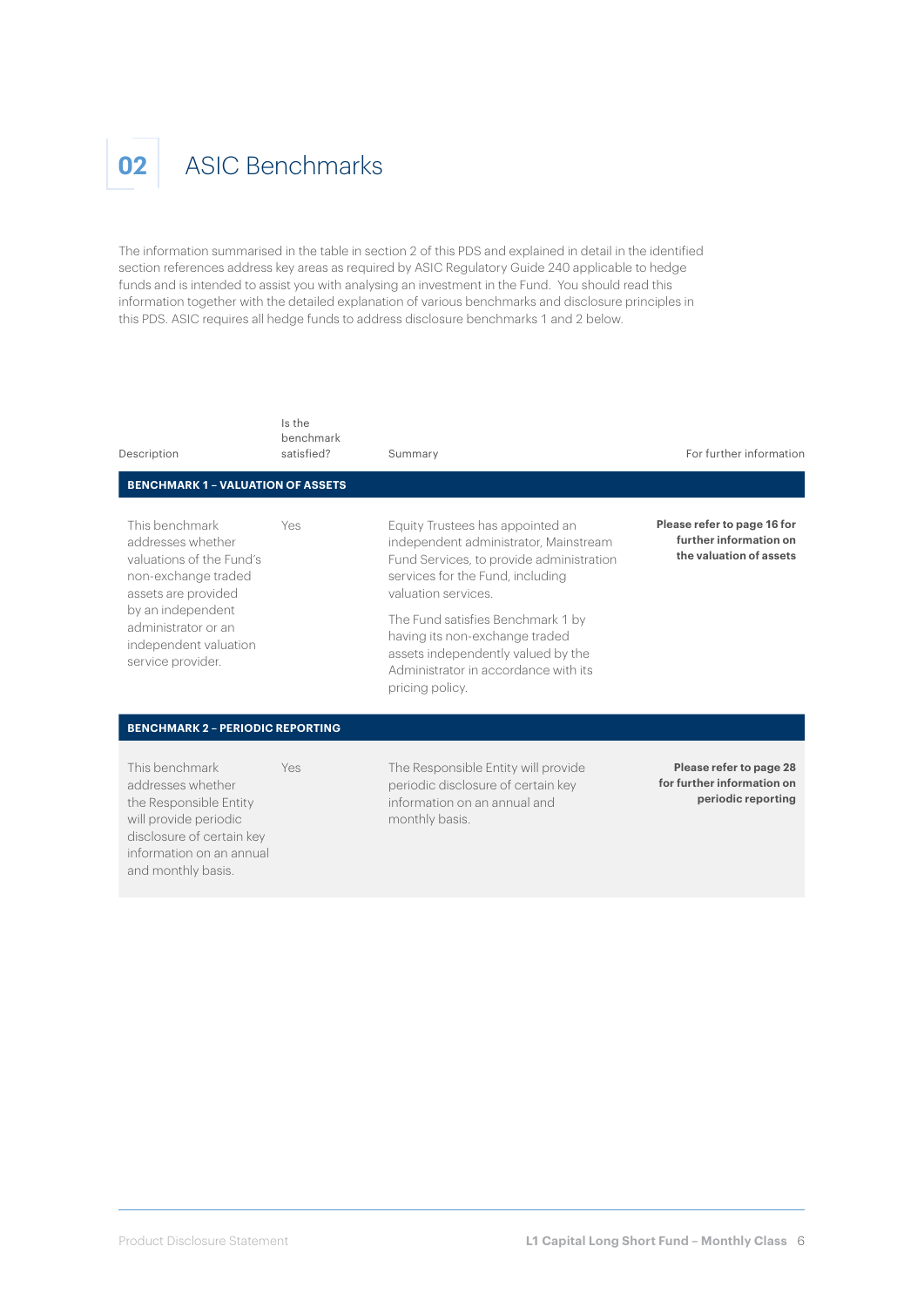# 02 ASIC Benchmarks

The information summarised in the table in section 2 of this PDS and explained in detail in the identified section references address key areas as required by ASIC Regulatory Guide 240 applicable to hedge funds and is intended to assist you with analysing an investment in the Fund. You should read this information together with the detailed explanation of various benchmarks and disclosure principles in this PDS. ASIC requires all hedge funds to address disclosure benchmarks 1 and 2 below.

| Description | Is the benchmark satisfied? | Summary | For further information |
|---|---|---|---|
| **BENCHMARK 1 – VALUATION OF ASSETS** | | | |
| This benchmark addresses whether valuations of the Fund's non-exchange traded assets are provided by an independent administrator or an independent valuation service provider. | Yes | Equity Trustees has appointed an independent administrator, Mainstream Fund Services, to provide administration services for the Fund, including valuation services.<br><br>The Fund satisfies Benchmark 1 by having its non-exchange traded assets independently valued by the Administrator in accordance with its pricing policy. | **Please refer to page 16 for further information on the valuation of assets** |
| **BENCHMARK 2 – PERIODIC REPORTING** | | | |
| This benchmark addresses whether the Responsible Entity will provide periodic disclosure of certain key information on an annual and monthly basis. | Yes | The Responsible Entity will provide periodic disclosure of certain key information on an annual and monthly basis. | **Please refer to page 28 for further information on periodic reporting** |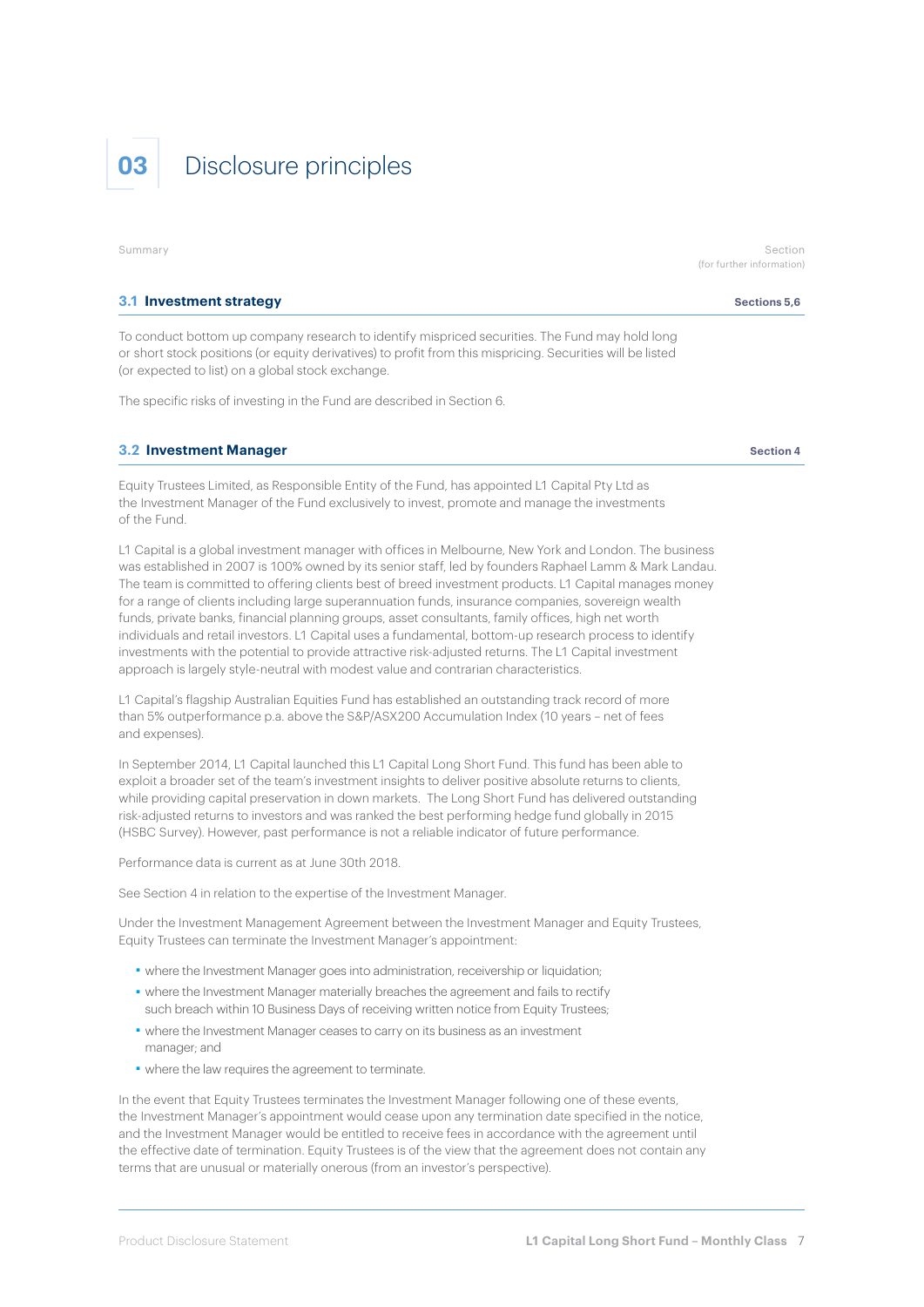# 03 Disclosure principles

Summary | Section (for further information)

## 3.1 Investment strategy

**Sections 5,6**

To conduct bottom up company research to identify mispriced securities. The Fund may hold long or short stock positions (or equity derivatives) to profit from this mispricing. Securities will be listed (or expected to list) on a global stock exchange.

The specific risks of investing in the Fund are described in Section 6.

## 3.2 Investment Manager

**Section 4**

Equity Trustees Limited, as Responsible Entity of the Fund, has appointed L1 Capital Pty Ltd as the Investment Manager of the Fund exclusively to invest, promote and manage the investments of the Fund.

L1 Capital is a global investment manager with offices in Melbourne, New York and London. The business was established in 2007 is 100% owned by its senior staff, led by founders Raphael Lamm & Mark Landau. The team is committed to offering clients best of breed investment products. L1 Capital manages money for a range of clients including large superannuation funds, insurance companies, sovereign wealth funds, private banks, financial planning groups, asset consultants, family offices, high net worth individuals and retail investors. L1 Capital uses a fundamental, bottom-up research process to identify investments with the potential to provide attractive risk-adjusted returns. The L1 Capital investment approach is largely style-neutral with modest value and contrarian characteristics.

L1 Capital's flagship Australian Equities Fund has established an outstanding track record of more than 5% outperformance p.a. above the S&P/ASX200 Accumulation Index (10 years – net of fees and expenses).

In September 2014, L1 Capital launched this L1 Capital Long Short Fund. This fund has been able to exploit a broader set of the team's investment insights to deliver positive absolute returns to clients, while providing capital preservation in down markets. The Long Short Fund has delivered outstanding risk-adjusted returns to investors and was ranked the best performing hedge fund globally in 2015 (HSBC Survey). However, past performance is not a reliable indicator of future performance.

Performance data is current as at June 30th 2018.

See Section 4 in relation to the expertise of the Investment Manager.

Under the Investment Management Agreement between the Investment Manager and Equity Trustees, Equity Trustees can terminate the Investment Manager's appointment:

- where the Investment Manager goes into administration, receivership or liquidation;
- where the Investment Manager materially breaches the agreement and fails to rectify such breach within 10 Business Days of receiving written notice from Equity Trustees;
- where the Investment Manager ceases to carry on its business as an investment manager; and
- where the law requires the agreement to terminate.

In the event that Equity Trustees terminates the Investment Manager following one of these events, the Investment Manager's appointment would cease upon any termination date specified in the notice, and the Investment Manager would be entitled to receive fees in accordance with the agreement until the effective date of termination. Equity Trustees is of the view that the agreement does not contain any terms that are unusual or materially onerous (from an investor's perspective).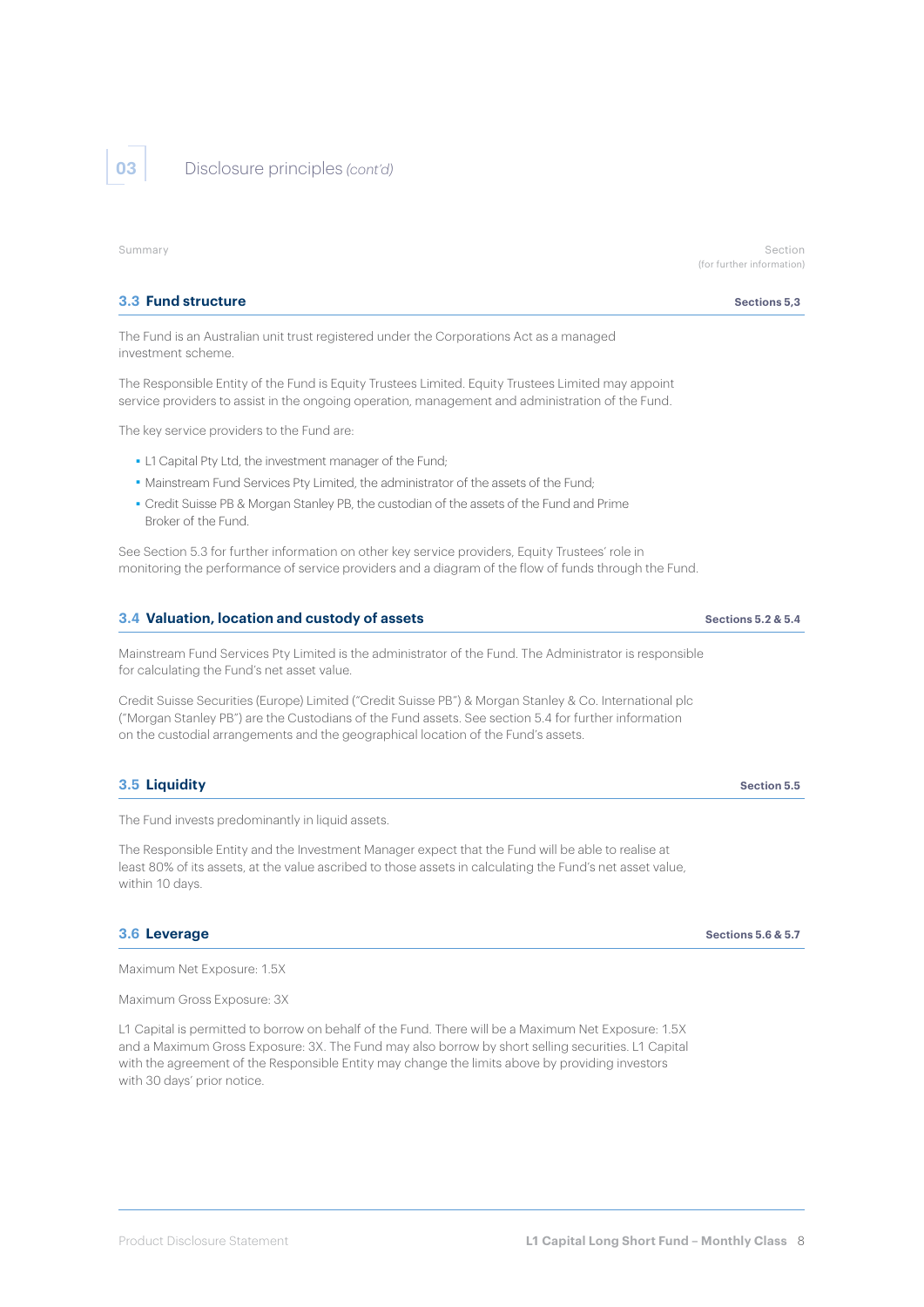## 03 Disclosure principles *(cont'd)*

Summary | Section (for further information)

### 3.3 Fund structure — Sections 5,3

The Fund is an Australian unit trust registered under the Corporations Act as a managed investment scheme.

The Responsible Entity of the Fund is Equity Trustees Limited. Equity Trustees Limited may appoint service providers to assist in the ongoing operation, management and administration of the Fund.

The key service providers to the Fund are:

- L1 Capital Pty Ltd, the investment manager of the Fund;
- Mainstream Fund Services Pty Limited, the administrator of the assets of the Fund;
- Credit Suisse PB & Morgan Stanley PB, the custodian of the assets of the Fund and Prime Broker of the Fund.

See Section 5.3 for further information on other key service providers, Equity Trustees' role in monitoring the performance of service providers and a diagram of the flow of funds through the Fund.

### 3.4 Valuation, location and custody of assets — Sections 5.2 & 5.4

Mainstream Fund Services Pty Limited is the administrator of the Fund. The Administrator is responsible for calculating the Fund's net asset value.

Credit Suisse Securities (Europe) Limited ("Credit Suisse PB") & Morgan Stanley & Co. International plc ("Morgan Stanley PB") are the Custodians of the Fund assets. See section 5.4 for further information on the custodial arrangements and the geographical location of the Fund's assets.

### 3.5 Liquidity — Section 5.5

The Fund invests predominantly in liquid assets.

The Responsible Entity and the Investment Manager expect that the Fund will be able to realise at least 80% of its assets, at the value ascribed to those assets in calculating the Fund's net asset value, within 10 days.

### 3.6 Leverage — Sections 5.6 & 5.7

Maximum Net Exposure: 1.5X

Maximum Gross Exposure: 3X

L1 Capital is permitted to borrow on behalf of the Fund. There will be a Maximum Net Exposure: 1.5X and a Maximum Gross Exposure: 3X. The Fund may also borrow by short selling securities. L1 Capital with the agreement of the Responsible Entity may change the limits above by providing investors with 30 days' prior notice.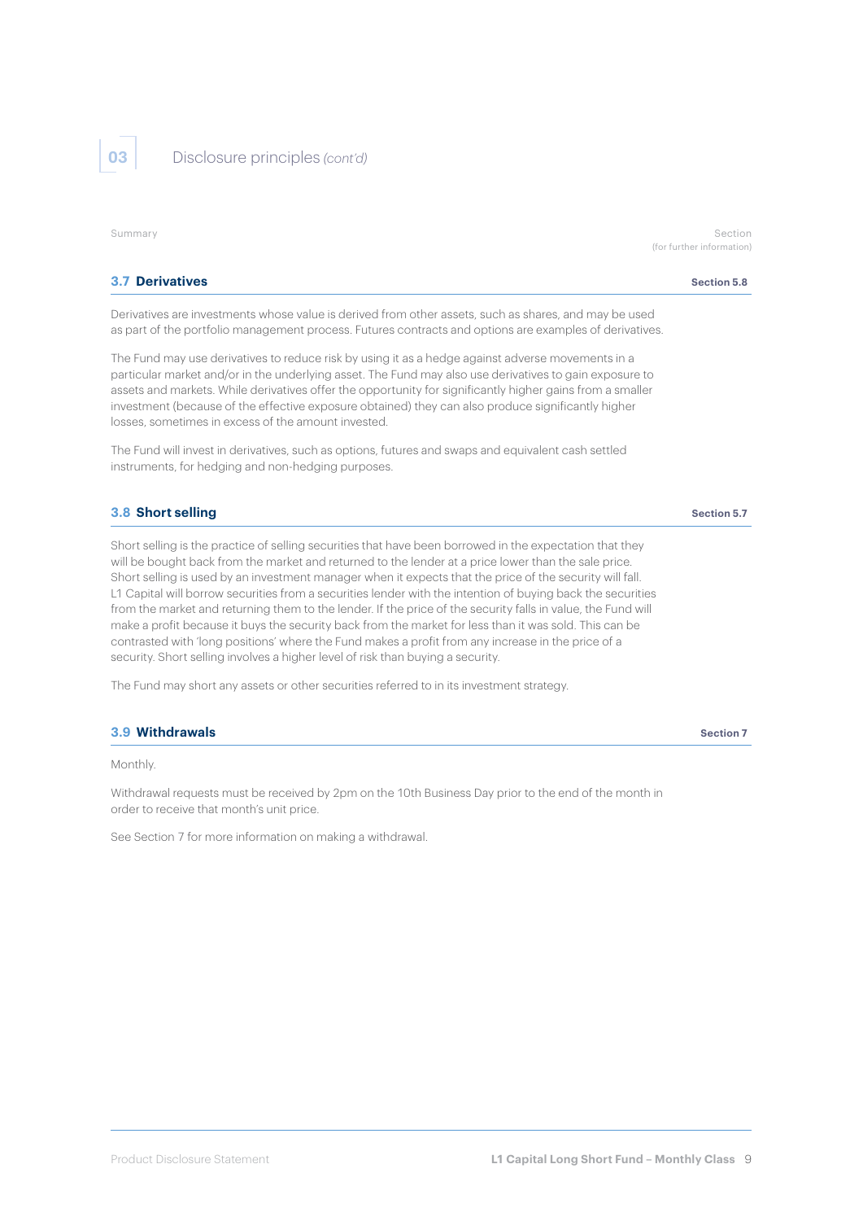## 03 Disclosure principles *(cont'd)*

Summary | Section (for further information)

### 3.7 Derivatives

**Section 5.8**

Derivatives are investments whose value is derived from other assets, such as shares, and may be used as part of the portfolio management process. Futures contracts and options are examples of derivatives.

The Fund may use derivatives to reduce risk by using it as a hedge against adverse movements in a particular market and/or in the underlying asset. The Fund may also use derivatives to gain exposure to assets and markets. While derivatives offer the opportunity for significantly higher gains from a smaller investment (because of the effective exposure obtained) they can also produce significantly higher losses, sometimes in excess of the amount invested.

The Fund will invest in derivatives, such as options, futures and swaps and equivalent cash settled instruments, for hedging and non-hedging purposes.

### 3.8 Short selling

**Section 5.7**

Short selling is the practice of selling securities that have been borrowed in the expectation that they will be bought back from the market and returned to the lender at a price lower than the sale price. Short selling is used by an investment manager when it expects that the price of the security will fall. L1 Capital will borrow securities from a securities lender with the intention of buying back the securities from the market and returning them to the lender. If the price of the security falls in value, the Fund will make a profit because it buys the security back from the market for less than it was sold. This can be contrasted with 'long positions' where the Fund makes a profit from any increase in the price of a security. Short selling involves a higher level of risk than buying a security.

The Fund may short any assets or other securities referred to in its investment strategy.

### 3.9 Withdrawals

**Section 7**

Monthly.

Withdrawal requests must be received by 2pm on the 10th Business Day prior to the end of the month in order to receive that month's unit price.

See Section 7 for more information on making a withdrawal.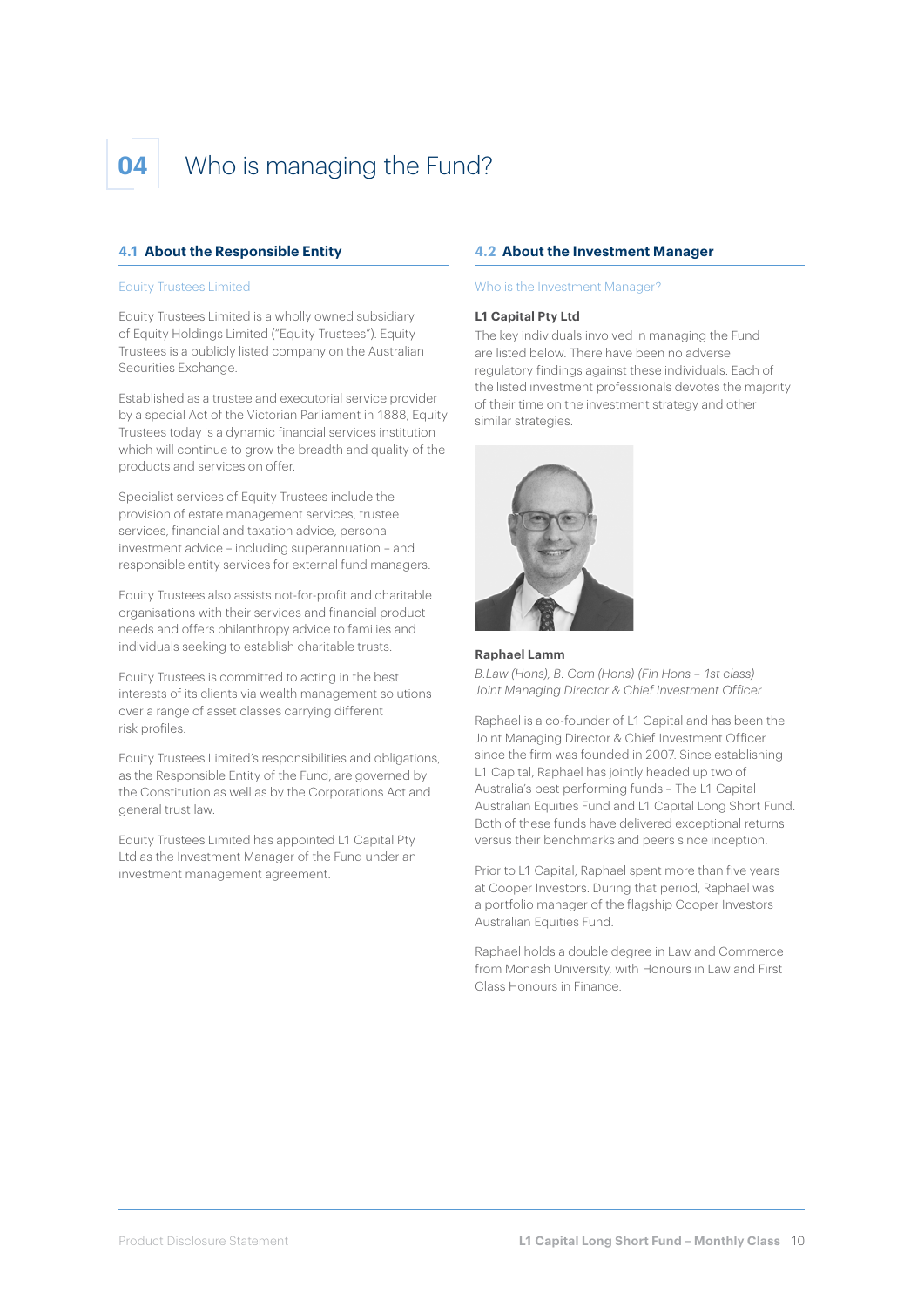# 04 Who is managing the Fund?

## 4.1 About the Responsible Entity

### Equity Trustees Limited

Equity Trustees Limited is a wholly owned subsidiary of Equity Holdings Limited ("Equity Trustees"). Equity Trustees is a publicly listed company on the Australian Securities Exchange.

Established as a trustee and executorial service provider by a special Act of the Victorian Parliament in 1888, Equity Trustees today is a dynamic financial services institution which will continue to grow the breadth and quality of the products and services on offer.

Specialist services of Equity Trustees include the provision of estate management services, trustee services, financial and taxation advice, personal investment advice – including superannuation – and responsible entity services for external fund managers.

Equity Trustees also assists not-for-profit and charitable organisations with their services and financial product needs and offers philanthropy advice to families and individuals seeking to establish charitable trusts.

Equity Trustees is committed to acting in the best interests of its clients via wealth management solutions over a range of asset classes carrying different risk profiles.

Equity Trustees Limited's responsibilities and obligations, as the Responsible Entity of the Fund, are governed by the Constitution as well as by the Corporations Act and general trust law.

Equity Trustees Limited has appointed L1 Capital Pty Ltd as the Investment Manager of the Fund under an investment management agreement.

## 4.2 About the Investment Manager

### Who is the Investment Manager?

**L1 Capital Pty Ltd**

The key individuals involved in managing the Fund are listed below. There have been no adverse regulatory findings against these individuals. Each of the listed investment professionals devotes the majority of their time on the investment strategy and other similar strategies.

**Raphael Lamm**

*B.Law (Hons), B. Com (Hons) (Fin Hons – 1st class)*
*Joint Managing Director & Chief Investment Officer*

Raphael is a co-founder of L1 Capital and has been the Joint Managing Director & Chief Investment Officer since the firm was founded in 2007. Since establishing L1 Capital, Raphael has jointly headed up two of Australia's best performing funds – The L1 Capital Australian Equities Fund and L1 Capital Long Short Fund. Both of these funds have delivered exceptional returns versus their benchmarks and peers since inception.

Prior to L1 Capital, Raphael spent more than five years at Cooper Investors. During that period, Raphael was a portfolio manager of the flagship Cooper Investors Australian Equities Fund.

Raphael holds a double degree in Law and Commerce from Monash University, with Honours in Law and First Class Honours in Finance.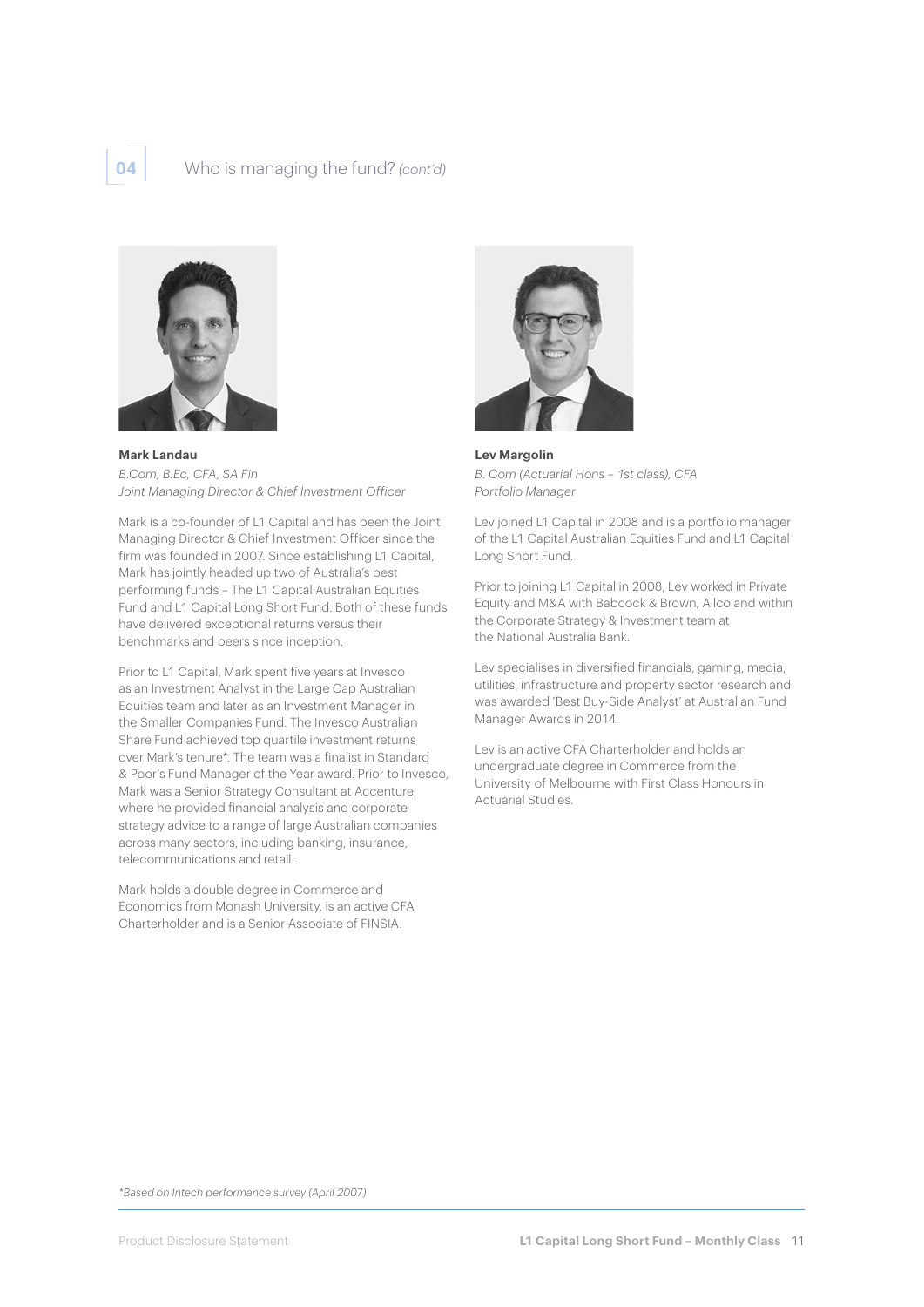# 04 Who is managing the fund? *(cont'd)*

**Mark Landau**
*B.Com, B.Ec, CFA, SA Fin*
*Joint Managing Director & Chief Investment Officer*

Mark is a co-founder of L1 Capital and has been the Joint Managing Director & Chief Investment Officer since the firm was founded in 2007. Since establishing L1 Capital, Mark has jointly headed up two of Australia's best performing funds – The L1 Capital Australian Equities Fund and L1 Capital Long Short Fund. Both of these funds have delivered exceptional returns versus their benchmarks and peers since inception.

Prior to L1 Capital, Mark spent five years at Invesco as an Investment Analyst in the Large Cap Australian Equities team and later as an Investment Manager in the Smaller Companies Fund. The Invesco Australian Share Fund achieved top quartile investment returns over Mark's tenure*. The team was a finalist in Standard & Poor's Fund Manager of the Year award. Prior to Invesco, Mark was a Senior Strategy Consultant at Accenture, where he provided financial analysis and corporate strategy advice to a range of large Australian companies across many sectors, including banking, insurance, telecommunications and retail.

Mark holds a double degree in Commerce and Economics from Monash University, is an active CFA Charterholder and is a Senior Associate of FINSIA.

**Lev Margolin**
*B. Com (Actuarial Hons – 1st class), CFA*
*Portfolio Manager*

Lev joined L1 Capital in 2008 and is a portfolio manager of the L1 Capital Australian Equities Fund and L1 Capital Long Short Fund.

Prior to joining L1 Capital in 2008, Lev worked in Private Equity and M&A with Babcock & Brown, Allco and within the Corporate Strategy & Investment team at the National Australia Bank.

Lev specialises in diversified financials, gaming, media, utilities, infrastructure and property sector research and was awarded 'Best Buy-Side Analyst' at Australian Fund Manager Awards in 2014.

Lev is an active CFA Charterholder and holds an undergraduate degree in Commerce from the University of Melbourne with First Class Honours in Actuarial Studies.

*\*Based on Intech performance survey (April 2007)*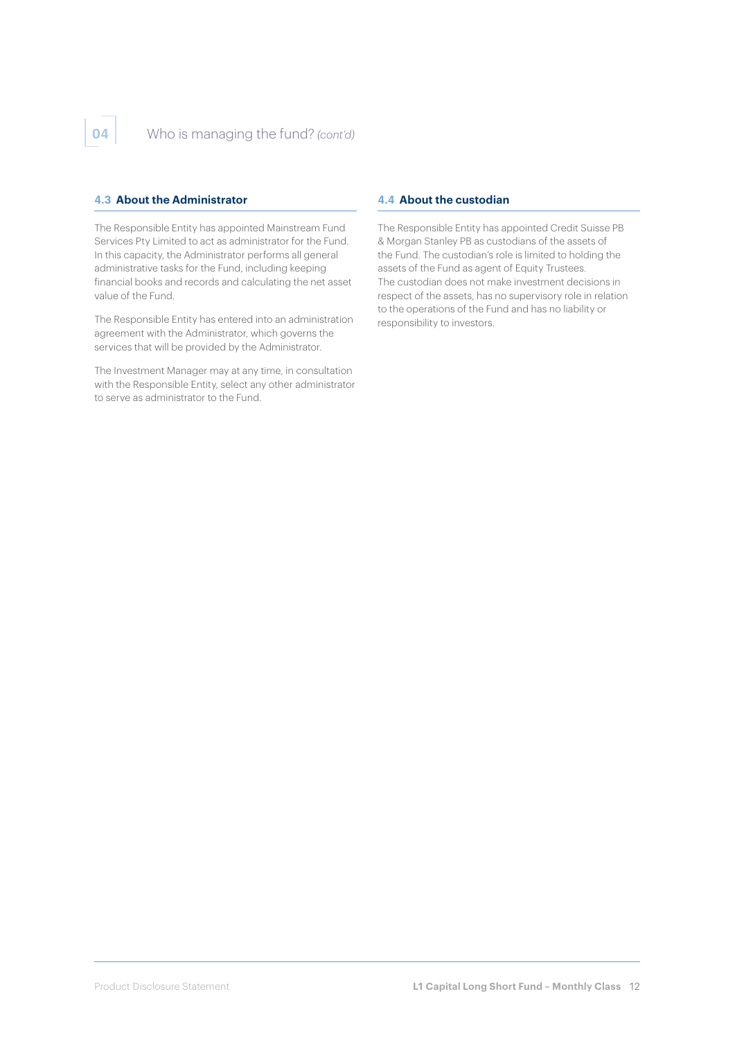# 04 Who is managing the fund? *(cont'd)*

### 4.3 About the Administrator

The Responsible Entity has appointed Mainstream Fund Services Pty Limited to act as administrator for the Fund. In this capacity, the Administrator performs all general administrative tasks for the Fund, including keeping financial books and records and calculating the net asset value of the Fund.

The Responsible Entity has entered into an administration agreement with the Administrator, which governs the services that will be provided by the Administrator.

The Investment Manager may at any time, in consultation with the Responsible Entity, select any other administrator to serve as administrator to the Fund.

### 4.4 About the custodian

The Responsible Entity has appointed Credit Suisse PB & Morgan Stanley PB as custodians of the assets of the Fund. The custodian's role is limited to holding the assets of the Fund as agent of Equity Trustees. The custodian does not make investment decisions in respect of the assets, has no supervisory role in relation to the operations of the Fund and has no liability or responsibility to investors.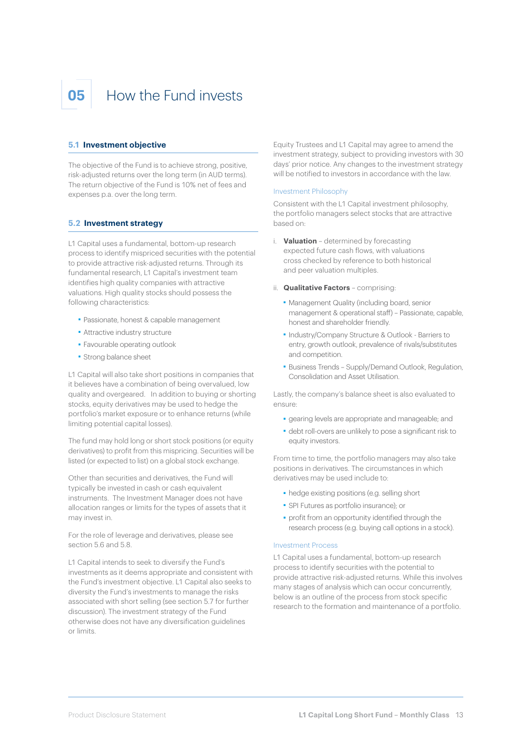# 05 How the Fund invests

## 5.1 Investment objective

The objective of the Fund is to achieve strong, positive, risk-adjusted returns over the long term (in AUD terms). The return objective of the Fund is 10% net of fees and expenses p.a. over the long term.

## 5.2 Investment strategy

L1 Capital uses a fundamental, bottom-up research process to identify mispriced securities with the potential to provide attractive risk-adjusted returns. Through its fundamental research, L1 Capital's investment team identifies high quality companies with attractive valuations. High quality stocks should possess the following characteristics:

- Passionate, honest & capable management
- Attractive industry structure
- Favourable operating outlook
- Strong balance sheet

L1 Capital will also take short positions in companies that it believes have a combination of being overvalued, low quality and overgeared. In addition to buying or shorting stocks, equity derivatives may be used to hedge the portfolio's market exposure or to enhance returns (while limiting potential capital losses).

The fund may hold long or short stock positions (or equity derivatives) to profit from this mispricing. Securities will be listed (or expected to list) on a global stock exchange.

Other than securities and derivatives, the Fund will typically be invested in cash or cash equivalent instruments. The Investment Manager does not have allocation ranges or limits for the types of assets that it may invest in.

For the role of leverage and derivatives, please see section 5.6 and 5.8.

L1 Capital intends to seek to diversify the Fund's investments as it deems appropriate and consistent with the Fund's investment objective. L1 Capital also seeks to diversity the Fund's investments to manage the risks associated with short selling (see section 5.7 for further discussion). The investment strategy of the Fund otherwise does not have any diversification guidelines or limits.

Equity Trustees and L1 Capital may agree to amend the investment strategy, subject to providing investors with 30 days' prior notice. Any changes to the investment strategy will be notified to investors in accordance with the law.

### Investment Philosophy

Consistent with the L1 Capital investment philosophy, the portfolio managers select stocks that are attractive based on:

i. **Valuation** – determined by forecasting expected future cash flows, with valuations cross checked by reference to both historical and peer valuation multiples.

ii. **Qualitative Factors** – comprising:
   - Management Quality (including board, senior management & operational staff) – Passionate, capable, honest and shareholder friendly.
   - Industry/Company Structure & Outlook - Barriers to entry, growth outlook, prevalence of rivals/substitutes and competition.
   - Business Trends – Supply/Demand Outlook, Regulation, Consolidation and Asset Utilisation.

Lastly, the company's balance sheet is also evaluated to ensure:

- gearing levels are appropriate and manageable; and
- debt roll-overs are unlikely to pose a significant risk to equity investors.

From time to time, the portfolio managers may also take positions in derivatives. The circumstances in which derivatives may be used include to:

- hedge existing positions (e.g. selling short
- SPI Futures as portfolio insurance); or
- profit from an opportunity identified through the research process (e.g. buying call options in a stock).

### Investment Process

L1 Capital uses a fundamental, bottom-up research process to identify securities with the potential to provide attractive risk-adjusted returns. While this involves many stages of analysis which can occur concurrently, below is an outline of the process from stock specific research to the formation and maintenance of a portfolio.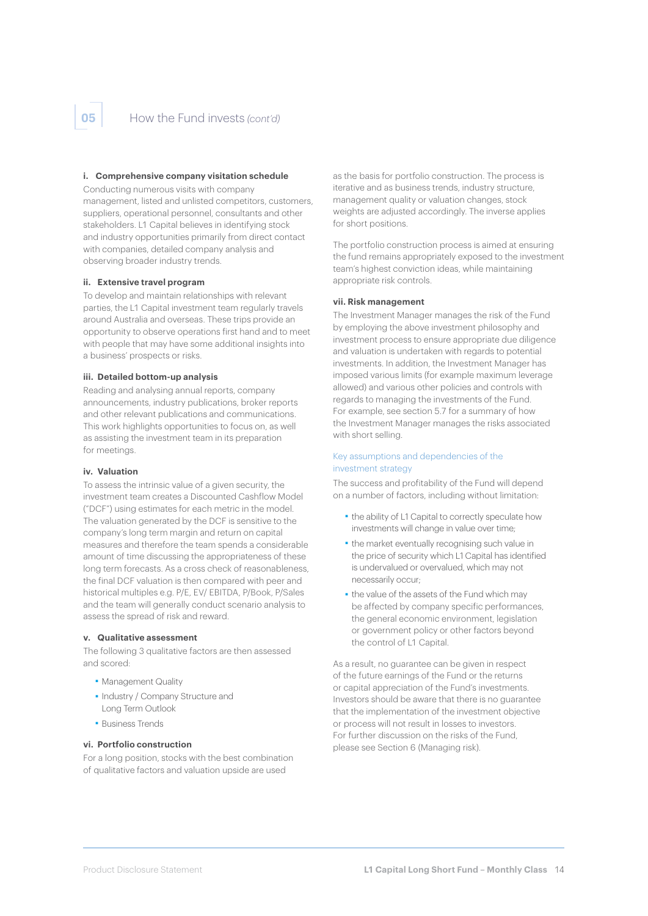## 05 How the Fund invests *(cont'd)*

**i. Comprehensive company visitation schedule**

Conducting numerous visits with company management, listed and unlisted competitors, customers, suppliers, operational personnel, consultants and other stakeholders. L1 Capital believes in identifying stock and industry opportunities primarily from direct contact with companies, detailed company analysis and observing broader industry trends.

**ii. Extensive travel program**

To develop and maintain relationships with relevant parties, the L1 Capital investment team regularly travels around Australia and overseas. These trips provide an opportunity to observe operations first hand and to meet with people that may have some additional insights into a business' prospects or risks.

**iii. Detailed bottom-up analysis**

Reading and analysing annual reports, company announcements, industry publications, broker reports and other relevant publications and communications. This work highlights opportunities to focus on, as well as assisting the investment team in its preparation for meetings.

**iv. Valuation**

To assess the intrinsic value of a given security, the investment team creates a Discounted Cashflow Model ("DCF") using estimates for each metric in the model. The valuation generated by the DCF is sensitive to the company's long term margin and return on capital measures and therefore the team spends a considerable amount of time discussing the appropriateness of these long term forecasts. As a cross check of reasonableness, the final DCF valuation is then compared with peer and historical multiples e.g. P/E, EV/ EBITDA, P/Book, P/Sales and the team will generally conduct scenario analysis to assess the spread of risk and reward.

**v. Qualitative assessment**

The following 3 qualitative factors are then assessed and scored:

- Management Quality
- Industry / Company Structure and Long Term Outlook
- Business Trends

**vi. Portfolio construction**

For a long position, stocks with the best combination of qualitative factors and valuation upside are used as the basis for portfolio construction. The process is iterative and as business trends, industry structure, management quality or valuation changes, stock weights are adjusted accordingly. The inverse applies for short positions.

The portfolio construction process is aimed at ensuring the fund remains appropriately exposed to the investment team's highest conviction ideas, while maintaining appropriate risk controls.

**vii. Risk management**

The Investment Manager manages the risk of the Fund by employing the above investment philosophy and investment process to ensure appropriate due diligence and valuation is undertaken with regards to potential investments. In addition, the Investment Manager has imposed various limits (for example maximum leverage allowed) and various other policies and controls with regards to managing the investments of the Fund. For example, see section 5.7 for a summary of how the Investment Manager manages the risks associated with short selling.

### Key assumptions and dependencies of the investment strategy

The success and profitability of the Fund will depend on a number of factors, including without limitation:

- the ability of L1 Capital to correctly speculate how investments will change in value over time;
- the market eventually recognising such value in the price of security which L1 Capital has identified is undervalued or overvalued, which may not necessarily occur;
- the value of the assets of the Fund which may be affected by company specific performances, the general economic environment, legislation or government policy or other factors beyond the control of L1 Capital.

As a result, no guarantee can be given in respect of the future earnings of the Fund or the returns or capital appreciation of the Fund's investments. Investors should be aware that there is no guarantee that the implementation of the investment objective or process will not result in losses to investors. For further discussion on the risks of the Fund, please see Section 6 (Managing risk).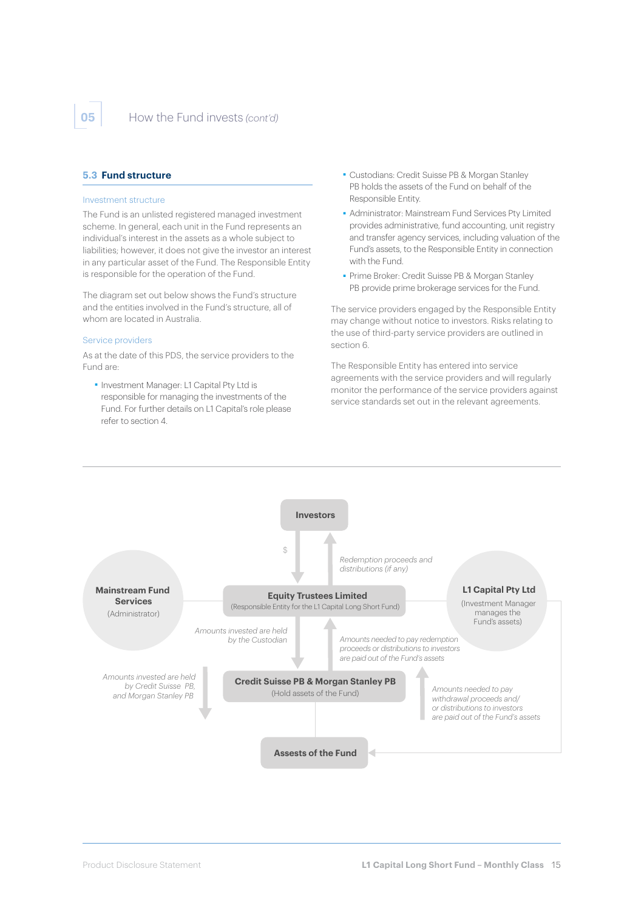## 5.3 Fund structure

### Investment structure

The Fund is an unlisted registered managed investment scheme. In general, each unit in the Fund represents an individual's interest in the assets as a whole subject to liabilities; however, it does not give the investor an interest in any particular asset of the Fund. The Responsible Entity is responsible for the operation of the Fund.

The diagram set out below shows the Fund's structure and the entities involved in the Fund's structure, all of whom are located in Australia.

### Service providers

As at the date of this PDS, the service providers to the Fund are:

- Investment Manager: L1 Capital Pty Ltd is responsible for managing the investments of the Fund. For further details on L1 Capital's role please refer to section 4.
- Custodians: Credit Suisse PB & Morgan Stanley PB holds the assets of the Fund on behalf of the Responsible Entity.
- Administrator: Mainstream Fund Services Pty Limited provides administrative, fund accounting, unit registry and transfer agency services, including valuation of the Fund's assets, to the Responsible Entity in connection with the Fund.
- Prime Broker: Credit Suisse PB & Morgan Stanley PB provide prime brokerage services for the Fund.

The service providers engaged by the Responsible Entity may change without notice to investors. Risks relating to the use of third-party service providers are outlined in section 6.

The Responsible Entity has entered into service agreements with the service providers and will regularly monitor the performance of the service providers against service standards set out in the relevant agreements.

**Investors**

$ 

*Redemption proceeds and distributions (if any)*

**Mainstream Fund Services** (Administrator)

**Equity Trustees Limited** (Responsible Entity for the L1 Capital Long Short Fund)

**L1 Capital Pty Ltd** (Investment Manager manages the Fund's assets)

*Amounts invested are held by the Custodian*

*Amounts needed to pay redemption proceeds or distributions to investors are paid out of the Fund's assets*

*Amounts invested are held by Credit Suisse PB, and Morgan Stanley PB*

**Credit Suisse PB & Morgan Stanley PB** (Hold assets of the Fund)

*Amounts needed to pay withdrawal proceeds and/or distributions to investors are paid out of the Fund's assets*

**Assests of the Fund**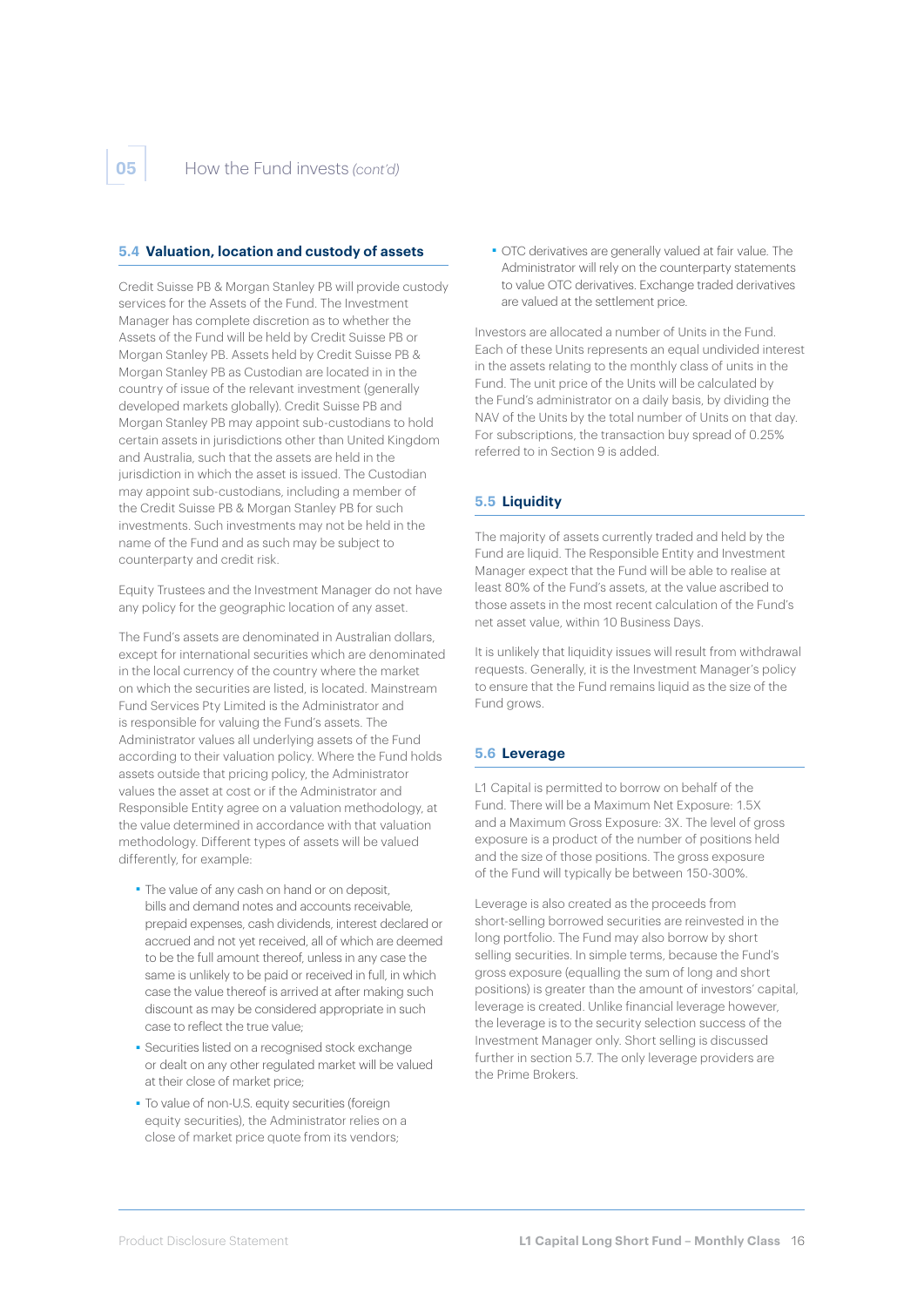## 05 How the Fund invests *(cont'd)*

### 5.4 Valuation, location and custody of assets

Credit Suisse PB & Morgan Stanley PB will provide custody services for the Assets of the Fund. The Investment Manager has complete discretion as to whether the Assets of the Fund will be held by Credit Suisse PB or Morgan Stanley PB. Assets held by Credit Suisse PB & Morgan Stanley PB as Custodian are located in in the country of issue of the relevant investment (generally developed markets globally). Credit Suisse PB and Morgan Stanley PB may appoint sub-custodians to hold certain assets in jurisdictions other than United Kingdom and Australia, such that the assets are held in the jurisdiction in which the asset is issued. The Custodian may appoint sub-custodians, including a member of the Credit Suisse PB & Morgan Stanley PB for such investments. Such investments may not be held in the name of the Fund and as such may be subject to counterparty and credit risk.

Equity Trustees and the Investment Manager do not have any policy for the geographic location of any asset.

The Fund's assets are denominated in Australian dollars, except for international securities which are denominated in the local currency of the country where the market on which the securities are listed, is located. Mainstream Fund Services Pty Limited is the Administrator and is responsible for valuing the Fund's assets. The Administrator values all underlying assets of the Fund according to their valuation policy. Where the Fund holds assets outside that pricing policy, the Administrator values the asset at cost or if the Administrator and Responsible Entity agree on a valuation methodology, at the value determined in accordance with that valuation methodology. Different types of assets will be valued differently, for example:

- The value of any cash on hand or on deposit, bills and demand notes and accounts receivable, prepaid expenses, cash dividends, interest declared or accrued and not yet received, all of which are deemed to be the full amount thereof, unless in any case the same is unlikely to be paid or received in full, in which case the value thereof is arrived at after making such discount as may be considered appropriate in such case to reflect the true value;
- Securities listed on a recognised stock exchange or dealt on any other regulated market will be valued at their close of market price;
- To value of non-U.S. equity securities (foreign equity securities), the Administrator relies on a close of market price quote from its vendors;
- OTC derivatives are generally valued at fair value. The Administrator will rely on the counterparty statements to value OTC derivatives. Exchange traded derivatives are valued at the settlement price.

Investors are allocated a number of Units in the Fund. Each of these Units represents an equal undivided interest in the assets relating to the monthly class of units in the Fund. The unit price of the Units will be calculated by the Fund's administrator on a daily basis, by dividing the NAV of the Units by the total number of Units on that day. For subscriptions, the transaction buy spread of 0.25% referred to in Section 9 is added.

### 5.5 Liquidity

The majority of assets currently traded and held by the Fund are liquid. The Responsible Entity and Investment Manager expect that the Fund will be able to realise at least 80% of the Fund's assets, at the value ascribed to those assets in the most recent calculation of the Fund's net asset value, within 10 Business Days.

It is unlikely that liquidity issues will result from withdrawal requests. Generally, it is the Investment Manager's policy to ensure that the Fund remains liquid as the size of the Fund grows.

### 5.6 Leverage

L1 Capital is permitted to borrow on behalf of the Fund. There will be a Maximum Net Exposure: 1.5X and a Maximum Gross Exposure: 3X. The level of gross exposure is a product of the number of positions held and the size of those positions. The gross exposure of the Fund will typically be between 150-300%.

Leverage is also created as the proceeds from short-selling borrowed securities are reinvested in the long portfolio. The Fund may also borrow by short selling securities. In simple terms, because the Fund's gross exposure (equalling the sum of long and short positions) is greater than the amount of investors' capital, leverage is created. Unlike financial leverage however, the leverage is to the security selection success of the Investment Manager only. Short selling is discussed further in section 5.7. The only leverage providers are the Prime Brokers.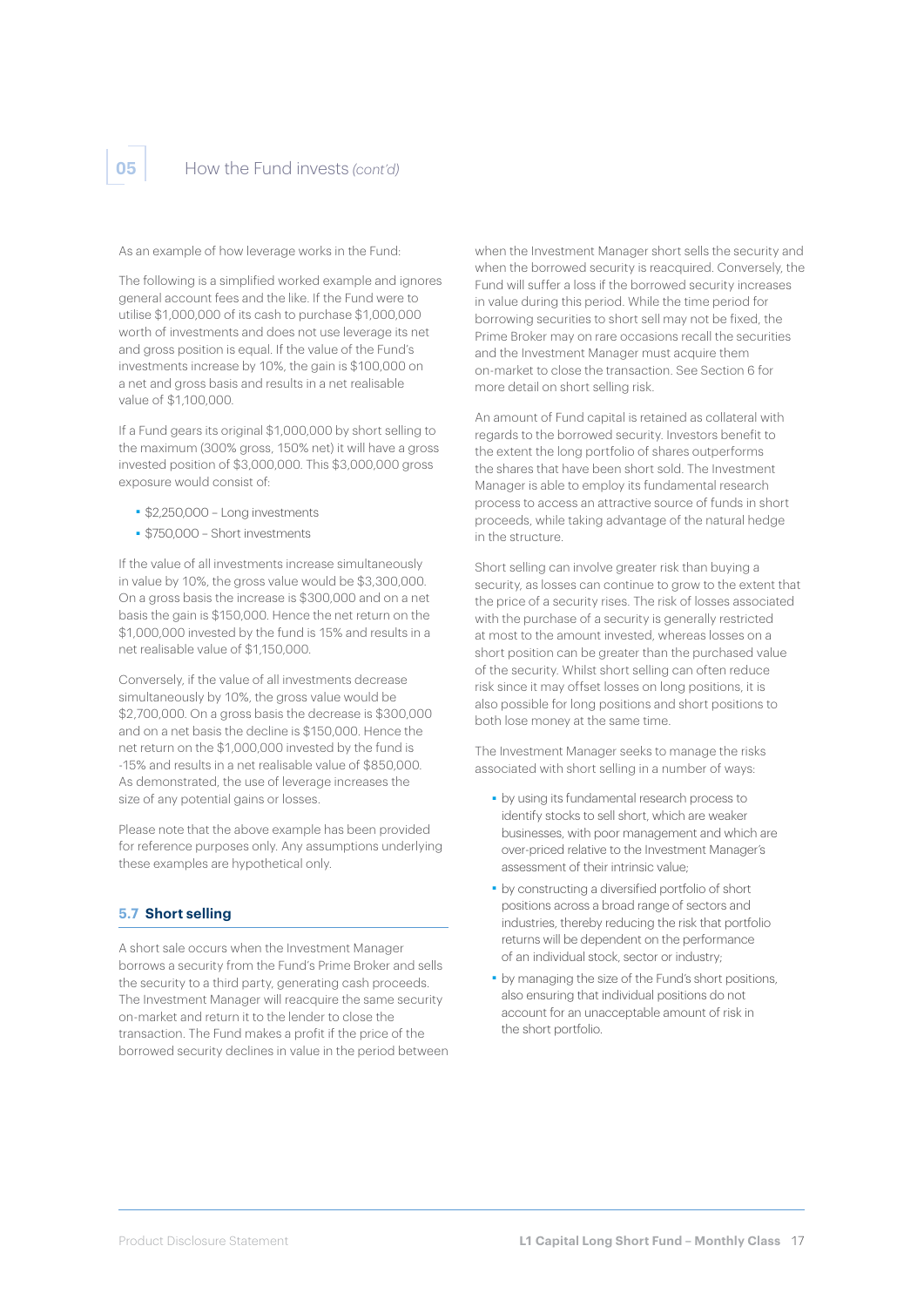As an example of how leverage works in the Fund:

The following is a simplified worked example and ignores general account fees and the like. If the Fund were to utilise $1,000,000 of its cash to purchase $1,000,000 worth of investments and does not use leverage its net and gross position is equal. If the value of the Fund's investments increase by 10%, the gain is $100,000 on a net and gross basis and results in a net realisable value of $1,100,000.

If a Fund gears its original $1,000,000 by short selling to the maximum (300% gross, 150% net) it will have a gross invested position of $3,000,000. This $3,000,000 gross exposure would consist of:

- $2,250,000 – Long investments
- $750,000 – Short investments

If the value of all investments increase simultaneously in value by 10%, the gross value would be $3,300,000. On a gross basis the increase is $300,000 and on a net basis the gain is $150,000. Hence the net return on the $1,000,000 invested by the fund is 15% and results in a net realisable value of $1,150,000.

Conversely, if the value of all investments decrease simultaneously by 10%, the gross value would be $2,700,000. On a gross basis the decrease is $300,000 and on a net basis the decline is $150,000. Hence the net return on the $1,000,000 invested by the fund is -15% and results in a net realisable value of $850,000. As demonstrated, the use of leverage increases the size of any potential gains or losses.

Please note that the above example has been provided for reference purposes only. Any assumptions underlying these examples are hypothetical only.

### 5.7 Short selling

A short sale occurs when the Investment Manager borrows a security from the Fund's Prime Broker and sells the security to a third party, generating cash proceeds. The Investment Manager will reacquire the same security on-market and return it to the lender to close the transaction. The Fund makes a profit if the price of the borrowed security declines in value in the period between when the Investment Manager short sells the security and when the borrowed security is reacquired. Conversely, the Fund will suffer a loss if the borrowed security increases in value during this period. While the time period for borrowing securities to short sell may not be fixed, the Prime Broker may on rare occasions recall the securities and the Investment Manager must acquire them on-market to close the transaction. See Section 6 for more detail on short selling risk.

An amount of Fund capital is retained as collateral with regards to the borrowed security. Investors benefit to the extent the long portfolio of shares outperforms the shares that have been short sold. The Investment Manager is able to employ its fundamental research process to access an attractive source of funds in short proceeds, while taking advantage of the natural hedge in the structure.

Short selling can involve greater risk than buying a security, as losses can continue to grow to the extent that the price of a security rises. The risk of losses associated with the purchase of a security is generally restricted at most to the amount invested, whereas losses on a short position can be greater than the purchased value of the security. Whilst short selling can often reduce risk since it may offset losses on long positions, it is also possible for long positions and short positions to both lose money at the same time.

The Investment Manager seeks to manage the risks associated with short selling in a number of ways:

- by using its fundamental research process to identify stocks to sell short, which are weaker businesses, with poor management and which are over-priced relative to the Investment Manager's assessment of their intrinsic value;
- by constructing a diversified portfolio of short positions across a broad range of sectors and industries, thereby reducing the risk that portfolio returns will be dependent on the performance of an individual stock, sector or industry;
- by managing the size of the Fund's short positions, also ensuring that individual positions do not account for an unacceptable amount of risk in the short portfolio.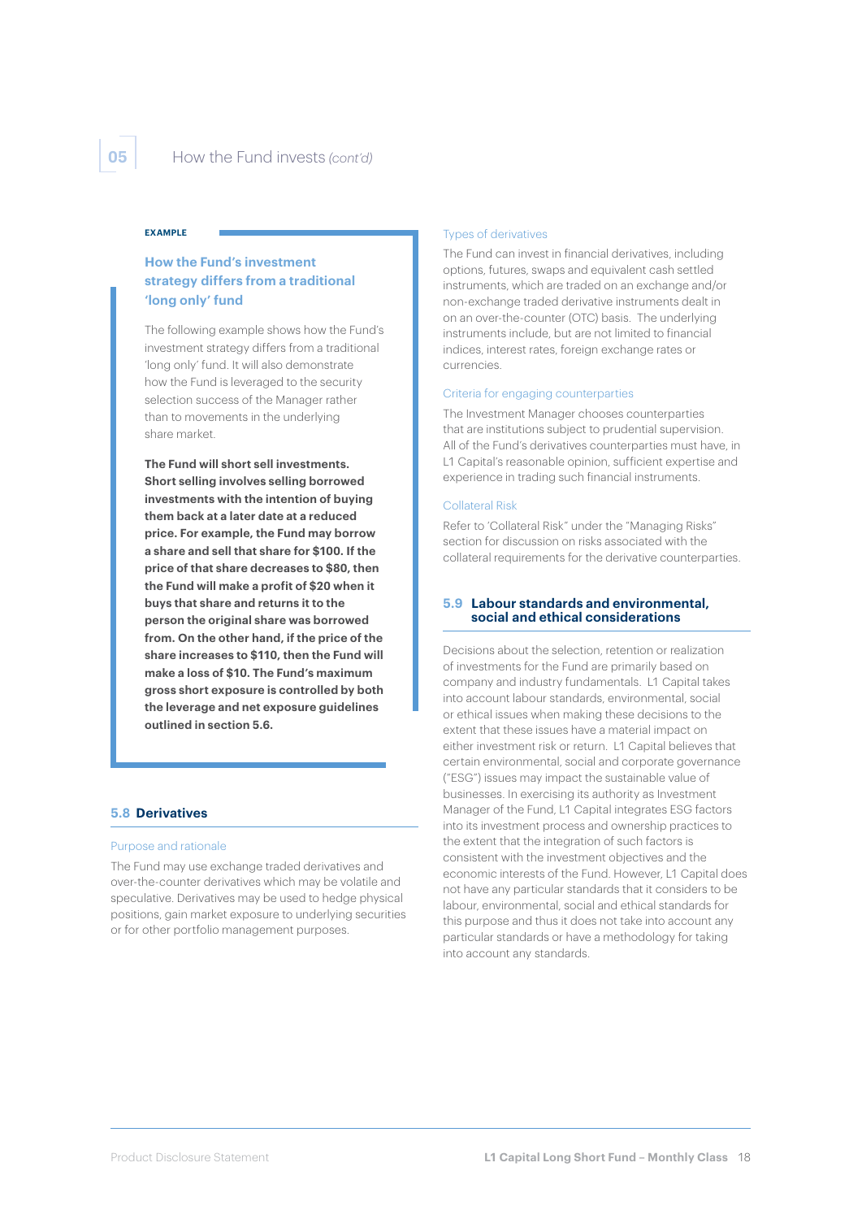**EXAMPLE**

### How the Fund's investment strategy differs from a traditional 'long only' fund

The following example shows how the Fund's investment strategy differs from a traditional 'long only' fund. It will also demonstrate how the Fund is leveraged to the security selection success of the Manager rather than to movements in the underlying share market.

**The Fund will short sell investments. Short selling involves selling borrowed investments with the intention of buying them back at a later date at a reduced price. For example, the Fund may borrow a share and sell that share for $100. If the price of that share decreases to $80, then the Fund will make a profit of $20 when it buys that share and returns it to the person the original share was borrowed from. On the other hand, if the price of the share increases to $110, then the Fund will make a loss of $10. The Fund's maximum gross short exposure is controlled by both the leverage and net exposure guidelines outlined in section 5.6.**

## 5.8 Derivatives

### Purpose and rationale

The Fund may use exchange traded derivatives and over-the-counter derivatives which may be volatile and speculative. Derivatives may be used to hedge physical positions, gain market exposure to underlying securities or for other portfolio management purposes.

### Types of derivatives

The Fund can invest in financial derivatives, including options, futures, swaps and equivalent cash settled instruments, which are traded on an exchange and/or non-exchange traded derivative instruments dealt in on an over-the-counter (OTC) basis. The underlying instruments include, but are not limited to financial indices, interest rates, foreign exchange rates or currencies.

### Criteria for engaging counterparties

The Investment Manager chooses counterparties that are institutions subject to prudential supervision. All of the Fund's derivatives counterparties must have, in L1 Capital's reasonable opinion, sufficient expertise and experience in trading such financial instruments.

### Collateral Risk

Refer to 'Collateral Risk" under the "Managing Risks" section for discussion on risks associated with the collateral requirements for the derivative counterparties.

## 5.9 Labour standards and environmental, social and ethical considerations

Decisions about the selection, retention or realization of investments for the Fund are primarily based on company and industry fundamentals. L1 Capital takes into account labour standards, environmental, social or ethical issues when making these decisions to the extent that these issues have a material impact on either investment risk or return. L1 Capital believes that certain environmental, social and corporate governance ("ESG") issues may impact the sustainable value of businesses. In exercising its authority as Investment Manager of the Fund, L1 Capital integrates ESG factors into its investment process and ownership practices to the extent that the integration of such factors is consistent with the investment objectives and the economic interests of the Fund. However, L1 Capital does not have any particular standards that it considers to be labour, environmental, social and ethical standards for this purpose and thus it does not take into account any particular standards or have a methodology for taking into account any standards.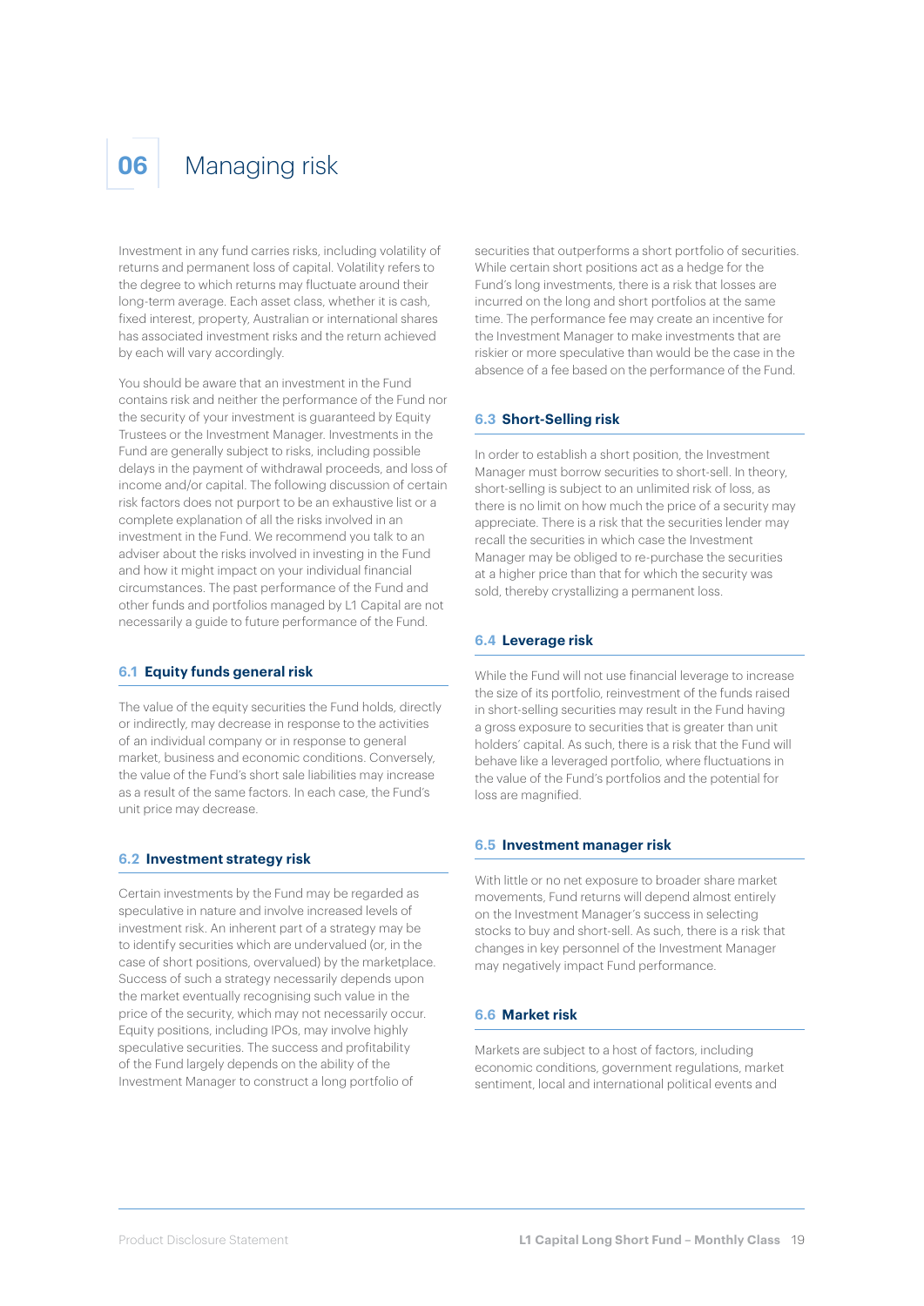# 06 Managing risk

Investment in any fund carries risks, including volatility of returns and permanent loss of capital. Volatility refers to the degree to which returns may fluctuate around their long-term average. Each asset class, whether it is cash, fixed interest, property, Australian or international shares has associated investment risks and the return achieved by each will vary accordingly.

You should be aware that an investment in the Fund contains risk and neither the performance of the Fund nor the security of your investment is guaranteed by Equity Trustees or the Investment Manager. Investments in the Fund are generally subject to risks, including possible delays in the payment of withdrawal proceeds, and loss of income and/or capital. The following discussion of certain risk factors does not purport to be an exhaustive list or a complete explanation of all the risks involved in an investment in the Fund. We recommend you talk to an adviser about the risks involved in investing in the Fund and how it might impact on your individual financial circumstances. The past performance of the Fund and other funds and portfolios managed by L1 Capital are not necessarily a guide to future performance of the Fund.

## 6.1 Equity funds general risk

The value of the equity securities the Fund holds, directly or indirectly, may decrease in response to the activities of an individual company or in response to general market, business and economic conditions. Conversely, the value of the Fund's short sale liabilities may increase as a result of the same factors. In each case, the Fund's unit price may decrease.

## 6.2 Investment strategy risk

Certain investments by the Fund may be regarded as speculative in nature and involve increased levels of investment risk. An inherent part of a strategy may be to identify securities which are undervalued (or, in the case of short positions, overvalued) by the marketplace. Success of such a strategy necessarily depends upon the market eventually recognising such value in the price of the security, which may not necessarily occur. Equity positions, including IPOs, may involve highly speculative securities. The success and profitability of the Fund largely depends on the ability of the Investment Manager to construct a long portfolio of securities that outperforms a short portfolio of securities. While certain short positions act as a hedge for the Fund's long investments, there is a risk that losses are incurred on the long and short portfolios at the same time. The performance fee may create an incentive for the Investment Manager to make investments that are riskier or more speculative than would be the case in the absence of a fee based on the performance of the Fund.

## 6.3 Short-Selling risk

In order to establish a short position, the Investment Manager must borrow securities to short-sell. In theory, short-selling is subject to an unlimited risk of loss, as there is no limit on how much the price of a security may appreciate. There is a risk that the securities lender may recall the securities in which case the Investment Manager may be obliged to re-purchase the securities at a higher price than that for which the security was sold, thereby crystallizing a permanent loss.

## 6.4 Leverage risk

While the Fund will not use financial leverage to increase the size of its portfolio, reinvestment of the funds raised in short-selling securities may result in the Fund having a gross exposure to securities that is greater than unit holders' capital. As such, there is a risk that the Fund will behave like a leveraged portfolio, where fluctuations in the value of the Fund's portfolios and the potential for loss are magnified.

## 6.5 Investment manager risk

With little or no net exposure to broader share market movements, Fund returns will depend almost entirely on the Investment Manager's success in selecting stocks to buy and short-sell. As such, there is a risk that changes in key personnel of the Investment Manager may negatively impact Fund performance.

## 6.6 Market risk

Markets are subject to a host of factors, including economic conditions, government regulations, market sentiment, local and international political events and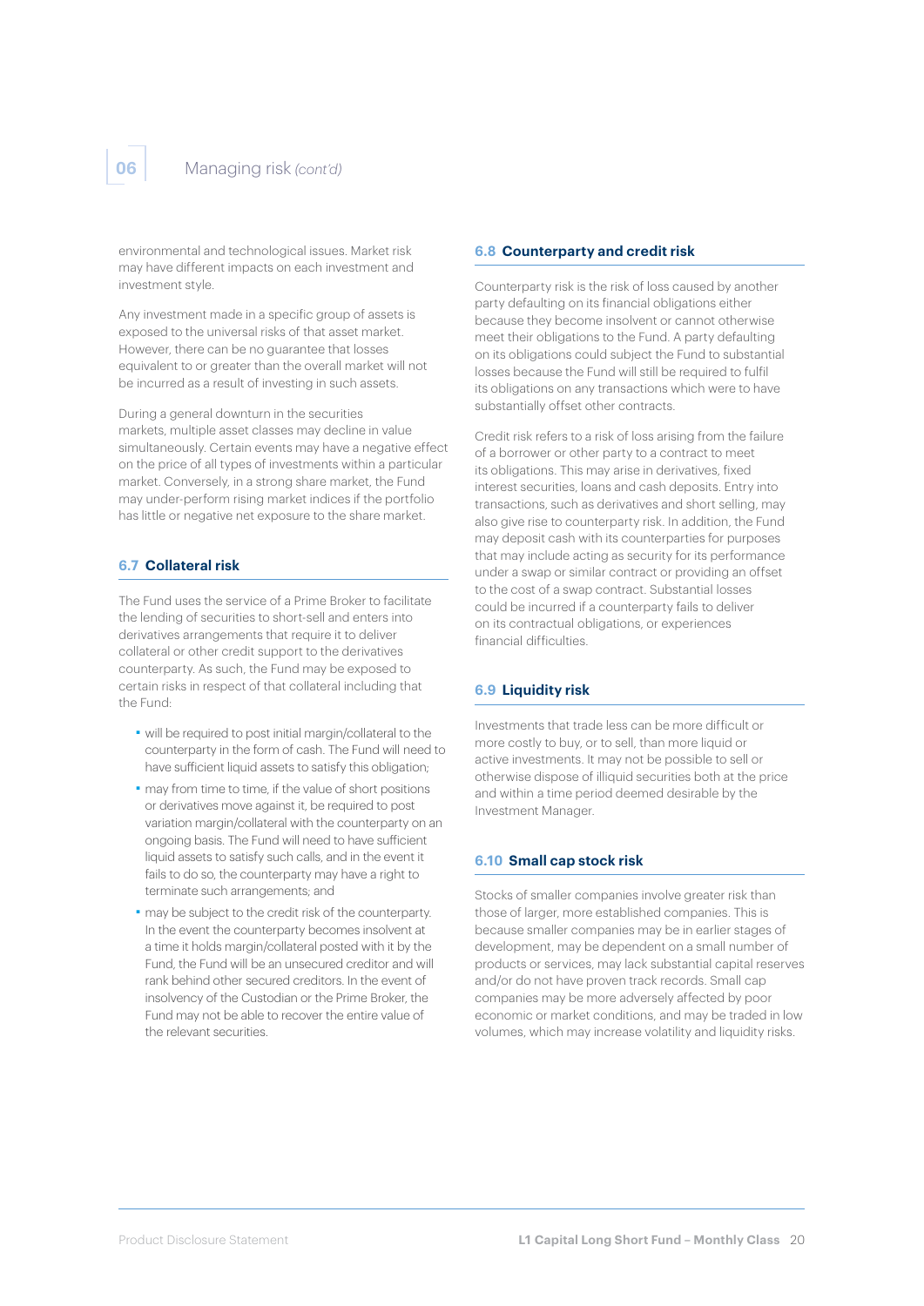environmental and technological issues. Market risk may have different impacts on each investment and investment style.

Any investment made in a specific group of assets is exposed to the universal risks of that asset market. However, there can be no guarantee that losses equivalent to or greater than the overall market will not be incurred as a result of investing in such assets.

During a general downturn in the securities markets, multiple asset classes may decline in value simultaneously. Certain events may have a negative effect on the price of all types of investments within a particular market. Conversely, in a strong share market, the Fund may under-perform rising market indices if the portfolio has little or negative net exposure to the share market.

### 6.7 Collateral risk

The Fund uses the service of a Prime Broker to facilitate the lending of securities to short-sell and enters into derivatives arrangements that require it to deliver collateral or other credit support to the derivatives counterparty. As such, the Fund may be exposed to certain risks in respect of that collateral including that the Fund:

- will be required to post initial margin/collateral to the counterparty in the form of cash. The Fund will need to have sufficient liquid assets to satisfy this obligation;
- may from time to time, if the value of short positions or derivatives move against it, be required to post variation margin/collateral with the counterparty on an ongoing basis. The Fund will need to have sufficient liquid assets to satisfy such calls, and in the event it fails to do so, the counterparty may have a right to terminate such arrangements; and
- may be subject to the credit risk of the counterparty. In the event the counterparty becomes insolvent at a time it holds margin/collateral posted with it by the Fund, the Fund will be an unsecured creditor and will rank behind other secured creditors. In the event of insolvency of the Custodian or the Prime Broker, the Fund may not be able to recover the entire value of the relevant securities.

### 6.8 Counterparty and credit risk

Counterparty risk is the risk of loss caused by another party defaulting on its financial obligations either because they become insolvent or cannot otherwise meet their obligations to the Fund. A party defaulting on its obligations could subject the Fund to substantial losses because the Fund will still be required to fulfil its obligations on any transactions which were to have substantially offset other contracts.

Credit risk refers to a risk of loss arising from the failure of a borrower or other party to a contract to meet its obligations. This may arise in derivatives, fixed interest securities, loans and cash deposits. Entry into transactions, such as derivatives and short selling, may also give rise to counterparty risk. In addition, the Fund may deposit cash with its counterparties for purposes that may include acting as security for its performance under a swap or similar contract or providing an offset to the cost of a swap contract. Substantial losses could be incurred if a counterparty fails to deliver on its contractual obligations, or experiences financial difficulties.

### 6.9 Liquidity risk

Investments that trade less can be more difficult or more costly to buy, or to sell, than more liquid or active investments. It may not be possible to sell or otherwise dispose of illiquid securities both at the price and within a time period deemed desirable by the Investment Manager.

### 6.10 Small cap stock risk

Stocks of smaller companies involve greater risk than those of larger, more established companies. This is because smaller companies may be in earlier stages of development, may be dependent on a small number of products or services, may lack substantial capital reserves and/or do not have proven track records. Small cap companies may be more adversely affected by poor economic or market conditions, and may be traded in low volumes, which may increase volatility and liquidity risks.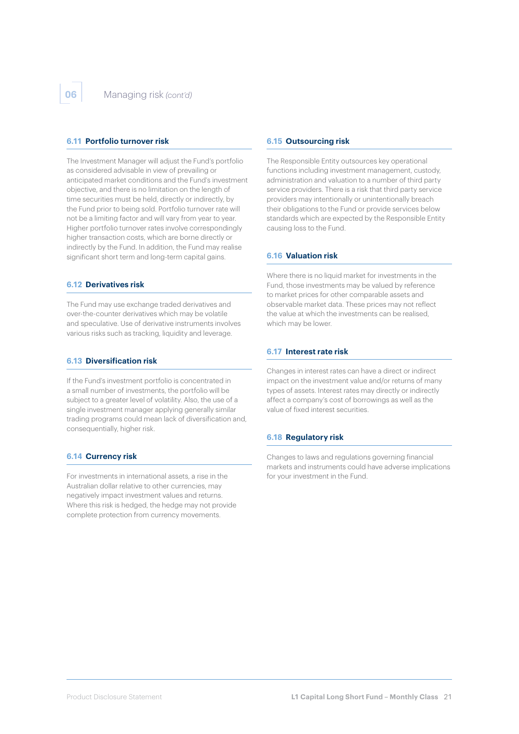# 06 Managing risk *(cont'd)*

### 6.11 Portfolio turnover risk

The Investment Manager will adjust the Fund's portfolio as considered advisable in view of prevailing or anticipated market conditions and the Fund's investment objective, and there is no limitation on the length of time securities must be held, directly or indirectly, by the Fund prior to being sold. Portfolio turnover rate will not be a limiting factor and will vary from year to year. Higher portfolio turnover rates involve correspondingly higher transaction costs, which are borne directly or indirectly by the Fund. In addition, the Fund may realise significant short term and long-term capital gains.

### 6.12 Derivatives risk

The Fund may use exchange traded derivatives and over-the-counter derivatives which may be volatile and speculative. Use of derivative instruments involves various risks such as tracking, liquidity and leverage.

### 6.13 Diversification risk

If the Fund's investment portfolio is concentrated in a small number of investments, the portfolio will be subject to a greater level of volatility. Also, the use of a single investment manager applying generally similar trading programs could mean lack of diversification and, consequentially, higher risk.

### 6.14 Currency risk

For investments in international assets, a rise in the Australian dollar relative to other currencies, may negatively impact investment values and returns. Where this risk is hedged, the hedge may not provide complete protection from currency movements.

### 6.15 Outsourcing risk

The Responsible Entity outsources key operational functions including investment management, custody, administration and valuation to a number of third party service providers. There is a risk that third party service providers may intentionally or unintentionally breach their obligations to the Fund or provide services below standards which are expected by the Responsible Entity causing loss to the Fund.

### 6.16 Valuation risk

Where there is no liquid market for investments in the Fund, those investments may be valued by reference to market prices for other comparable assets and observable market data. These prices may not reflect the value at which the investments can be realised, which may be lower.

### 6.17 Interest rate risk

Changes in interest rates can have a direct or indirect impact on the investment value and/or returns of many types of assets. Interest rates may directly or indirectly affect a company's cost of borrowings as well as the value of fixed interest securities.

### 6.18 Regulatory risk

Changes to laws and regulations governing financial markets and instruments could have adverse implications for your investment in the Fund.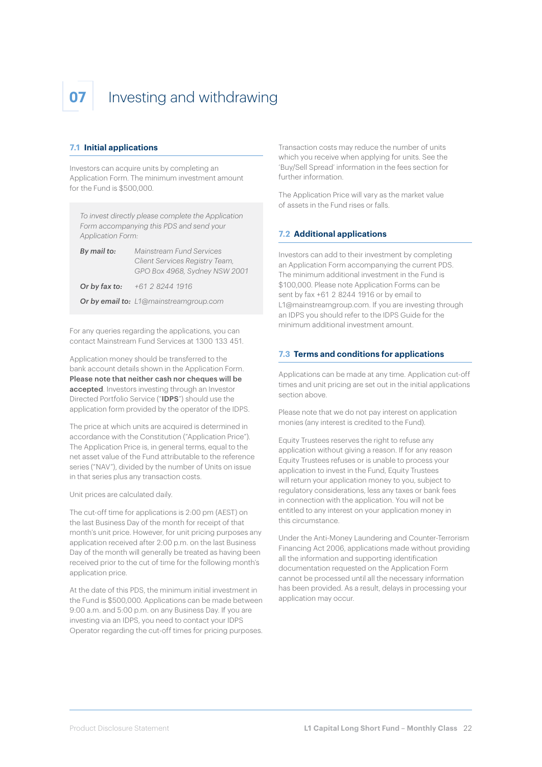# 07 Investing and withdrawing

## 7.1 Initial applications

Investors can acquire units by completing an Application Form. The minimum investment amount for the Fund is $500,000.

*To invest directly please complete the Application Form accompanying this PDS and send your Application Form:*

| | |
|---|---|
| ***By mail to:*** | *Mainstream Fund Services Client Services Registry Team, GPO Box 4968, Sydney NSW 2001* |
| ***Or by fax to:*** | *+61 2 8244 1916* |
| ***Or by email to:*** | *L1@mainstreamgroup.com* |

For any queries regarding the applications, you can contact Mainstream Fund Services at 1300 133 451.

Application money should be transferred to the bank account details shown in the Application Form. **Please note that neither cash nor cheques will be accepted**. Investors investing through an Investor Directed Portfolio Service ("**IDPS**") should use the application form provided by the operator of the IDPS.

The price at which units are acquired is determined in accordance with the Constitution ("Application Price"). The Application Price is, in general terms, equal to the net asset value of the Fund attributable to the reference series ("NAV"), divided by the number of Units on issue in that series plus any transaction costs.

Unit prices are calculated daily.

The cut-off time for applications is 2:00 pm (AEST) on the last Business Day of the month for receipt of that month's unit price. However, for unit pricing purposes any application received after 2:00 p.m. on the last Business Day of the month will generally be treated as having been received prior to the cut of time for the following month's application price.

At the date of this PDS, the minimum initial investment in the Fund is $500,000. Applications can be made between 9:00 a.m. and 5:00 p.m. on any Business Day. If you are investing via an IDPS, you need to contact your IDPS Operator regarding the cut-off times for pricing purposes.

Transaction costs may reduce the number of units which you receive when applying for units. See the 'Buy/Sell Spread' information in the fees section for further information.

The Application Price will vary as the market value of assets in the Fund rises or falls.

## 7.2 Additional applications

Investors can add to their investment by completing an Application Form accompanying the current PDS. The minimum additional investment in the Fund is $100,000. Please note Application Forms can be sent by fax +61 2 8244 1916 or by email to L1@mainstreamgroup.com. If you are investing through an IDPS you should refer to the IDPS Guide for the minimum additional investment amount.

## 7.3 Terms and conditions for applications

Applications can be made at any time. Application cut-off times and unit pricing are set out in the initial applications section above.

Please note that we do not pay interest on application monies (any interest is credited to the Fund).

Equity Trustees reserves the right to refuse any application without giving a reason. If for any reason Equity Trustees refuses or is unable to process your application to invest in the Fund, Equity Trustees will return your application money to you, subject to regulatory considerations, less any taxes or bank fees in connection with the application. You will not be entitled to any interest on your application money in this circumstance.

Under the Anti-Money Laundering and Counter-Terrorism Financing Act 2006, applications made without providing all the information and supporting identification documentation requested on the Application Form cannot be processed until all the necessary information has been provided. As a result, delays in processing your application may occur.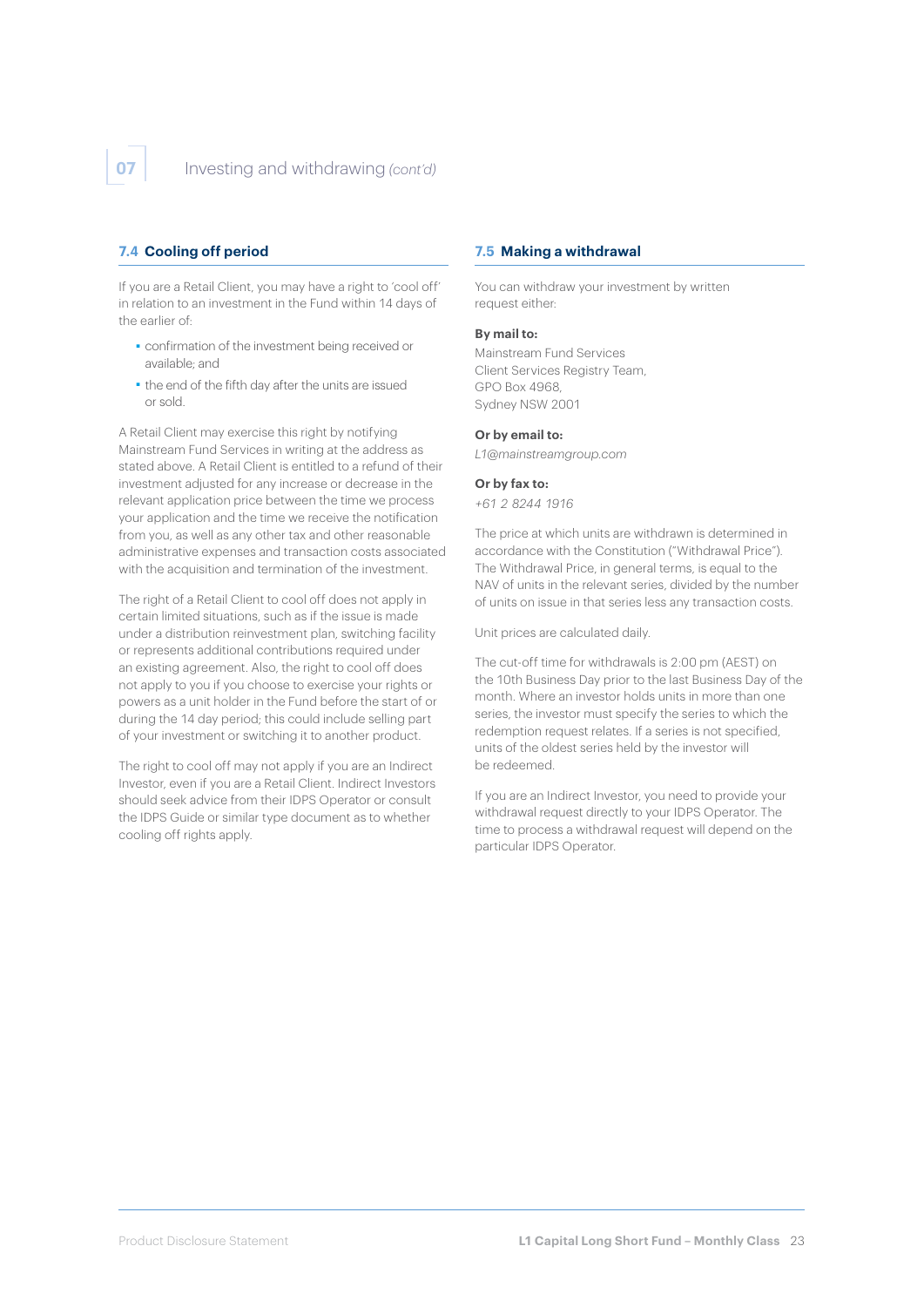# 07 Investing and withdrawing *(cont'd)*

## 7.4 Cooling off period

If you are a Retail Client, you may have a right to 'cool off' in relation to an investment in the Fund within 14 days of the earlier of:

- confirmation of the investment being received or available; and
- the end of the fifth day after the units are issued or sold.

A Retail Client may exercise this right by notifying Mainstream Fund Services in writing at the address as stated above. A Retail Client is entitled to a refund of their investment adjusted for any increase or decrease in the relevant application price between the time we process your application and the time we receive the notification from you, as well as any other tax and other reasonable administrative expenses and transaction costs associated with the acquisition and termination of the investment.

The right of a Retail Client to cool off does not apply in certain limited situations, such as if the issue is made under a distribution reinvestment plan, switching facility or represents additional contributions required under an existing agreement. Also, the right to cool off does not apply to you if you choose to exercise your rights or powers as a unit holder in the Fund before the start of or during the 14 day period; this could include selling part of your investment or switching it to another product.

The right to cool off may not apply if you are an Indirect Investor, even if you are a Retail Client. Indirect Investors should seek advice from their IDPS Operator or consult the IDPS Guide or similar type document as to whether cooling off rights apply.

## 7.5 Making a withdrawal

You can withdraw your investment by written request either:

**By mail to:**
Mainstream Fund Services
Client Services Registry Team,
GPO Box 4968,
Sydney NSW 2001

**Or by email to:**
*L1@mainstreamgroup.com*

**Or by fax to:**
*+61 2 8244 1916*

The price at which units are withdrawn is determined in accordance with the Constitution ("Withdrawal Price"). The Withdrawal Price, in general terms, is equal to the NAV of units in the relevant series, divided by the number of units on issue in that series less any transaction costs.

Unit prices are calculated daily.

The cut-off time for withdrawals is 2:00 pm (AEST) on the 10th Business Day prior to the last Business Day of the month. Where an investor holds units in more than one series, the investor must specify the series to which the redemption request relates. If a series is not specified, units of the oldest series held by the investor will be redeemed.

If you are an Indirect Investor, you need to provide your withdrawal request directly to your IDPS Operator. The time to process a withdrawal request will depend on the particular IDPS Operator.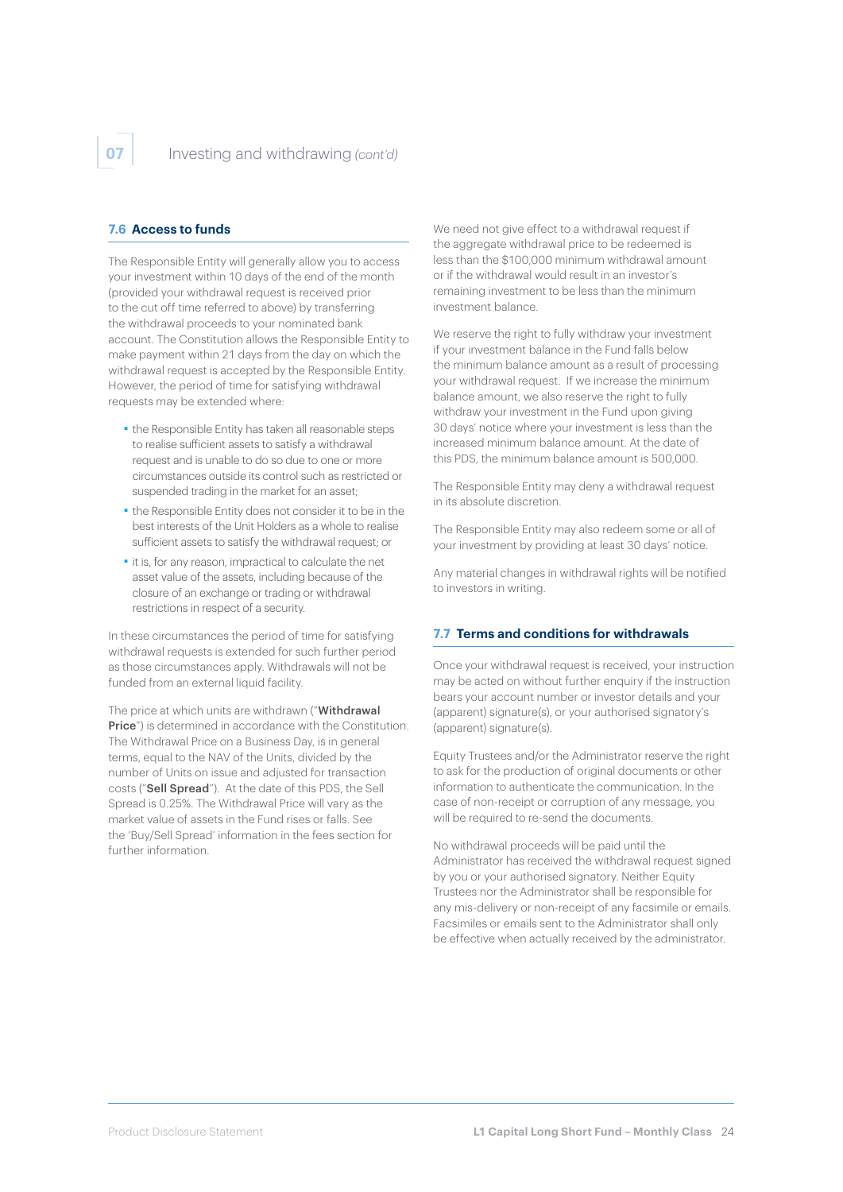## 07 Investing and withdrawing *(cont'd)*

### 7.6 Access to funds

The Responsible Entity will generally allow you to access your investment within 10 days of the end of the month (provided your withdrawal request is received prior to the cut off time referred to above) by transferring the withdrawal proceeds to your nominated bank account. The Constitution allows the Responsible Entity to make payment within 21 days from the day on which the withdrawal request is accepted by the Responsible Entity. However, the period of time for satisfying withdrawal requests may be extended where:

- the Responsible Entity has taken all reasonable steps to realise sufficient assets to satisfy a withdrawal request and is unable to do so due to one or more circumstances outside its control such as restricted or suspended trading in the market for an asset;
- the Responsible Entity does not consider it to be in the best interests of the Unit Holders as a whole to realise sufficient assets to satisfy the withdrawal request; or
- it is, for any reason, impractical to calculate the net asset value of the assets, including because of the closure of an exchange or trading or withdrawal restrictions in respect of a security.

In these circumstances the period of time for satisfying withdrawal requests is extended for such further period as those circumstances apply. Withdrawals will not be funded from an external liquid facility.

The price at which units are withdrawn ("**Withdrawal Price**") is determined in accordance with the Constitution. The Withdrawal Price on a Business Day, is in general terms, equal to the NAV of the Units, divided by the number of Units on issue and adjusted for transaction costs ("**Sell Spread**"). At the date of this PDS, the Sell Spread is 0.25%. The Withdrawal Price will vary as the market value of assets in the Fund rises or falls. See the 'Buy/Sell Spread' information in the fees section for further information.

We need not give effect to a withdrawal request if the aggregate withdrawal price to be redeemed is less than the $100,000 minimum withdrawal amount or if the withdrawal would result in an investor's remaining investment to be less than the minimum investment balance.

We reserve the right to fully withdraw your investment if your investment balance in the Fund falls below the minimum balance amount as a result of processing your withdrawal request. If we increase the minimum balance amount, we also reserve the right to fully withdraw your investment in the Fund upon giving 30 days' notice where your investment is less than the increased minimum balance amount. At the date of this PDS, the minimum balance amount is 500,000.

The Responsible Entity may deny a withdrawal request in its absolute discretion.

The Responsible Entity may also redeem some or all of your investment by providing at least 30 days' notice.

Any material changes in withdrawal rights will be notified to investors in writing.

### 7.7 Terms and conditions for withdrawals

Once your withdrawal request is received, your instruction may be acted on without further enquiry if the instruction bears your account number or investor details and your (apparent) signature(s), or your authorised signatory's (apparent) signature(s).

Equity Trustees and/or the Administrator reserve the right to ask for the production of original documents or other information to authenticate the communication. In the case of non-receipt or corruption of any message, you will be required to re-send the documents.

No withdrawal proceeds will be paid until the Administrator has received the withdrawal request signed by you or your authorised signatory. Neither Equity Trustees nor the Administrator shall be responsible for any mis-delivery or non-receipt of any facsimile or emails. Facsimiles or emails sent to the Administrator shall only be effective when actually received by the administrator.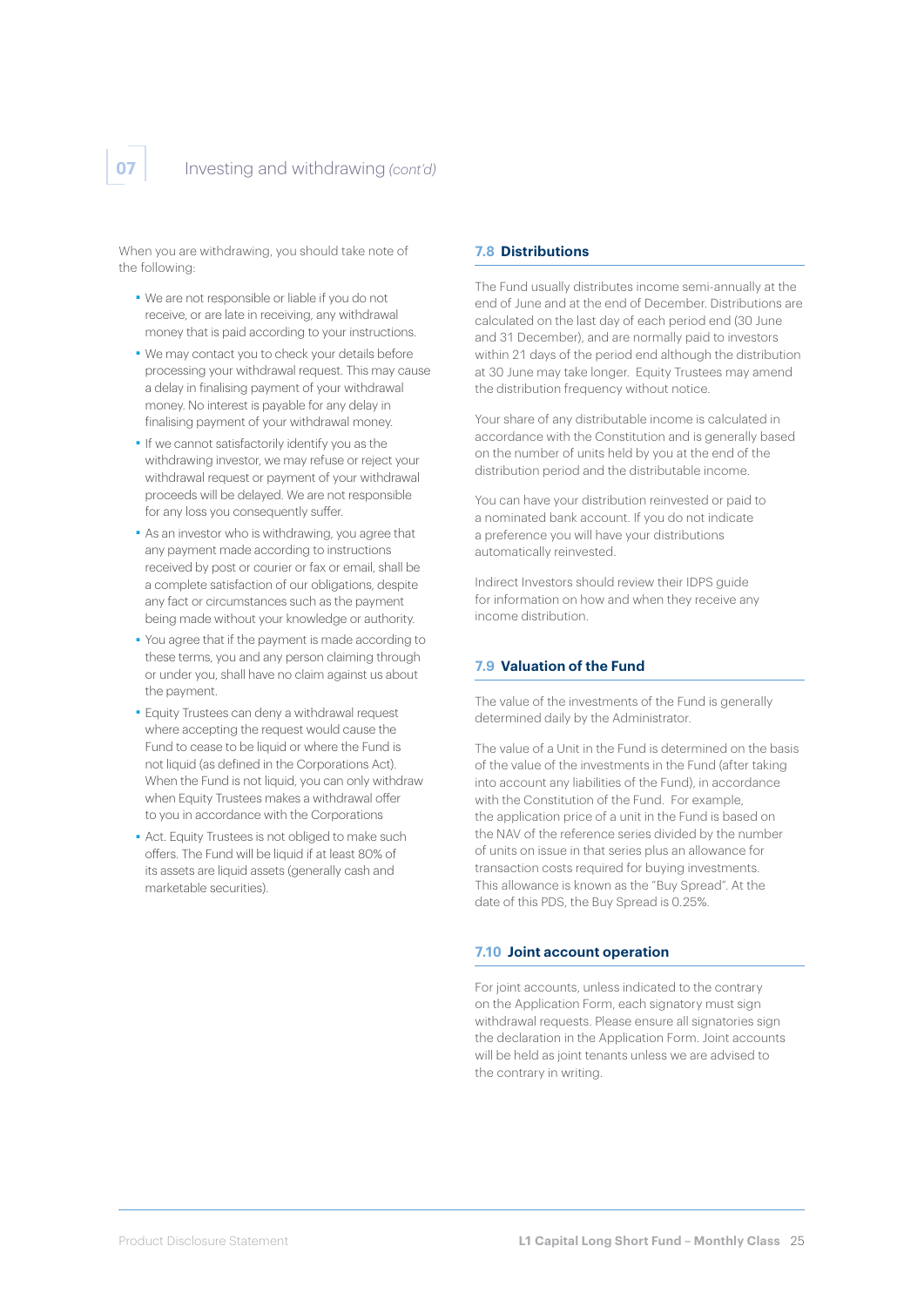When you are withdrawing, you should take note of the following:

- We are not responsible or liable if you do not receive, or are late in receiving, any withdrawal money that is paid according to your instructions.
- We may contact you to check your details before processing your withdrawal request. This may cause a delay in finalising payment of your withdrawal money. No interest is payable for any delay in finalising payment of your withdrawal money.
- If we cannot satisfactorily identify you as the withdrawing investor, we may refuse or reject your withdrawal request or payment of your withdrawal proceeds will be delayed. We are not responsible for any loss you consequently suffer.
- As an investor who is withdrawing, you agree that any payment made according to instructions received by post or courier or fax or email, shall be a complete satisfaction of our obligations, despite any fact or circumstances such as the payment being made without your knowledge or authority.
- You agree that if the payment is made according to these terms, you and any person claiming through or under you, shall have no claim against us about the payment.
- Equity Trustees can deny a withdrawal request where accepting the request would cause the Fund to cease to be liquid or where the Fund is not liquid (as defined in the Corporations Act). When the Fund is not liquid, you can only withdraw when Equity Trustees makes a withdrawal offer to you in accordance with the Corporations
- Act. Equity Trustees is not obliged to make such offers. The Fund will be liquid if at least 80% of its assets are liquid assets (generally cash and marketable securities).

## 7.8 Distributions

The Fund usually distributes income semi-annually at the end of June and at the end of December. Distributions are calculated on the last day of each period end (30 June and 31 December), and are normally paid to investors within 21 days of the period end although the distribution at 30 June may take longer. Equity Trustees may amend the distribution frequency without notice.

Your share of any distributable income is calculated in accordance with the Constitution and is generally based on the number of units held by you at the end of the distribution period and the distributable income.

You can have your distribution reinvested or paid to a nominated bank account. If you do not indicate a preference you will have your distributions automatically reinvested.

Indirect Investors should review their IDPS guide for information on how and when they receive any income distribution.

## 7.9 Valuation of the Fund

The value of the investments of the Fund is generally determined daily by the Administrator.

The value of a Unit in the Fund is determined on the basis of the value of the investments in the Fund (after taking into account any liabilities of the Fund), in accordance with the Constitution of the Fund. For example, the application price of a unit in the Fund is based on the NAV of the reference series divided by the number of units on issue in that series plus an allowance for transaction costs required for buying investments. This allowance is known as the "Buy Spread". At the date of this PDS, the Buy Spread is 0.25%.

## 7.10 Joint account operation

For joint accounts, unless indicated to the contrary on the Application Form, each signatory must sign withdrawal requests. Please ensure all signatories sign the declaration in the Application Form. Joint accounts will be held as joint tenants unless we are advised to the contrary in writing.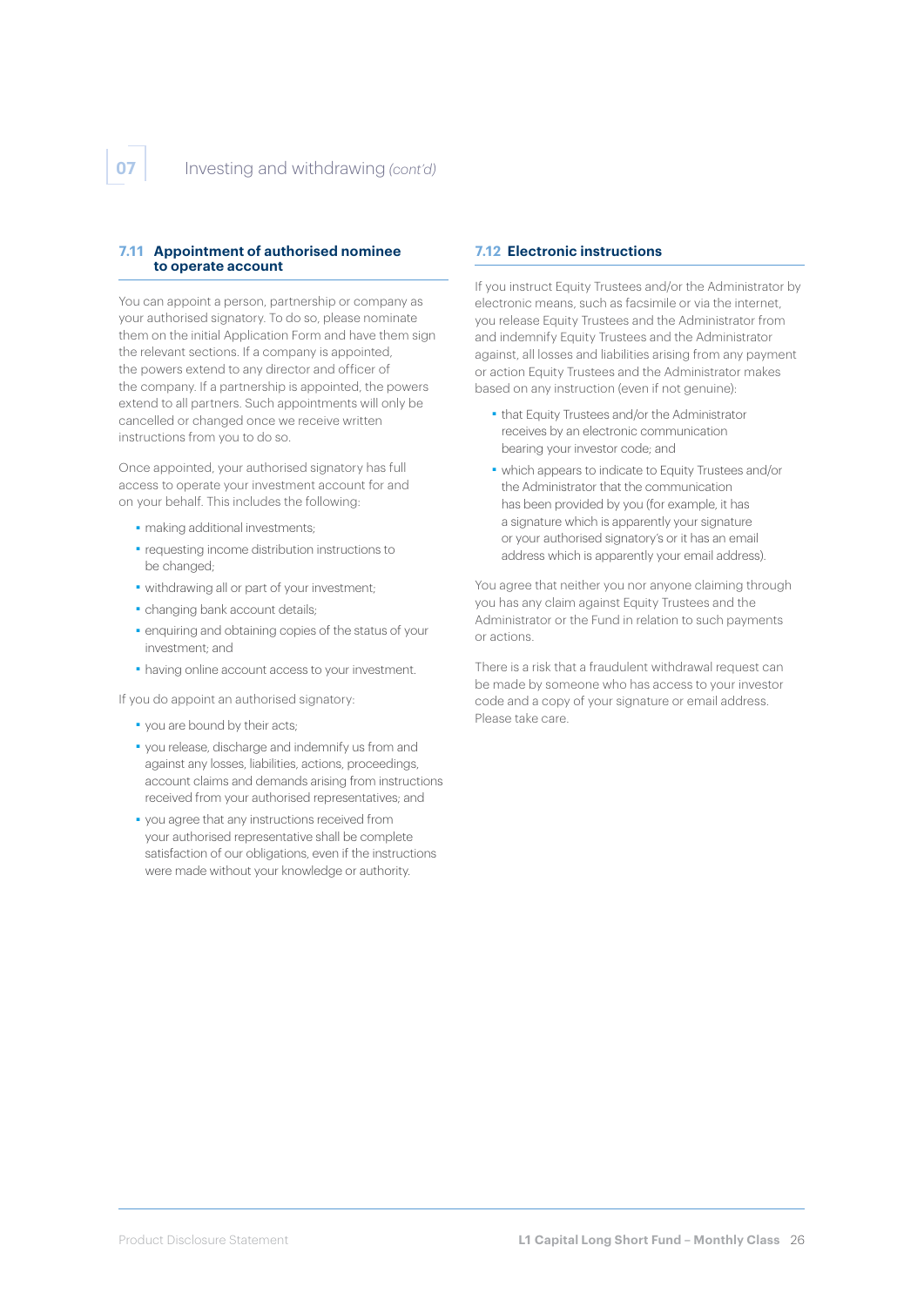### 7.11 Appointment of authorised nominee to operate account

You can appoint a person, partnership or company as your authorised signatory. To do so, please nominate them on the initial Application Form and have them sign the relevant sections. If a company is appointed, the powers extend to any director and officer of the company. If a partnership is appointed, the powers extend to all partners. Such appointments will only be cancelled or changed once we receive written instructions from you to do so.

Once appointed, your authorised signatory has full access to operate your investment account for and on your behalf. This includes the following:

- making additional investments;
- requesting income distribution instructions to be changed;
- withdrawing all or part of your investment;
- changing bank account details;
- enquiring and obtaining copies of the status of your investment; and
- having online account access to your investment.

If you do appoint an authorised signatory:

- you are bound by their acts;
- you release, discharge and indemnify us from and against any losses, liabilities, actions, proceedings, account claims and demands arising from instructions received from your authorised representatives; and
- you agree that any instructions received from your authorised representative shall be complete satisfaction of our obligations, even if the instructions were made without your knowledge or authority.

### 7.12 Electronic instructions

If you instruct Equity Trustees and/or the Administrator by electronic means, such as facsimile or via the internet, you release Equity Trustees and the Administrator from and indemnify Equity Trustees and the Administrator against, all losses and liabilities arising from any payment or action Equity Trustees and the Administrator makes based on any instruction (even if not genuine):

- that Equity Trustees and/or the Administrator receives by an electronic communication bearing your investor code; and
- which appears to indicate to Equity Trustees and/or the Administrator that the communication has been provided by you (for example, it has a signature which is apparently your signature or your authorised signatory's or it has an email address which is apparently your email address).

You agree that neither you nor anyone claiming through you has any claim against Equity Trustees and the Administrator or the Fund in relation to such payments or actions.

There is a risk that a fraudulent withdrawal request can be made by someone who has access to your investor code and a copy of your signature or email address. Please take care.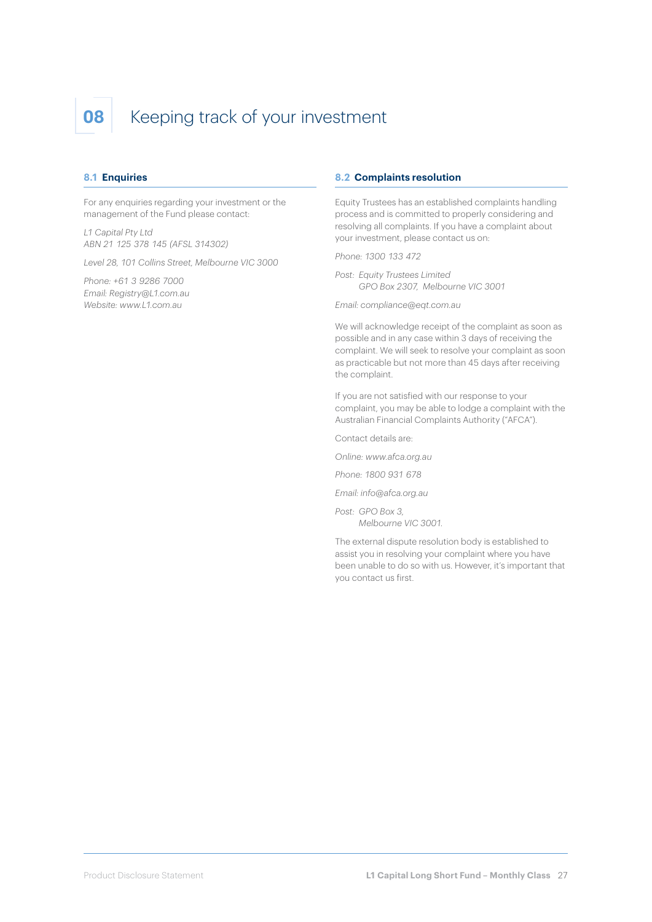# 08 Keeping track of your investment

## 8.1 Enquiries

For any enquiries regarding your investment or the management of the Fund please contact:

*L1 Capital Pty Ltd*
*ABN 21 125 378 145 (AFSL 314302)*

*Level 28, 101 Collins Street, Melbourne VIC 3000*

*Phone: +61 3 9286 7000*
*Email: Registry@L1.com.au*
*Website: www.L1.com.au*

## 8.2 Complaints resolution

Equity Trustees has an established complaints handling process and is committed to properly considering and resolving all complaints. If you have a complaint about your investment, please contact us on:

*Phone: 1300 133 472*

*Post: Equity Trustees Limited*
*GPO Box 2307, Melbourne VIC 3001*

*Email: compliance@eqt.com.au*

We will acknowledge receipt of the complaint as soon as possible and in any case within 3 days of receiving the complaint. We will seek to resolve your complaint as soon as practicable but not more than 45 days after receiving the complaint.

If you are not satisfied with our response to your complaint, you may be able to lodge a complaint with the Australian Financial Complaints Authority ("AFCA").

Contact details are:

*Online: www.afca.org.au*

*Phone: 1800 931 678*

*Email: info@afca.org.au*

*Post: GPO Box 3,*
*Melbourne VIC 3001.*

The external dispute resolution body is established to assist you in resolving your complaint where you have been unable to do so with us. However, it's important that you contact us first.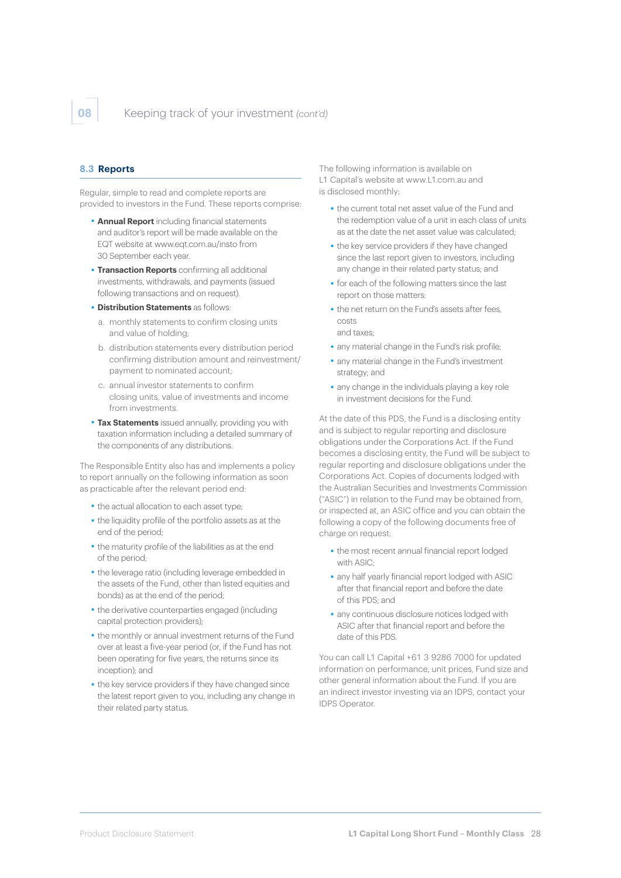## 8.3 Reports

Regular, simple to read and complete reports are provided to investors in the Fund. These reports comprise:

- **Annual Report** including financial statements and auditor's report will be made available on the EQT website at www.eqt.com.au/insto from 30 September each year.
- **Transaction Reports** confirming all additional investments, withdrawals, and payments (issued following transactions and on request).
- **Distribution Statements** as follows:
  a. monthly statements to confirm closing units and value of holding;
  b. distribution statements every distribution period confirming distribution amount and reinvestment/payment to nominated account;
  c. annual investor statements to confirm closing units, value of investments and income from investments.
- **Tax Statements** issued annually, providing you with taxation information including a detailed summary of the components of any distributions.

The Responsible Entity also has and implements a policy to report annually on the following information as soon as practicable after the relevant period end:

- the actual allocation to each asset type;
- the liquidity profile of the portfolio assets as at the end of the period;
- the maturity profile of the liabilities as at the end of the period;
- the leverage ratio (including leverage embedded in the assets of the Fund, other than listed equities and bonds) as at the end of the period;
- the derivative counterparties engaged (including capital protection providers);
- the monthly or annual investment returns of the Fund over at least a five-year period (or, if the Fund has not been operating for five years, the returns since its inception); and
- the key service providers if they have changed since the latest report given to you, including any change in their related party status.

The following information is available on L1 Capital's website at www.L1.com.au and is disclosed monthly:

- the current total net asset value of the Fund and the redemption value of a unit in each class of units as at the date the net asset value was calculated;
- the key service providers if they have changed since the last report given to investors, including any change in their related party status; and
- for each of the following matters since the last report on those matters:
- the net return on the Fund's assets after fees, costs and taxes;
- any material change in the Fund's risk profile;
- any material change in the Fund's investment strategy; and
- any change in the individuals playing a key role in investment decisions for the Fund.

At the date of this PDS, the Fund is a disclosing entity and is subject to regular reporting and disclosure obligations under the Corporations Act. If the Fund becomes a disclosing entity, the Fund will be subject to regular reporting and disclosure obligations under the Corporations Act. Copies of documents lodged with the Australian Securities and Investments Commission ("ASIC") in relation to the Fund may be obtained from, or inspected at, an ASIC office and you can obtain the following a copy of the following documents free of charge on request:

- the most recent annual financial report lodged with ASIC;
- any half yearly financial report lodged with ASIC after that financial report and before the date of this PDS; and
- any continuous disclosure notices lodged with ASIC after that financial report and before the date of this PDS.

You can call L1 Capital +61 3 9286 7000 for updated information on performance, unit prices, Fund size and other general information about the Fund. If you are an indirect investor investing via an IDPS, contact your IDPS Operator.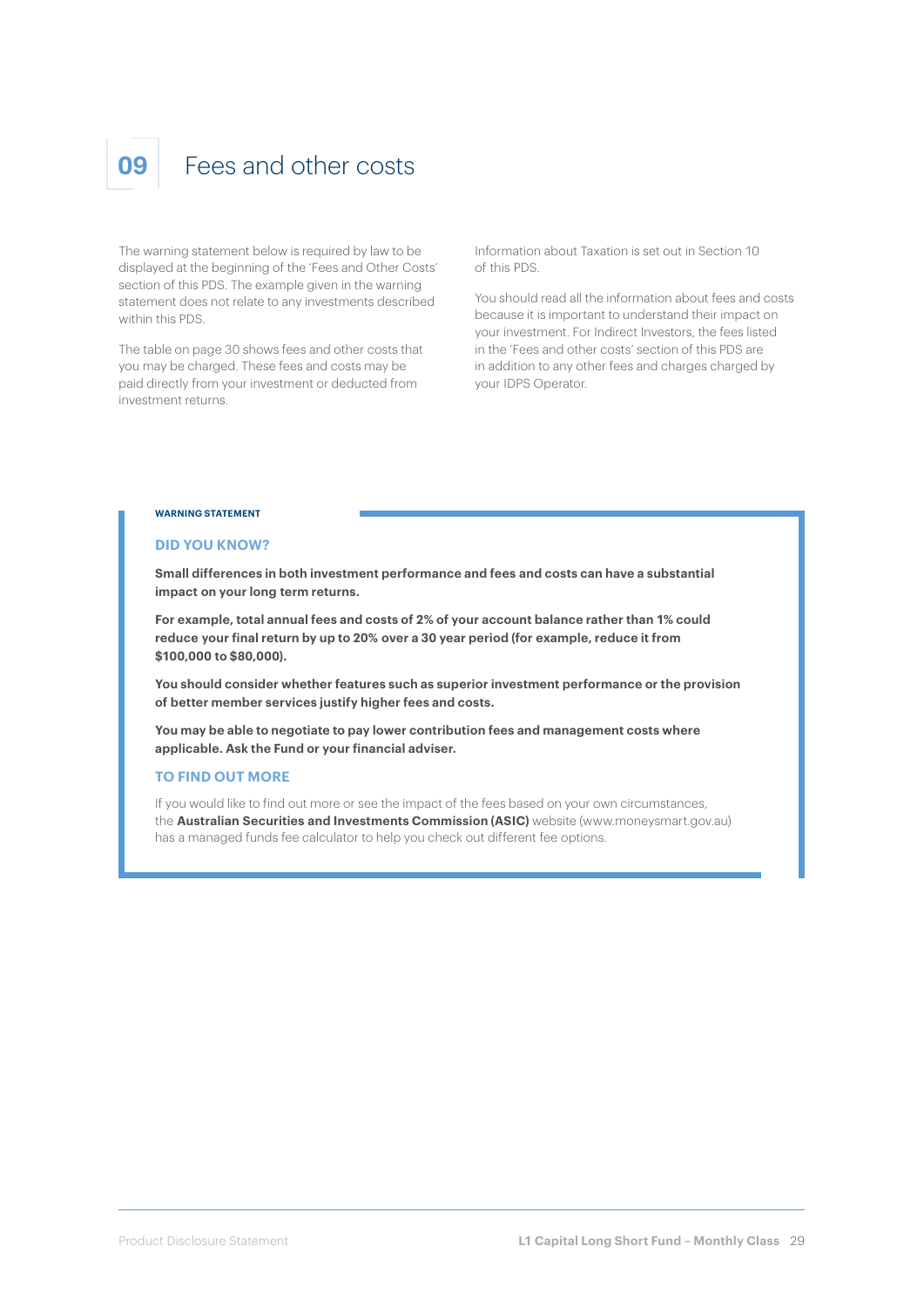# 09 Fees and other costs

The warning statement below is required by law to be displayed at the beginning of the 'Fees and Other Costs' section of this PDS. The example given in the warning statement does not relate to any investments described within this PDS.

The table on page 30 shows fees and other costs that you may be charged. These fees and costs may be paid directly from your investment or deducted from investment returns.

Information about Taxation is set out in Section 10 of this PDS.

You should read all the information about fees and costs because it is important to understand their impact on your investment. For Indirect Investors, the fees listed in the 'Fees and other costs' section of this PDS are in addition to any other fees and charges charged by your IDPS Operator.

**WARNING STATEMENT**

**DID YOU KNOW?**

**Small differences in both investment performance and fees and costs can have a substantial impact on your long term returns.**

**For example, total annual fees and costs of 2% of your account balance rather than 1% could reduce your final return by up to 20% over a 30 year period (for example, reduce it from $100,000 to $80,000).**

**You should consider whether features such as superior investment performance or the provision of better member services justify higher fees and costs.**

**You may be able to negotiate to pay lower contribution fees and management costs where applicable. Ask the Fund or your financial adviser.**

**TO FIND OUT MORE**

If you would like to find out more or see the impact of the fees based on your own circumstances, the **Australian Securities and Investments Commission (ASIC)** website (www.moneysmart.gov.au) has a managed funds fee calculator to help you check out different fee options.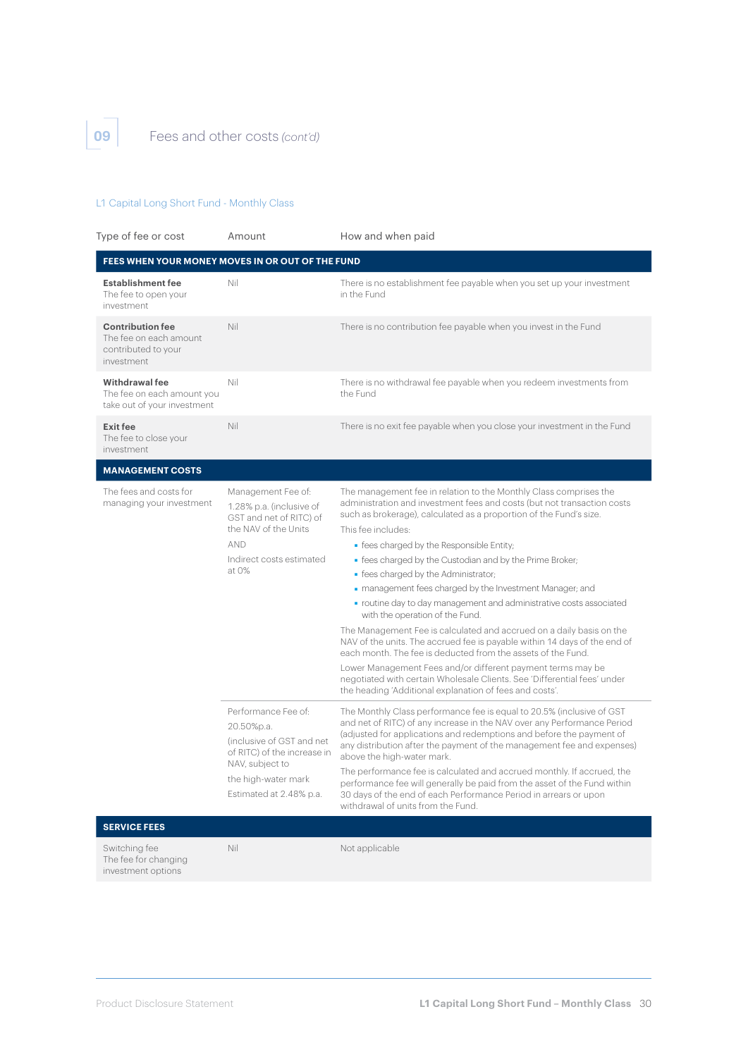## 09 Fees and other costs *(cont'd)*

### L1 Capital Long Short Fund - Monthly Class

| Type of fee or cost | Amount | How and when paid |
|---|---|---|
| **FEES WHEN YOUR MONEY MOVES IN OR OUT OF THE FUND** | | |
| **Establishment fee** The fee to open your investment | Nil | There is no establishment fee payable when you set up your investment in the Fund |
| **Contribution fee** The fee on each amount contributed to your investment | Nil | There is no contribution fee payable when you invest in the Fund |
| **Withdrawal fee** The fee on each amount you take out of your investment | Nil | There is no withdrawal fee payable when you redeem investments from the Fund |
| **Exit fee** The fee to close your investment | Nil | There is no exit fee payable when you close your investment in the Fund |
| **MANAGEMENT COSTS** | | |
| The fees and costs for managing your investment | Management Fee of: 1.28% p.a. (inclusive of GST and net of RITC) of the NAV of the Units AND Indirect costs estimated at 0% | The management fee in relation to the Monthly Class comprises the administration and investment fees and costs (but not transaction costs such as brokerage), calculated as a proportion of the Fund's size. This fee includes: • fees charged by the Responsible Entity; • fees charged by the Custodian and by the Prime Broker; • fees charged by the Administrator; • management fees charged by the Investment Manager; and • routine day to day management and administrative costs associated with the operation of the Fund. The Management Fee is calculated and accrued on a daily basis on the NAV of the units. The accrued fee is payable within 14 days of the end of each month. The fee is deducted from the assets of the Fund. Lower Management Fees and/or different payment terms may be negotiated with certain Wholesale Clients. See 'Differential fees' under the heading 'Additional explanation of fees and costs'. |
| | Performance Fee of: 20.50%p.a. (inclusive of GST and net of RITC) of the increase in NAV, subject to the high-water mark Estimated at 2.48% p.a. | The Monthly Class performance fee is equal to 20.5% (inclusive of GST and net of RITC) of any increase in the NAV over any Performance Period (adjusted for applications and redemptions and before the payment of any distribution after the payment of the management fee and expenses) above the high-water mark. The performance fee is calculated and accrued monthly. If accrued, the performance fee will generally be paid from the asset of the Fund within 30 days of the end of each Performance Period in arrears or upon withdrawal of units from the Fund. |
| **SERVICE FEES** | | |
| Switching fee The fee for changing investment options | Nil | Not applicable |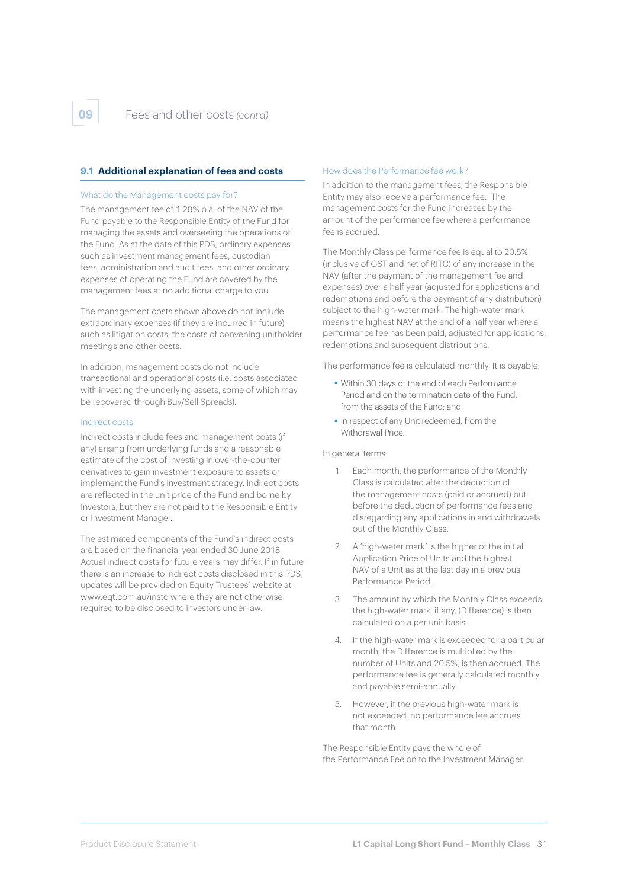## 9.1 Additional explanation of fees and costs

### What do the Management costs pay for?

The management fee of 1.28% p.a. of the NAV of the Fund payable to the Responsible Entity of the Fund for managing the assets and overseeing the operations of the Fund. As at the date of this PDS, ordinary expenses such as investment management fees, custodian fees, administration and audit fees, and other ordinary expenses of operating the Fund are covered by the management fees at no additional charge to you.

The management costs shown above do not include extraordinary expenses (if they are incurred in future) such as litigation costs, the costs of convening unitholder meetings and other costs.

In addition, management costs do not include transactional and operational costs (i.e. costs associated with investing the underlying assets, some of which may be recovered through Buy/Sell Spreads).

### Indirect costs

Indirect costs include fees and management costs (if any) arising from underlying funds and a reasonable estimate of the cost of investing in over-the-counter derivatives to gain investment exposure to assets or implement the Fund's investment strategy. Indirect costs are reflected in the unit price of the Fund and borne by Investors, but they are not paid to the Responsible Entity or Investment Manager.

The estimated components of the Fund's indirect costs are based on the financial year ended 30 June 2018. Actual indirect costs for future years may differ. If in future there is an increase to indirect costs disclosed in this PDS, updates will be provided on Equity Trustees' website at www.eqt.com.au/insto where they are not otherwise required to be disclosed to investors under law.

### How does the Performance fee work?

In addition to the management fees, the Responsible Entity may also receive a performance fee. The management costs for the Fund increases by the amount of the performance fee where a performance fee is accrued.

The Monthly Class performance fee is equal to 20.5% (inclusive of GST and net of RITC) of any increase in the NAV (after the payment of the management fee and expenses) over a half year (adjusted for applications and redemptions and before the payment of any distribution) subject to the high-water mark. The high-water mark means the highest NAV at the end of a half year where a performance fee has been paid, adjusted for applications, redemptions and subsequent distributions.

The performance fee is calculated monthly. It is payable:

- Within 30 days of the end of each Performance Period and on the termination date of the Fund, from the assets of the Fund; and
- In respect of any Unit redeemed, from the Withdrawal Price.

In general terms:

1. Each month, the performance of the Monthly Class is calculated after the deduction of the management costs (paid or accrued) but before the deduction of performance fees and disregarding any applications in and withdrawals out of the Monthly Class.
2. A 'high-water mark' is the higher of the initial Application Price of Units and the highest NAV of a Unit as at the last day in a previous Performance Period.
3. The amount by which the Monthly Class exceeds the high-water mark, if any, (Difference) is then calculated on a per unit basis.
4. If the high-water mark is exceeded for a particular month, the Difference is multiplied by the number of Units and 20.5%, is then accrued. The performance fee is generally calculated monthly and payable semi-annually.
5. However, if the previous high-water mark is not exceeded, no performance fee accrues that month.

The Responsible Entity pays the whole of the Performance Fee on to the Investment Manager.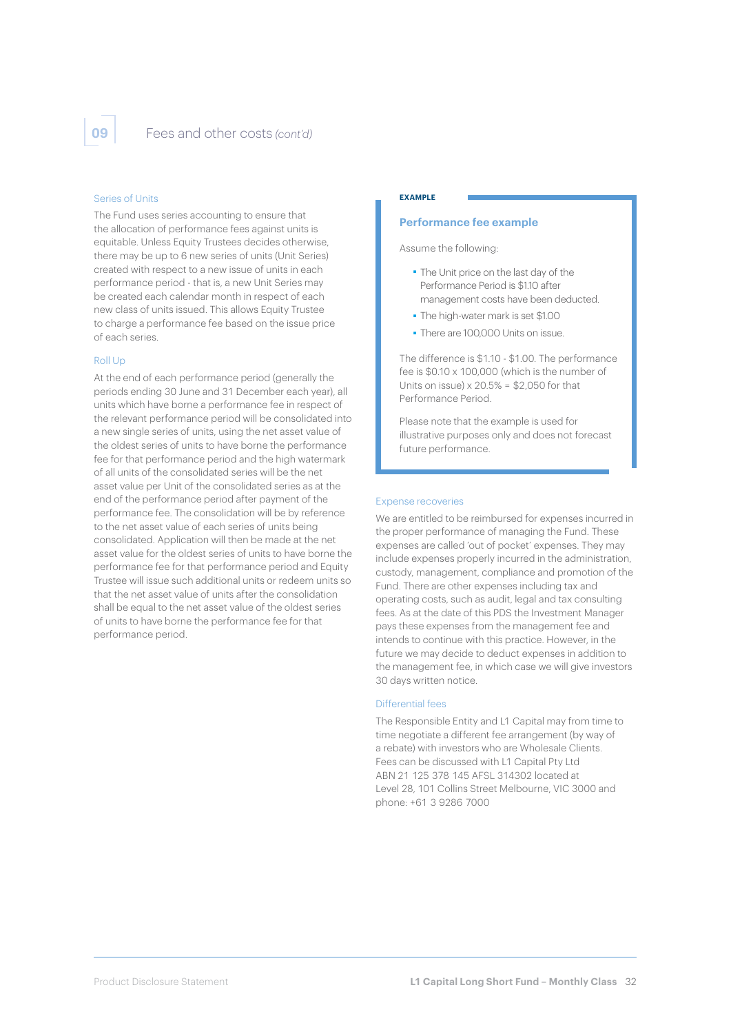## 09 Fees and other costs *(cont'd)*

### Series of Units

The Fund uses series accounting to ensure that the allocation of performance fees against units is equitable. Unless Equity Trustees decides otherwise, there may be up to 6 new series of units (Unit Series) created with respect to a new issue of units in each performance period - that is, a new Unit Series may be created each calendar month in respect of each new class of units issued. This allows Equity Trustee to charge a performance fee based on the issue price of each series.

### Roll Up

At the end of each performance period (generally the periods ending 30 June and 31 December each year), all units which have borne a performance fee in respect of the relevant performance period will be consolidated into a new single series of units, using the net asset value of the oldest series of units to have borne the performance fee for that performance period and the high watermark of all units of the consolidated series will be the net asset value per Unit of the consolidated series as at the end of the performance period after payment of the performance fee. The consolidation will be by reference to the net asset value of each series of units being consolidated. Application will then be made at the net asset value for the oldest series of units to have borne the performance fee for that performance period and Equity Trustee will issue such additional units or redeem units so that the net asset value of units after the consolidation shall be equal to the net asset value of the oldest series of units to have borne the performance fee for that performance period.

**EXAMPLE**

**Performance fee example**

Assume the following:

- The Unit price on the last day of the Performance Period is $1.10 after management costs have been deducted.
- The high-water mark is set $1.00
- There are 100,000 Units on issue.

The difference is $1.10 - $1.00. The performance fee is $0.10 x 100,000 (which is the number of Units on issue) x 20.5% = $2,050 for that Performance Period.

Please note that the example is used for illustrative purposes only and does not forecast future performance.

### Expense recoveries

We are entitled to be reimbursed for expenses incurred in the proper performance of managing the Fund. These expenses are called 'out of pocket' expenses. They may include expenses properly incurred in the administration, custody, management, compliance and promotion of the Fund. There are other expenses including tax and operating costs, such as audit, legal and tax consulting fees. As at the date of this PDS the Investment Manager pays these expenses from the management fee and intends to continue with this practice. However, in the future we may decide to deduct expenses in addition to the management fee, in which case we will give investors 30 days written notice.

### Differential fees

The Responsible Entity and L1 Capital may from time to time negotiate a different fee arrangement (by way of a rebate) with investors who are Wholesale Clients. Fees can be discussed with L1 Capital Pty Ltd ABN 21 125 378 145 AFSL 314302 located at Level 28, 101 Collins Street Melbourne, VIC 3000 and phone: +61 3 9286 7000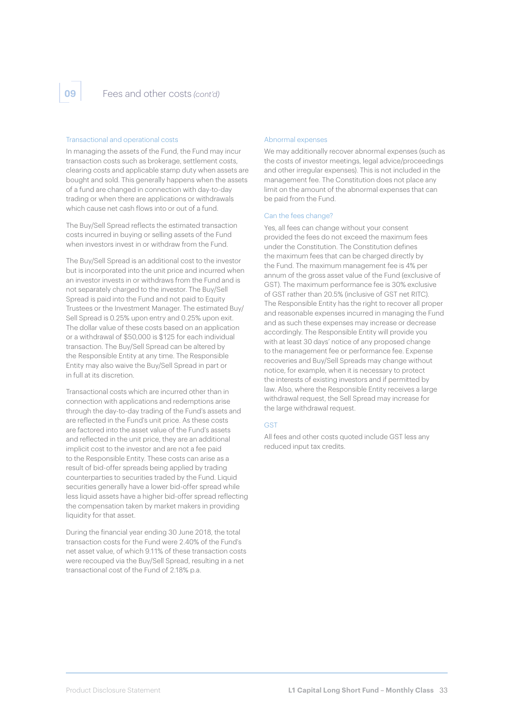## 09 Fees and other costs *(cont'd)*

### Transactional and operational costs

In managing the assets of the Fund, the Fund may incur transaction costs such as brokerage, settlement costs, clearing costs and applicable stamp duty when assets are bought and sold. This generally happens when the assets of a fund are changed in connection with day-to-day trading or when there are applications or withdrawals which cause net cash flows into or out of a fund.

The Buy/Sell Spread reflects the estimated transaction costs incurred in buying or selling assets of the Fund when investors invest in or withdraw from the Fund.

The Buy/Sell Spread is an additional cost to the investor but is incorporated into the unit price and incurred when an investor invests in or withdraws from the Fund and is not separately charged to the investor. The Buy/Sell Spread is paid into the Fund and not paid to Equity Trustees or the Investment Manager. The estimated Buy/Sell Spread is 0.25% upon entry and 0.25% upon exit. The dollar value of these costs based on an application or a withdrawal of $50,000 is $125 for each individual transaction. The Buy/Sell Spread can be altered by the Responsible Entity at any time. The Responsible Entity may also waive the Buy/Sell Spread in part or in full at its discretion.

Transactional costs which are incurred other than in connection with applications and redemptions arise through the day-to-day trading of the Fund's assets and are reflected in the Fund's unit price. As these costs are factored into the asset value of the Fund's assets and reflected in the unit price, they are an additional implicit cost to the investor and are not a fee paid to the Responsible Entity. These costs can arise as a result of bid-offer spreads being applied by trading counterparties to securities traded by the Fund. Liquid securities generally have a lower bid-offer spread while less liquid assets have a higher bid-offer spread reflecting the compensation taken by market makers in providing liquidity for that asset.

During the financial year ending 30 June 2018, the total transaction costs for the Fund were 2.40% of the Fund's net asset value, of which 9.11% of these transaction costs were recouped via the Buy/Sell Spread, resulting in a net transactional cost of the Fund of 2.18% p.a.

### Abnormal expenses

We may additionally recover abnormal expenses (such as the costs of investor meetings, legal advice/proceedings and other irregular expenses). This is not included in the management fee. The Constitution does not place any limit on the amount of the abnormal expenses that can be paid from the Fund.

### Can the fees change?

Yes, all fees can change without your consent provided the fees do not exceed the maximum fees under the Constitution. The Constitution defines the maximum fees that can be charged directly by the Fund. The maximum management fee is 4% per annum of the gross asset value of the Fund (exclusive of GST). The maximum performance fee is 30% exclusive of GST rather than 20.5% (inclusive of GST net RITC). The Responsible Entity has the right to recover all proper and reasonable expenses incurred in managing the Fund and as such these expenses may increase or decrease accordingly. The Responsible Entity will provide you with at least 30 days' notice of any proposed change to the management fee or performance fee. Expense recoveries and Buy/Sell Spreads may change without notice, for example, when it is necessary to protect the interests of existing investors and if permitted by law. Also, where the Responsible Entity receives a large withdrawal request, the Sell Spread may increase for the large withdrawal request.

### GST

All fees and other costs quoted include GST less any reduced input tax credits.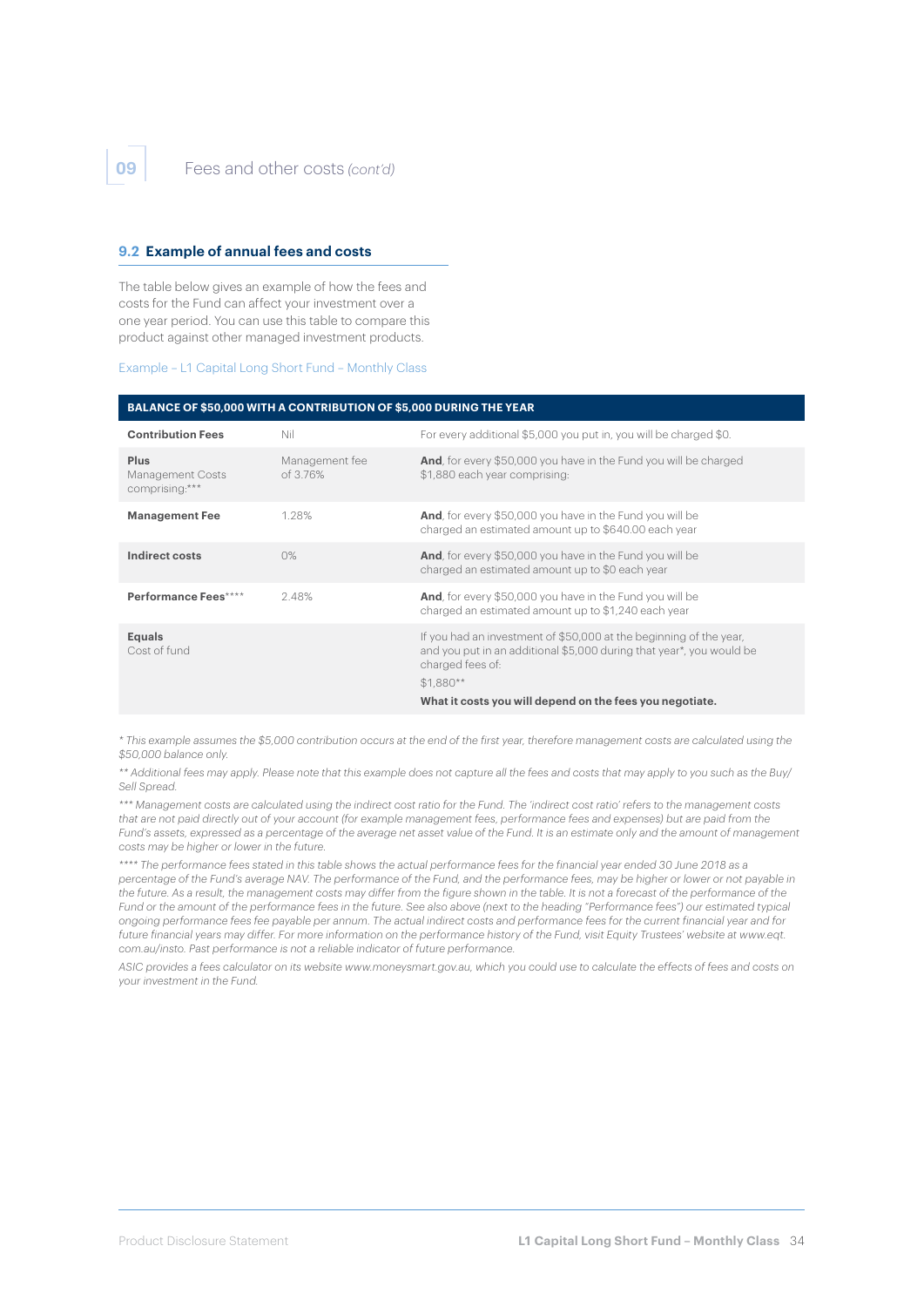## 9.2 Example of annual fees and costs

The table below gives an example of how the fees and costs for the Fund can affect your investment over a one year period. You can use this table to compare this product against other managed investment products.

Example – L1 Capital Long Short Fund – Monthly Class

| BALANCE OF $50,000 WITH A CONTRIBUTION OF $5,000 DURING THE YEAR | | |
|---|---|---|
| **Contribution Fees** | Nil | For every additional $5,000 you put in, you will be charged $0. |
| **Plus** Management Costs comprising:*** | Management fee of 3.76% | **And**, for every $50,000 you have in the Fund you will be charged $1,880 each year comprising: |
| **Management Fee** | 1.28% | **And**, for every $50,000 you have in the Fund you will be charged an estimated amount up to $640.00 each year |
| **Indirect costs** | 0% | **And**, for every $50,000 you have in the Fund you will be charged an estimated amount up to $0 each year |
| **Performance Fees****** | 2.48% | **And**, for every $50,000 you have in the Fund you will be charged an estimated amount up to $1,240 each year |
| **Equals** Cost of fund | | If you had an investment of $50,000 at the beginning of the year, and you put in an additional $5,000 during that year*, you would be charged fees of: $1,880** **What it costs you will depend on the fees you negotiate.** |

*\* This example assumes the $5,000 contribution occurs at the end of the first year, therefore management costs are calculated using the $50,000 balance only.*

*\*\* Additional fees may apply. Please note that this example does not capture all the fees and costs that may apply to you such as the Buy/Sell Spread.*

*\*\*\* Management costs are calculated using the indirect cost ratio for the Fund. The 'indirect cost ratio' refers to the management costs that are not paid directly out of your account (for example management fees, performance fees and expenses) but are paid from the Fund's assets, expressed as a percentage of the average net asset value of the Fund. It is an estimate only and the amount of management costs may be higher or lower in the future.*

*\*\*\*\* The performance fees stated in this table shows the actual performance fees for the financial year ended 30 June 2018 as a percentage of the Fund's average NAV. The performance of the Fund, and the performance fees, may be higher or lower or not payable in the future. As a result, the management costs may differ from the figure shown in the table. It is not a forecast of the performance of the Fund or the amount of the performance fees in the future. See also above (next to the heading "Performance fees") our estimated typical ongoing performance fees fee payable per annum. The actual indirect costs and performance fees for the current financial year and for future financial years may differ. For more information on the performance history of the Fund, visit Equity Trustees' website at www.eqt.com.au/insto. Past performance is not a reliable indicator of future performance.*

*ASIC provides a fees calculator on its website www.moneysmart.gov.au, which you could use to calculate the effects of fees and costs on your investment in the Fund.*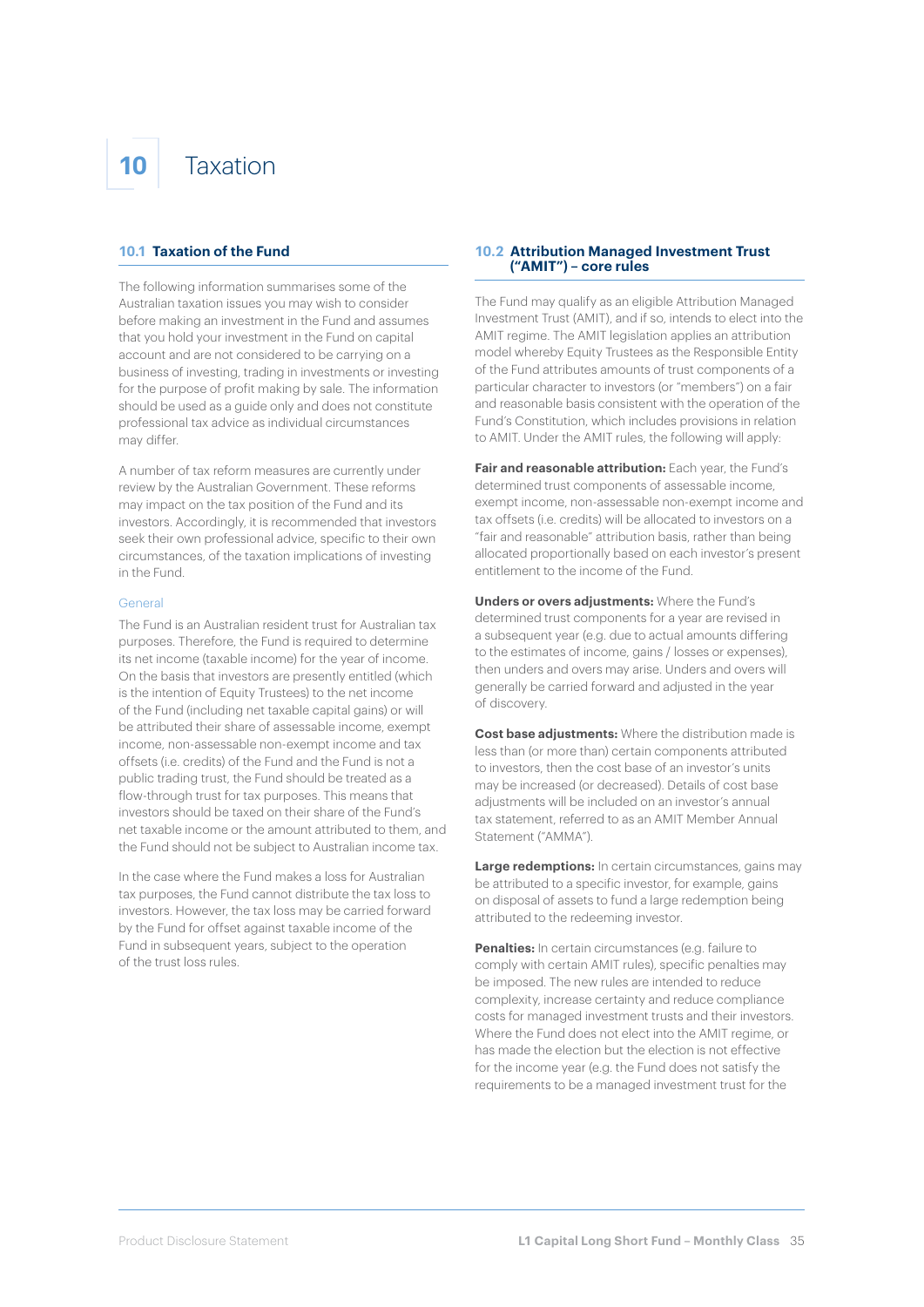# 10 Taxation

## 10.1 Taxation of the Fund

The following information summarises some of the Australian taxation issues you may wish to consider before making an investment in the Fund and assumes that you hold your investment in the Fund on capital account and are not considered to be carrying on a business of investing, trading in investments or investing for the purpose of profit making by sale. The information should be used as a guide only and does not constitute professional tax advice as individual circumstances may differ.

A number of tax reform measures are currently under review by the Australian Government. These reforms may impact on the tax position of the Fund and its investors. Accordingly, it is recommended that investors seek their own professional advice, specific to their own circumstances, of the taxation implications of investing in the Fund.

### General

The Fund is an Australian resident trust for Australian tax purposes. Therefore, the Fund is required to determine its net income (taxable income) for the year of income. On the basis that investors are presently entitled (which is the intention of Equity Trustees) to the net income of the Fund (including net taxable capital gains) or will be attributed their share of assessable income, exempt income, non-assessable non-exempt income and tax offsets (i.e. credits) of the Fund and the Fund is not a public trading trust, the Fund should be treated as a flow-through trust for tax purposes. This means that investors should be taxed on their share of the Fund's net taxable income or the amount attributed to them, and the Fund should not be subject to Australian income tax.

In the case where the Fund makes a loss for Australian tax purposes, the Fund cannot distribute the tax loss to investors. However, the tax loss may be carried forward by the Fund for offset against taxable income of the Fund in subsequent years, subject to the operation of the trust loss rules.

## 10.2 Attribution Managed Investment Trust ("AMIT") – core rules

The Fund may qualify as an eligible Attribution Managed Investment Trust (AMIT), and if so, intends to elect into the AMIT regime. The AMIT legislation applies an attribution model whereby Equity Trustees as the Responsible Entity of the Fund attributes amounts of trust components of a particular character to investors (or "members") on a fair and reasonable basis consistent with the operation of the Fund's Constitution, which includes provisions in relation to AMIT. Under the AMIT rules, the following will apply:

**Fair and reasonable attribution:** Each year, the Fund's determined trust components of assessable income, exempt income, non-assessable non-exempt income and tax offsets (i.e. credits) will be allocated to investors on a "fair and reasonable" attribution basis, rather than being allocated proportionally based on each investor's present entitlement to the income of the Fund.

**Unders or overs adjustments:** Where the Fund's determined trust components for a year are revised in a subsequent year (e.g. due to actual amounts differing to the estimates of income, gains / losses or expenses), then unders and overs may arise. Unders and overs will generally be carried forward and adjusted in the year of discovery.

**Cost base adjustments:** Where the distribution made is less than (or more than) certain components attributed to investors, then the cost base of an investor's units may be increased (or decreased). Details of cost base adjustments will be included on an investor's annual tax statement, referred to as an AMIT Member Annual Statement ("AMMA").

**Large redemptions:** In certain circumstances, gains may be attributed to a specific investor, for example, gains on disposal of assets to fund a large redemption being attributed to the redeeming investor.

**Penalties:** In certain circumstances (e.g. failure to comply with certain AMIT rules), specific penalties may be imposed. The new rules are intended to reduce complexity, increase certainty and reduce compliance costs for managed investment trusts and their investors. Where the Fund does not elect into the AMIT regime, or has made the election but the election is not effective for the income year (e.g. the Fund does not satisfy the requirements to be a managed investment trust for the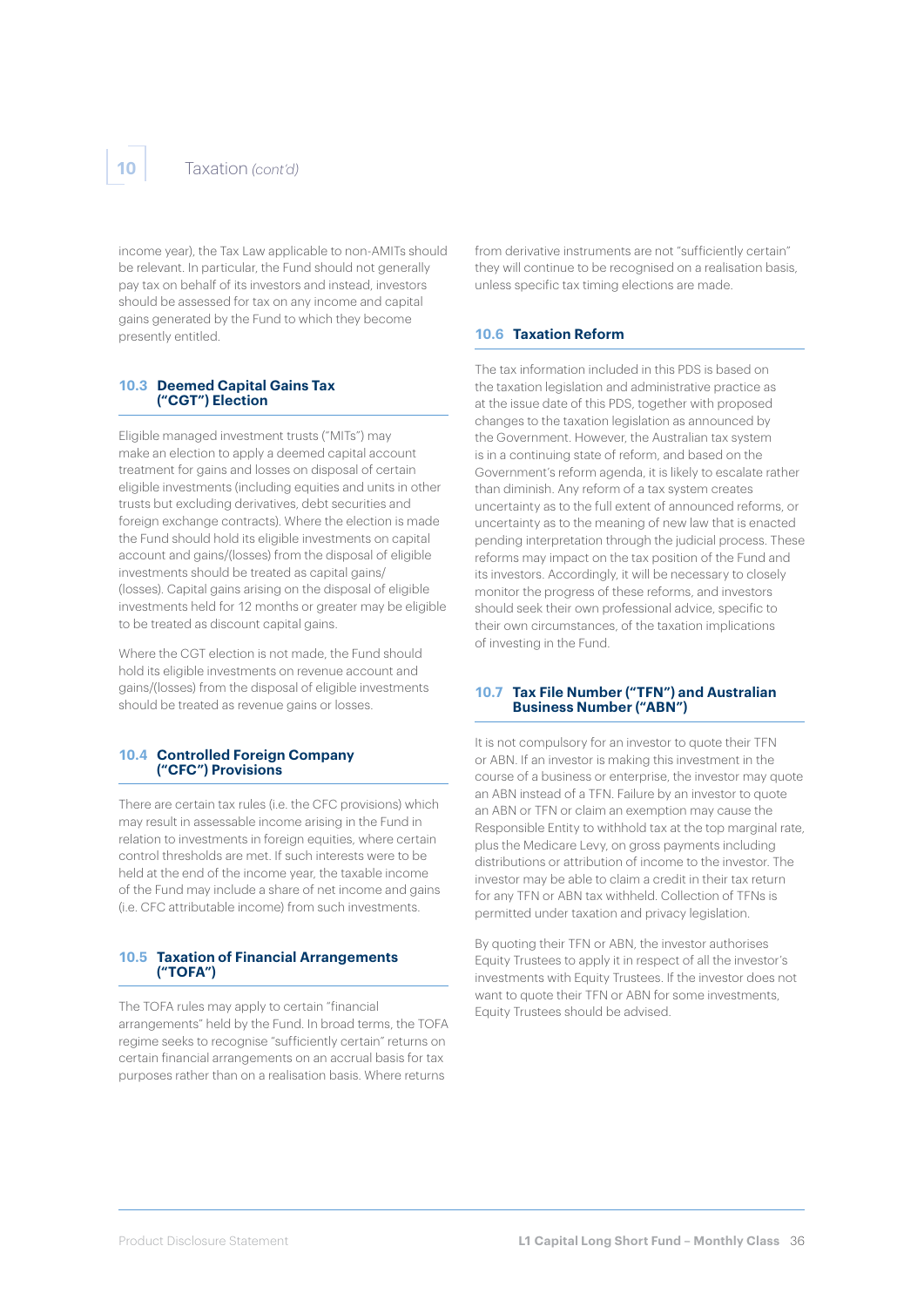income year), the Tax Law applicable to non-AMITs should be relevant. In particular, the Fund should not generally pay tax on behalf of its investors and instead, investors should be assessed for tax on any income and capital gains generated by the Fund to which they become presently entitled.

### 10.3 Deemed Capital Gains Tax ("CGT") Election

Eligible managed investment trusts ("MITs") may make an election to apply a deemed capital account treatment for gains and losses on disposal of certain eligible investments (including equities and units in other trusts but excluding derivatives, debt securities and foreign exchange contracts). Where the election is made the Fund should hold its eligible investments on capital account and gains/(losses) from the disposal of eligible investments should be treated as capital gains/(losses). Capital gains arising on the disposal of eligible investments held for 12 months or greater may be eligible to be treated as discount capital gains.

Where the CGT election is not made, the Fund should hold its eligible investments on revenue account and gains/(losses) from the disposal of eligible investments should be treated as revenue gains or losses.

### 10.4 Controlled Foreign Company ("CFC") Provisions

There are certain tax rules (i.e. the CFC provisions) which may result in assessable income arising in the Fund in relation to investments in foreign equities, where certain control thresholds are met. If such interests were to be held at the end of the income year, the taxable income of the Fund may include a share of net income and gains (i.e. CFC attributable income) from such investments.

### 10.5 Taxation of Financial Arrangements ("TOFA")

The TOFA rules may apply to certain "financial arrangements" held by the Fund. In broad terms, the TOFA regime seeks to recognise "sufficiently certain" returns on certain financial arrangements on an accrual basis for tax purposes rather than on a realisation basis. Where returns from derivative instruments are not "sufficiently certain" they will continue to be recognised on a realisation basis, unless specific tax timing elections are made.

### 10.6 Taxation Reform

The tax information included in this PDS is based on the taxation legislation and administrative practice as at the issue date of this PDS, together with proposed changes to the taxation legislation as announced by the Government. However, the Australian tax system is in a continuing state of reform, and based on the Government's reform agenda, it is likely to escalate rather than diminish. Any reform of a tax system creates uncertainty as to the full extent of announced reforms, or uncertainty as to the meaning of new law that is enacted pending interpretation through the judicial process. These reforms may impact on the tax position of the Fund and its investors. Accordingly, it will be necessary to closely monitor the progress of these reforms, and investors should seek their own professional advice, specific to their own circumstances, of the taxation implications of investing in the Fund.

### 10.7 Tax File Number ("TFN") and Australian Business Number ("ABN")

It is not compulsory for an investor to quote their TFN or ABN. If an investor is making this investment in the course of a business or enterprise, the investor may quote an ABN instead of a TFN. Failure by an investor to quote an ABN or TFN or claim an exemption may cause the Responsible Entity to withhold tax at the top marginal rate, plus the Medicare Levy, on gross payments including distributions or attribution of income to the investor. The investor may be able to claim a credit in their tax return for any TFN or ABN tax withheld. Collection of TFNs is permitted under taxation and privacy legislation.

By quoting their TFN or ABN, the investor authorises Equity Trustees to apply it in respect of all the investor's investments with Equity Trustees. If the investor does not want to quote their TFN or ABN for some investments, Equity Trustees should be advised.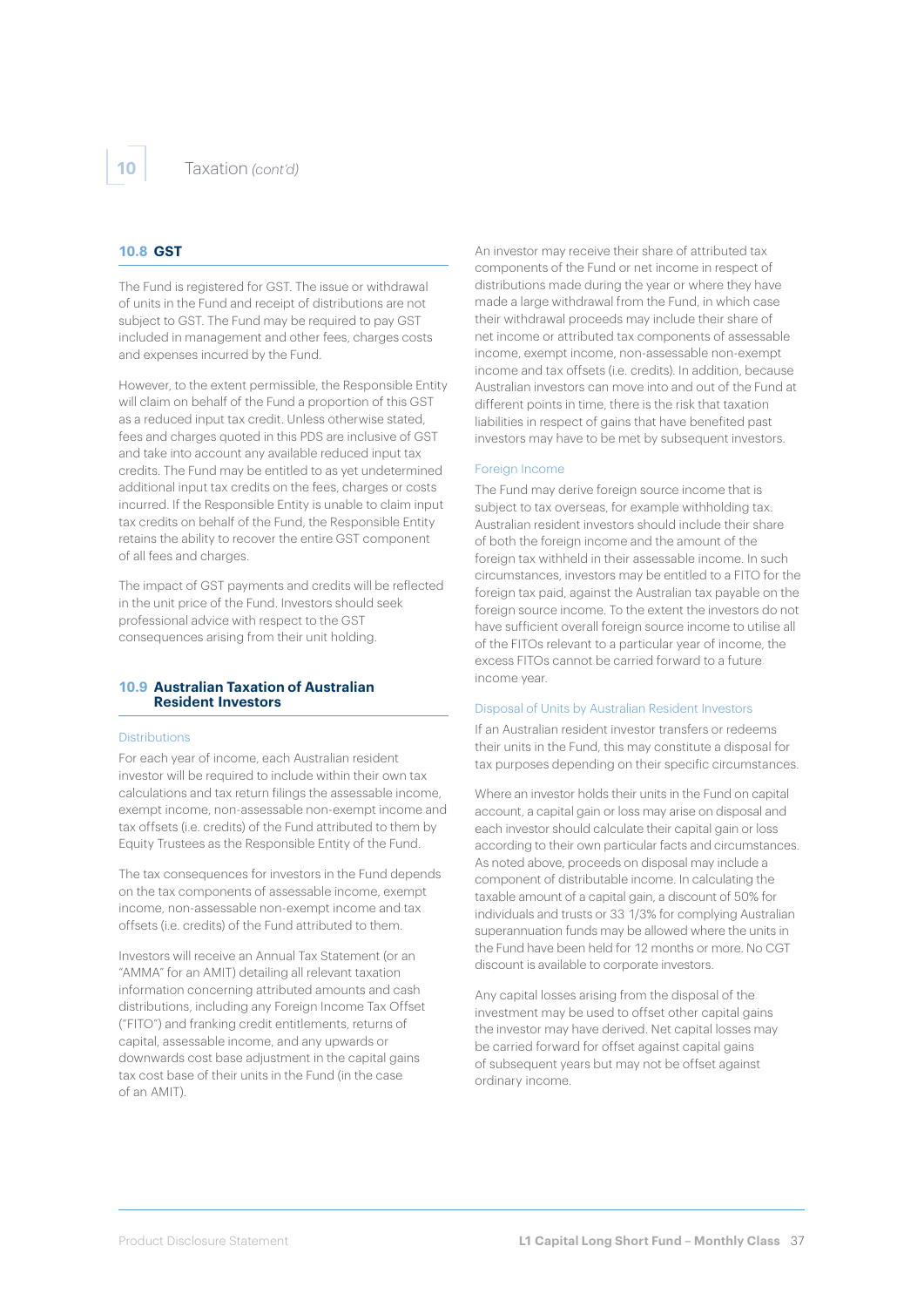## 10.8 GST

The Fund is registered for GST. The issue or withdrawal of units in the Fund and receipt of distributions are not subject to GST. The Fund may be required to pay GST included in management and other fees, charges costs and expenses incurred by the Fund.

However, to the extent permissible, the Responsible Entity will claim on behalf of the Fund a proportion of this GST as a reduced input tax credit. Unless otherwise stated, fees and charges quoted in this PDS are inclusive of GST and take into account any available reduced input tax credits. The Fund may be entitled to as yet undetermined additional input tax credits on the fees, charges or costs incurred. If the Responsible Entity is unable to claim input tax credits on behalf of the Fund, the Responsible Entity retains the ability to recover the entire GST component of all fees and charges.

The impact of GST payments and credits will be reflected in the unit price of the Fund. Investors should seek professional advice with respect to the GST consequences arising from their unit holding.

## 10.9 Australian Taxation of Australian Resident Investors

### Distributions

For each year of income, each Australian resident investor will be required to include within their own tax calculations and tax return filings the assessable income, exempt income, non-assessable non-exempt income and tax offsets (i.e. credits) of the Fund attributed to them by Equity Trustees as the Responsible Entity of the Fund.

The tax consequences for investors in the Fund depends on the tax components of assessable income, exempt income, non-assessable non-exempt income and tax offsets (i.e. credits) of the Fund attributed to them.

Investors will receive an Annual Tax Statement (or an "AMMA" for an AMIT) detailing all relevant taxation information concerning attributed amounts and cash distributions, including any Foreign Income Tax Offset ("FITO") and franking credit entitlements, returns of capital, assessable income, and any upwards or downwards cost base adjustment in the capital gains tax cost base of their units in the Fund (in the case of an AMIT).

An investor may receive their share of attributed tax components of the Fund or net income in respect of distributions made during the year or where they have made a large withdrawal from the Fund, in which case their withdrawal proceeds may include their share of net income or attributed tax components of assessable income, exempt income, non-assessable non-exempt income and tax offsets (i.e. credits). In addition, because Australian investors can move into and out of the Fund at different points in time, there is the risk that taxation liabilities in respect of gains that have benefited past investors may have to be met by subsequent investors.

### Foreign Income

The Fund may derive foreign source income that is subject to tax overseas, for example withholding tax. Australian resident investors should include their share of both the foreign income and the amount of the foreign tax withheld in their assessable income. In such circumstances, investors may be entitled to a FITO for the foreign tax paid, against the Australian tax payable on the foreign source income. To the extent the investors do not have sufficient overall foreign source income to utilise all of the FITOs relevant to a particular year of income, the excess FITOs cannot be carried forward to a future income year.

### Disposal of Units by Australian Resident Investors

If an Australian resident investor transfers or redeems their units in the Fund, this may constitute a disposal for tax purposes depending on their specific circumstances.

Where an investor holds their units in the Fund on capital account, a capital gain or loss may arise on disposal and each investor should calculate their capital gain or loss according to their own particular facts and circumstances. As noted above, proceeds on disposal may include a component of distributable income. In calculating the taxable amount of a capital gain, a discount of 50% for individuals and trusts or 33 1/3% for complying Australian superannuation funds may be allowed where the units in the Fund have been held for 12 months or more. No CGT discount is available to corporate investors.

Any capital losses arising from the disposal of the investment may be used to offset other capital gains the investor may have derived. Net capital losses may be carried forward for offset against capital gains of subsequent years but may not be offset against ordinary income.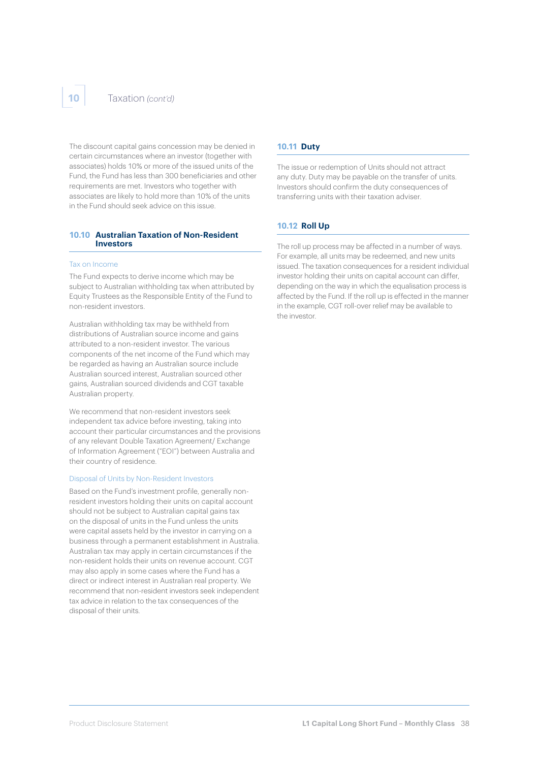The discount capital gains concession may be denied in certain circumstances where an investor (together with associates) holds 10% or more of the issued units of the Fund, the Fund has less than 300 beneficiaries and other requirements are met. Investors who together with associates are likely to hold more than 10% of the units in the Fund should seek advice on this issue.

## 10.10 Australian Taxation of Non-Resident Investors

### Tax on Income

The Fund expects to derive income which may be subject to Australian withholding tax when attributed by Equity Trustees as the Responsible Entity of the Fund to non-resident investors.

Australian withholding tax may be withheld from distributions of Australian source income and gains attributed to a non-resident investor. The various components of the net income of the Fund which may be regarded as having an Australian source include Australian sourced interest, Australian sourced other gains, Australian sourced dividends and CGT taxable Australian property.

We recommend that non-resident investors seek independent tax advice before investing, taking into account their particular circumstances and the provisions of any relevant Double Taxation Agreement/ Exchange of Information Agreement ("EOI") between Australia and their country of residence.

### Disposal of Units by Non-Resident Investors

Based on the Fund's investment profile, generally non-resident investors holding their units on capital account should not be subject to Australian capital gains tax on the disposal of units in the Fund unless the units were capital assets held by the investor in carrying on a business through a permanent establishment in Australia. Australian tax may apply in certain circumstances if the non-resident holds their units on revenue account. CGT may also apply in some cases where the Fund has a direct or indirect interest in Australian real property. We recommend that non-resident investors seek independent tax advice in relation to the tax consequences of the disposal of their units.

## 10.11 Duty

The issue or redemption of Units should not attract any duty. Duty may be payable on the transfer of units. Investors should confirm the duty consequences of transferring units with their taxation adviser.

## 10.12 Roll Up

The roll up process may be affected in a number of ways. For example, all units may be redeemed, and new units issued. The taxation consequences for a resident individual investor holding their units on capital account can differ, depending on the way in which the equalisation process is affected by the Fund. If the roll up is effected in the manner in the example, CGT roll-over relief may be available to the investor.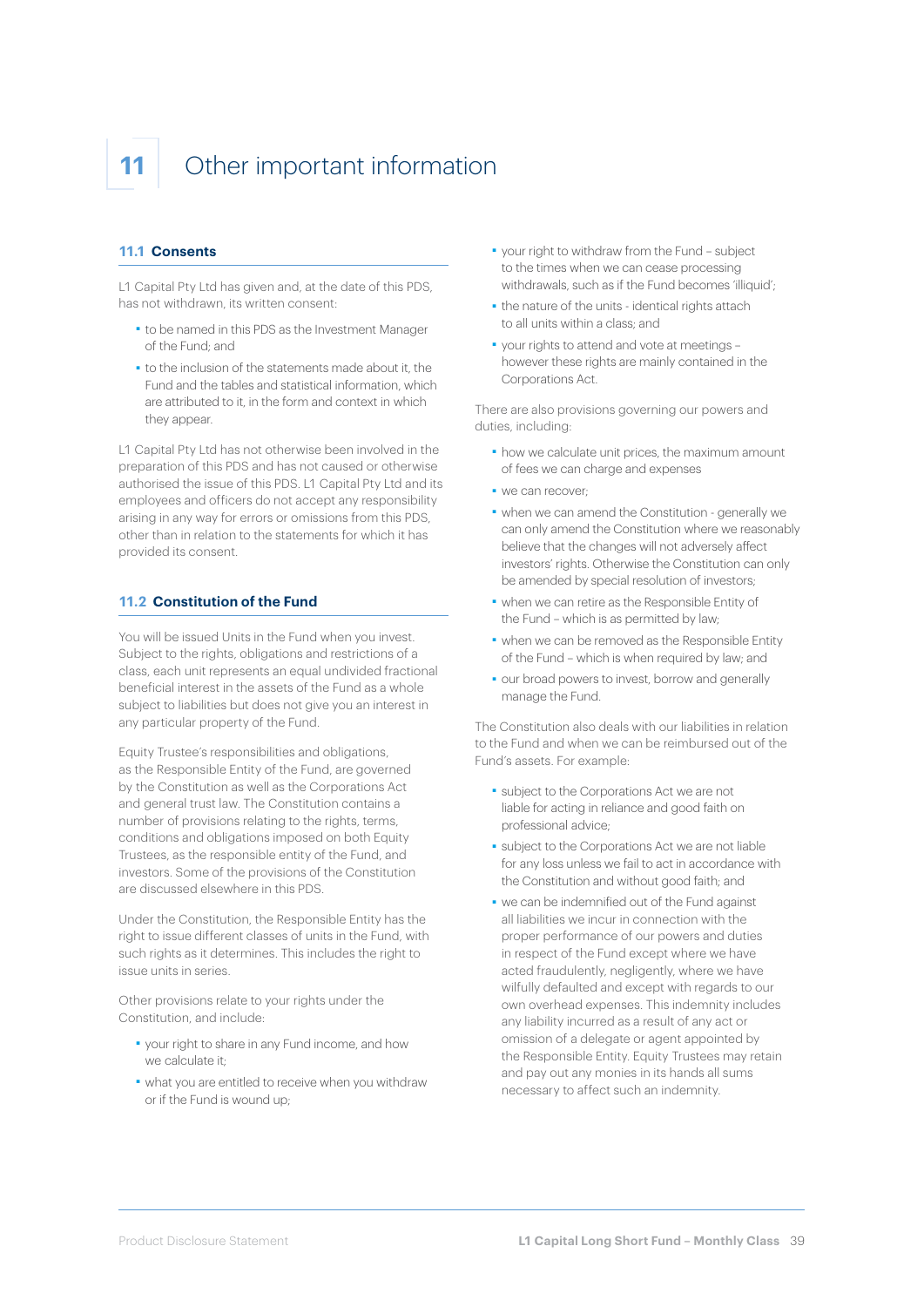# 11 Other important information

## 11.1 Consents

L1 Capital Pty Ltd has given and, at the date of this PDS, has not withdrawn, its written consent:

- to be named in this PDS as the Investment Manager of the Fund; and
- to the inclusion of the statements made about it, the Fund and the tables and statistical information, which are attributed to it, in the form and context in which they appear.

L1 Capital Pty Ltd has not otherwise been involved in the preparation of this PDS and has not caused or otherwise authorised the issue of this PDS. L1 Capital Pty Ltd and its employees and officers do not accept any responsibility arising in any way for errors or omissions from this PDS, other than in relation to the statements for which it has provided its consent.

## 11.2 Constitution of the Fund

You will be issued Units in the Fund when you invest. Subject to the rights, obligations and restrictions of a class, each unit represents an equal undivided fractional beneficial interest in the assets of the Fund as a whole subject to liabilities but does not give you an interest in any particular property of the Fund.

Equity Trustee's responsibilities and obligations, as the Responsible Entity of the Fund, are governed by the Constitution as well as the Corporations Act and general trust law. The Constitution contains a number of provisions relating to the rights, terms, conditions and obligations imposed on both Equity Trustees, as the responsible entity of the Fund, and investors. Some of the provisions of the Constitution are discussed elsewhere in this PDS.

Under the Constitution, the Responsible Entity has the right to issue different classes of units in the Fund, with such rights as it determines. This includes the right to issue units in series.

Other provisions relate to your rights under the Constitution, and include:

- your right to share in any Fund income, and how we calculate it;
- what you are entitled to receive when you withdraw or if the Fund is wound up;
- your right to withdraw from the Fund – subject to the times when we can cease processing withdrawals, such as if the Fund becomes 'illiquid';
- the nature of the units - identical rights attach to all units within a class; and
- your rights to attend and vote at meetings – however these rights are mainly contained in the Corporations Act.

There are also provisions governing our powers and duties, including:

- how we calculate unit prices, the maximum amount of fees we can charge and expenses
- we can recover;
- when we can amend the Constitution - generally we can only amend the Constitution where we reasonably believe that the changes will not adversely affect investors' rights. Otherwise the Constitution can only be amended by special resolution of investors;
- when we can retire as the Responsible Entity of the Fund – which is as permitted by law;
- when we can be removed as the Responsible Entity of the Fund – which is when required by law; and
- our broad powers to invest, borrow and generally manage the Fund.

The Constitution also deals with our liabilities in relation to the Fund and when we can be reimbursed out of the Fund's assets. For example:

- subject to the Corporations Act we are not liable for acting in reliance and good faith on professional advice;
- subject to the Corporations Act we are not liable for any loss unless we fail to act in accordance with the Constitution and without good faith; and
- we can be indemnified out of the Fund against all liabilities we incur in connection with the proper performance of our powers and duties in respect of the Fund except where we have acted fraudulently, negligently, where we have wilfully defaulted and except with regards to our own overhead expenses. This indemnity includes any liability incurred as a result of any act or omission of a delegate or agent appointed by the Responsible Entity. Equity Trustees may retain and pay out any monies in its hands all sums necessary to affect such an indemnity.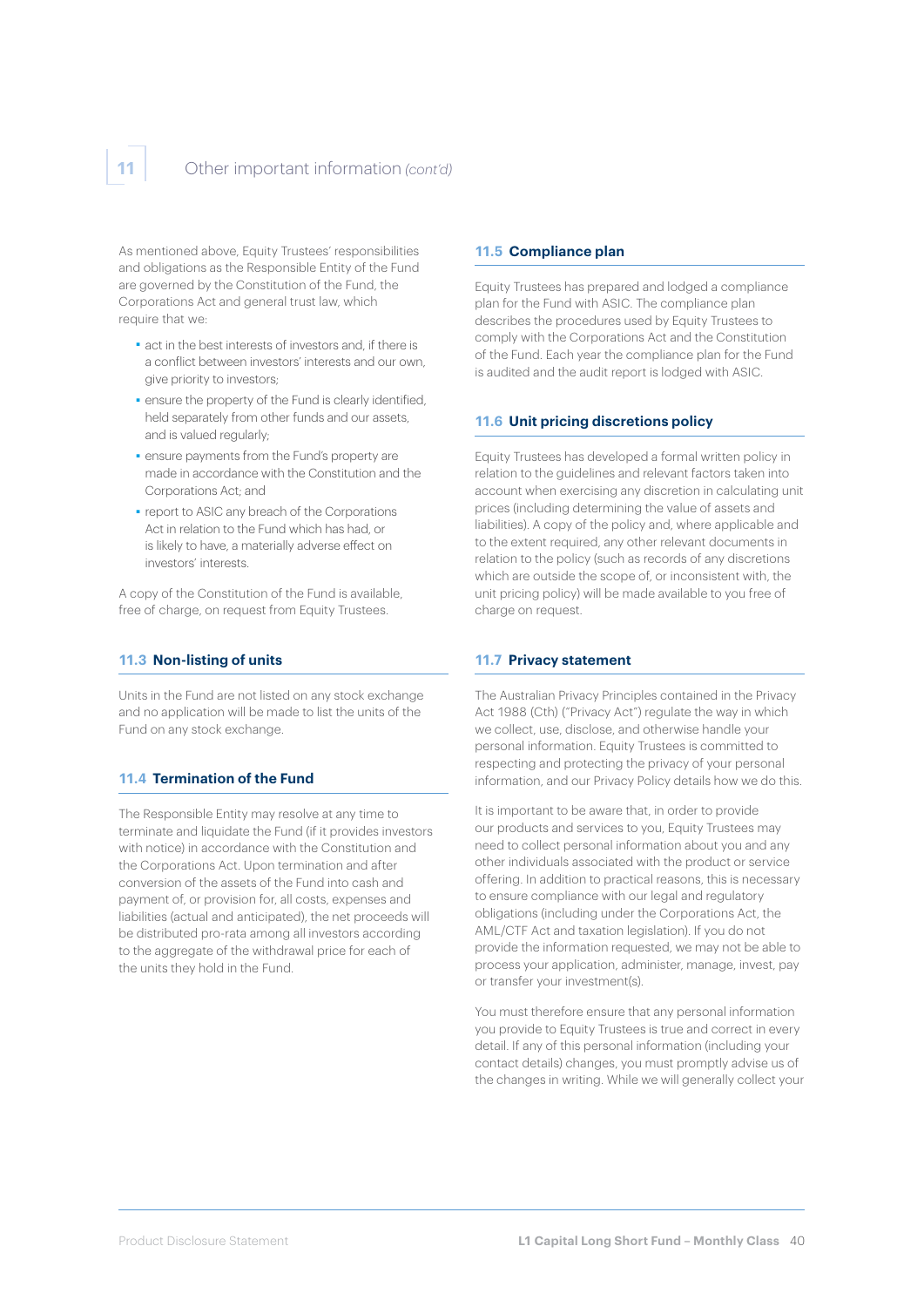## 11 Other important information *(cont'd)*

As mentioned above, Equity Trustees' responsibilities and obligations as the Responsible Entity of the Fund are governed by the Constitution of the Fund, the Corporations Act and general trust law, which require that we:

- act in the best interests of investors and, if there is a conflict between investors' interests and our own, give priority to investors;
- ensure the property of the Fund is clearly identified, held separately from other funds and our assets, and is valued regularly;
- ensure payments from the Fund's property are made in accordance with the Constitution and the Corporations Act; and
- report to ASIC any breach of the Corporations Act in relation to the Fund which has had, or is likely to have, a materially adverse effect on investors' interests.

A copy of the Constitution of the Fund is available, free of charge, on request from Equity Trustees.

### 11.3 Non-listing of units

Units in the Fund are not listed on any stock exchange and no application will be made to list the units of the Fund on any stock exchange.

### 11.4 Termination of the Fund

The Responsible Entity may resolve at any time to terminate and liquidate the Fund (if it provides investors with notice) in accordance with the Constitution and the Corporations Act. Upon termination and after conversion of the assets of the Fund into cash and payment of, or provision for, all costs, expenses and liabilities (actual and anticipated), the net proceeds will be distributed pro-rata among all investors according to the aggregate of the withdrawal price for each of the units they hold in the Fund.

### 11.5 Compliance plan

Equity Trustees has prepared and lodged a compliance plan for the Fund with ASIC. The compliance plan describes the procedures used by Equity Trustees to comply with the Corporations Act and the Constitution of the Fund. Each year the compliance plan for the Fund is audited and the audit report is lodged with ASIC.

### 11.6 Unit pricing discretions policy

Equity Trustees has developed a formal written policy in relation to the guidelines and relevant factors taken into account when exercising any discretion in calculating unit prices (including determining the value of assets and liabilities). A copy of the policy and, where applicable and to the extent required, any other relevant documents in relation to the policy (such as records of any discretions which are outside the scope of, or inconsistent with, the unit pricing policy) will be made available to you free of charge on request.

### 11.7 Privacy statement

The Australian Privacy Principles contained in the Privacy Act 1988 (Cth) ("Privacy Act") regulate the way in which we collect, use, disclose, and otherwise handle your personal information. Equity Trustees is committed to respecting and protecting the privacy of your personal information, and our Privacy Policy details how we do this.

It is important to be aware that, in order to provide our products and services to you, Equity Trustees may need to collect personal information about you and any other individuals associated with the product or service offering. In addition to practical reasons, this is necessary to ensure compliance with our legal and regulatory obligations (including under the Corporations Act, the AML/CTF Act and taxation legislation). If you do not provide the information requested, we may not be able to process your application, administer, manage, invest, pay or transfer your investment(s).

You must therefore ensure that any personal information you provide to Equity Trustees is true and correct in every detail. If any of this personal information (including your contact details) changes, you must promptly advise us of the changes in writing. While we will generally collect your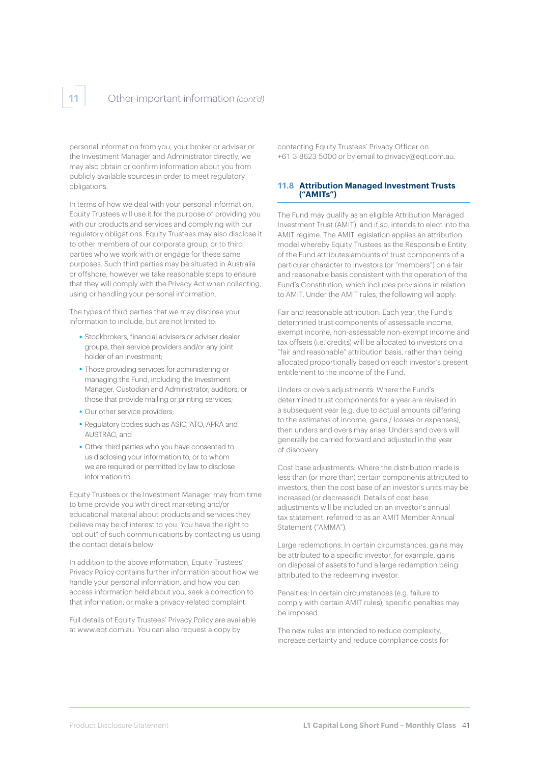personal information from you, your broker or adviser or the Investment Manager and Administrator directly, we may also obtain or confirm information about you from publicly available sources in order to meet regulatory obligations.

In terms of how we deal with your personal information, Equity Trustees will use it for the purpose of providing you with our products and services and complying with our regulatory obligations. Equity Trustees may also disclose it to other members of our corporate group, or to third parties who we work with or engage for these same purposes. Such third parties may be situated in Australia or offshore, however we take reasonable steps to ensure that they will comply with the Privacy Act when collecting, using or handling your personal information.

The types of third parties that we may disclose your information to include, but are not limited to:

- Stockbrokers, financial advisers or adviser dealer groups, their service providers and/or any joint holder of an investment;
- Those providing services for administering or managing the Fund, including the Investment Manager, Custodian and Administrator, auditors, or those that provide mailing or printing services;
- Our other service providers;
- Regulatory bodies such as ASIC, ATO, APRA and AUSTRAC; and
- Other third parties who you have consented to us disclosing your information to, or to whom we are required or permitted by law to disclose information to.

Equity Trustees or the Investment Manager may from time to time provide you with direct marketing and/or educational material about products and services they believe may be of interest to you. You have the right to "opt out" of such communications by contacting us using the contact details below.

In addition to the above information, Equity Trustees' Privacy Policy contains further information about how we handle your personal information, and how you can access information held about you, seek a correction to that information, or make a privacy-related complaint.

Full details of Equity Trustees' Privacy Policy are available at www.eqt.com.au. You can also request a copy by contacting Equity Trustees' Privacy Officer on +61 3 8623 5000 or by email to privacy@eqt.com.au.

### 11.8 Attribution Managed Investment Trusts ("AMITs")

The Fund may qualify as an eligible Attribution Managed Investment Trust (AMIT), and if so, intends to elect into the AMIT regime. The AMIT legislation applies an attribution model whereby Equity Trustees as the Responsible Entity of the Fund attributes amounts of trust components of a particular character to investors (or "members") on a fair and reasonable basis consistent with the operation of the Fund's Constitution, which includes provisions in relation to AMIT. Under the AMIT rules, the following will apply:

Fair and reasonable attribution: Each year, the Fund's determined trust components of assessable income, exempt income, non-assessable non-exempt income and tax offsets (i.e. credits) will be allocated to investors on a "fair and reasonable" attribution basis, rather than being allocated proportionally based on each investor's present entitlement to the income of the Fund.

Unders or overs adjustments: Where the Fund's determined trust components for a year are revised in a subsequent year (e.g. due to actual amounts differing to the estimates of income, gains / losses or expenses), then unders and overs may arise. Unders and overs will generally be carried forward and adjusted in the year of discovery.

Cost base adjustments: Where the distribution made is less than (or more than) certain components attributed to investors, then the cost base of an investor's units may be increased (or decreased). Details of cost base adjustments will be included on an investor's annual tax statement, referred to as an AMIT Member Annual Statement ("AMMA").

Large redemptions: In certain circumstances, gains may be attributed to a specific investor, for example, gains on disposal of assets to fund a large redemption being attributed to the redeeming investor.

Penalties: In certain circumstances (e.g. failure to comply with certain AMIT rules), specific penalties may be imposed.

The new rules are intended to reduce complexity, increase certainty and reduce compliance costs for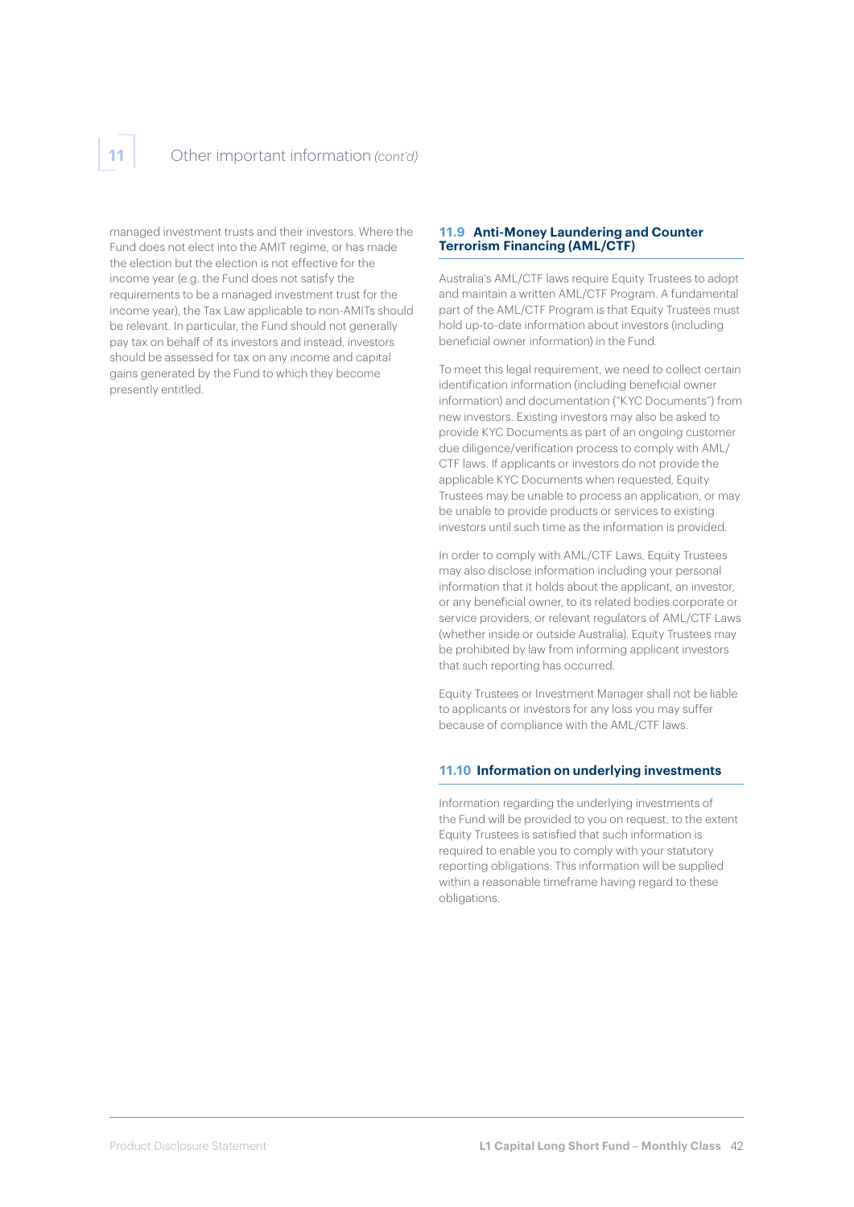managed investment trusts and their investors. Where the Fund does not elect into the AMIT regime, or has made the election but the election is not effective for the income year (e.g. the Fund does not satisfy the requirements to be a managed investment trust for the income year), the Tax Law applicable to non-AMITs should be relevant. In particular, the Fund should not generally pay tax on behalf of its investors and instead, investors should be assessed for tax on any income and capital gains generated by the Fund to which they become presently entitled.

### 11.9 Anti-Money Laundering and Counter Terrorism Financing (AML/CTF)

Australia's AML/CTF laws require Equity Trustees to adopt and maintain a written AML/CTF Program. A fundamental part of the AML/CTF Program is that Equity Trustees must hold up-to-date information about investors (including beneficial owner information) in the Fund.

To meet this legal requirement, we need to collect certain identification information (including beneficial owner information) and documentation ("KYC Documents") from new investors. Existing investors may also be asked to provide KYC Documents as part of an ongoing customer due diligence/verification process to comply with AML/CTF laws. If applicants or investors do not provide the applicable KYC Documents when requested, Equity Trustees may be unable to process an application, or may be unable to provide products or services to existing investors until such time as the information is provided.

In order to comply with AML/CTF Laws, Equity Trustees may also disclose information including your personal information that it holds about the applicant, an investor, or any beneficial owner, to its related bodies corporate or service providers, or relevant regulators of AML/CTF Laws (whether inside or outside Australia). Equity Trustees may be prohibited by law from informing applicant investors that such reporting has occurred.

Equity Trustees or Investment Manager shall not be liable to applicants or investors for any loss you may suffer because of compliance with the AML/CTF laws.

### 11.10 Information on underlying investments

Information regarding the underlying investments of the Fund will be provided to you on request, to the extent Equity Trustees is satisfied that such information is required to enable you to comply with your statutory reporting obligations. This information will be supplied within a reasonable timeframe having regard to these obligations.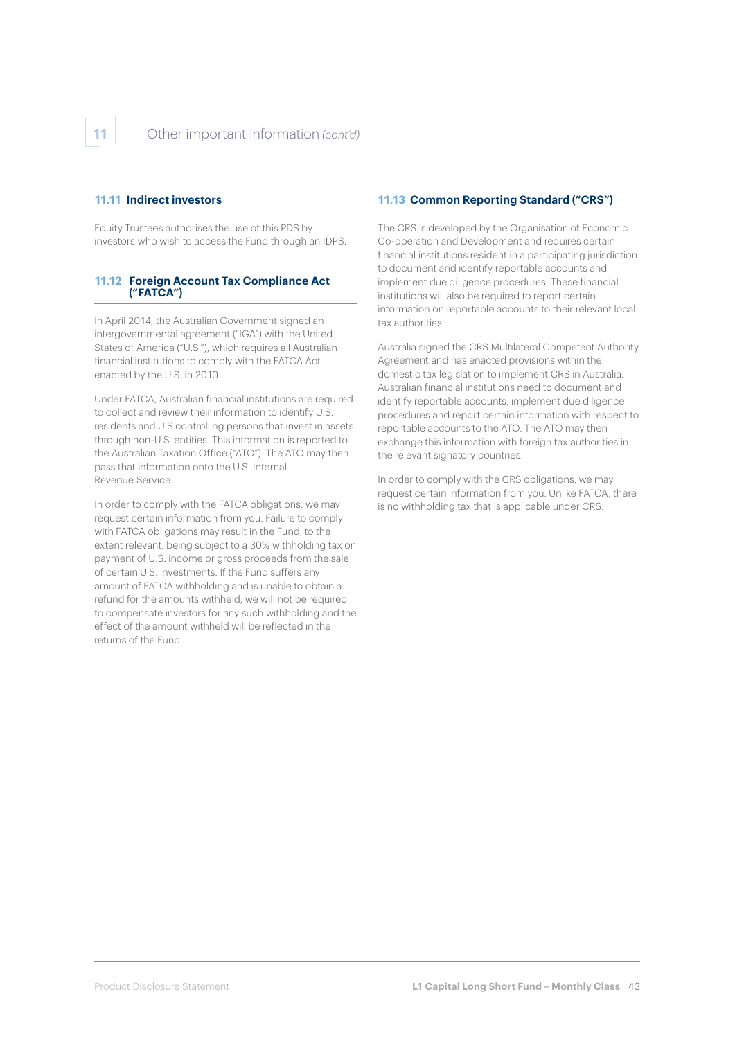## 11.11 Indirect investors

Equity Trustees authorises the use of this PDS by investors who wish to access the Fund through an IDPS.

## 11.12 Foreign Account Tax Compliance Act ("FATCA")

In April 2014, the Australian Government signed an intergovernmental agreement ("IGA") with the United States of America ("U.S."), which requires all Australian financial institutions to comply with the FATCA Act enacted by the U.S. in 2010.

Under FATCA, Australian financial institutions are required to collect and review their information to identify U.S. residents and U.S controlling persons that invest in assets through non-U.S. entities. This information is reported to the Australian Taxation Office ("ATO"). The ATO may then pass that information onto the U.S. Internal Revenue Service.

In order to comply with the FATCA obligations, we may request certain information from you. Failure to comply with FATCA obligations may result in the Fund, to the extent relevant, being subject to a 30% withholding tax on payment of U.S. income or gross proceeds from the sale of certain U.S. investments. If the Fund suffers any amount of FATCA withholding and is unable to obtain a refund for the amounts withheld, we will not be required to compensate investors for any such withholding and the effect of the amount withheld will be reflected in the returns of the Fund.

## 11.13 Common Reporting Standard ("CRS")

The CRS is developed by the Organisation of Economic Co-operation and Development and requires certain financial institutions resident in a participating jurisdiction to document and identify reportable accounts and implement due diligence procedures. These financial institutions will also be required to report certain information on reportable accounts to their relevant local tax authorities.

Australia signed the CRS Multilateral Competent Authority Agreement and has enacted provisions within the domestic tax legislation to implement CRS in Australia. Australian financial institutions need to document and identify reportable accounts, implement due diligence procedures and report certain information with respect to reportable accounts to the ATO. The ATO may then exchange this information with foreign tax authorities in the relevant signatory countries.

In order to comply with the CRS obligations, we may request certain information from you. Unlike FATCA, there is no withholding tax that is applicable under CRS.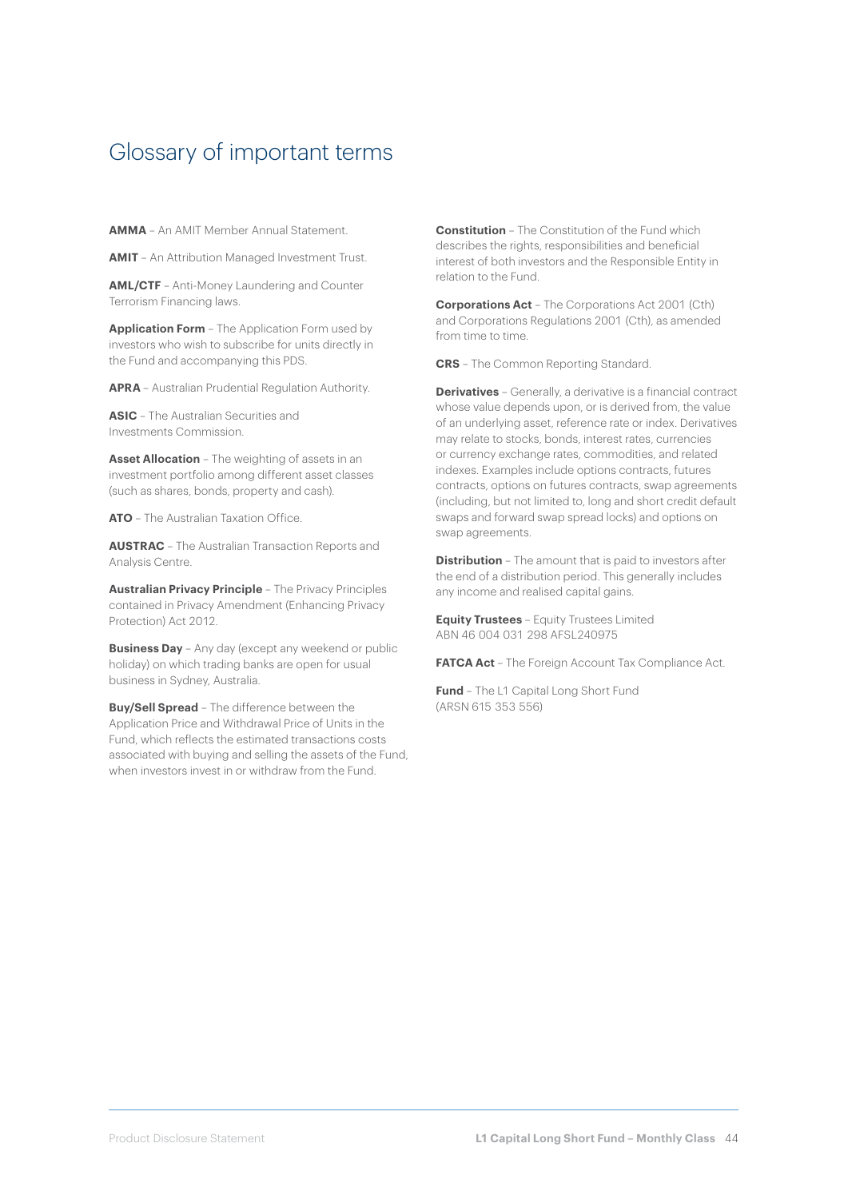# Glossary of important terms

**AMMA** – An AMIT Member Annual Statement.

**AMIT** – An Attribution Managed Investment Trust.

**AML/CTF** – Anti-Money Laundering and Counter Terrorism Financing laws.

**Application Form** – The Application Form used by investors who wish to subscribe for units directly in the Fund and accompanying this PDS.

**APRA** – Australian Prudential Regulation Authority.

**ASIC** – The Australian Securities and Investments Commission.

**Asset Allocation** – The weighting of assets in an investment portfolio among different asset classes (such as shares, bonds, property and cash).

**ATO** – The Australian Taxation Office.

**AUSTRAC** – The Australian Transaction Reports and Analysis Centre.

**Australian Privacy Principle** – The Privacy Principles contained in Privacy Amendment (Enhancing Privacy Protection) Act 2012.

**Business Day** – Any day (except any weekend or public holiday) on which trading banks are open for usual business in Sydney, Australia.

**Buy/Sell Spread** – The difference between the Application Price and Withdrawal Price of Units in the Fund, which reflects the estimated transactions costs associated with buying and selling the assets of the Fund, when investors invest in or withdraw from the Fund.

**Constitution** – The Constitution of the Fund which describes the rights, responsibilities and beneficial interest of both investors and the Responsible Entity in relation to the Fund.

**Corporations Act** – The Corporations Act 2001 (Cth) and Corporations Regulations 2001 (Cth), as amended from time to time.

**CRS** – The Common Reporting Standard.

**Derivatives** – Generally, a derivative is a financial contract whose value depends upon, or is derived from, the value of an underlying asset, reference rate or index. Derivatives may relate to stocks, bonds, interest rates, currencies or currency exchange rates, commodities, and related indexes. Examples include options contracts, futures contracts, options on futures contracts, swap agreements (including, but not limited to, long and short credit default swaps and forward swap spread locks) and options on swap agreements.

**Distribution** – The amount that is paid to investors after the end of a distribution period. This generally includes any income and realised capital gains.

**Equity Trustees** – Equity Trustees Limited ABN 46 004 031 298 AFSL240975

**FATCA Act** – The Foreign Account Tax Compliance Act.

**Fund** – The L1 Capital Long Short Fund (ARSN 615 353 556)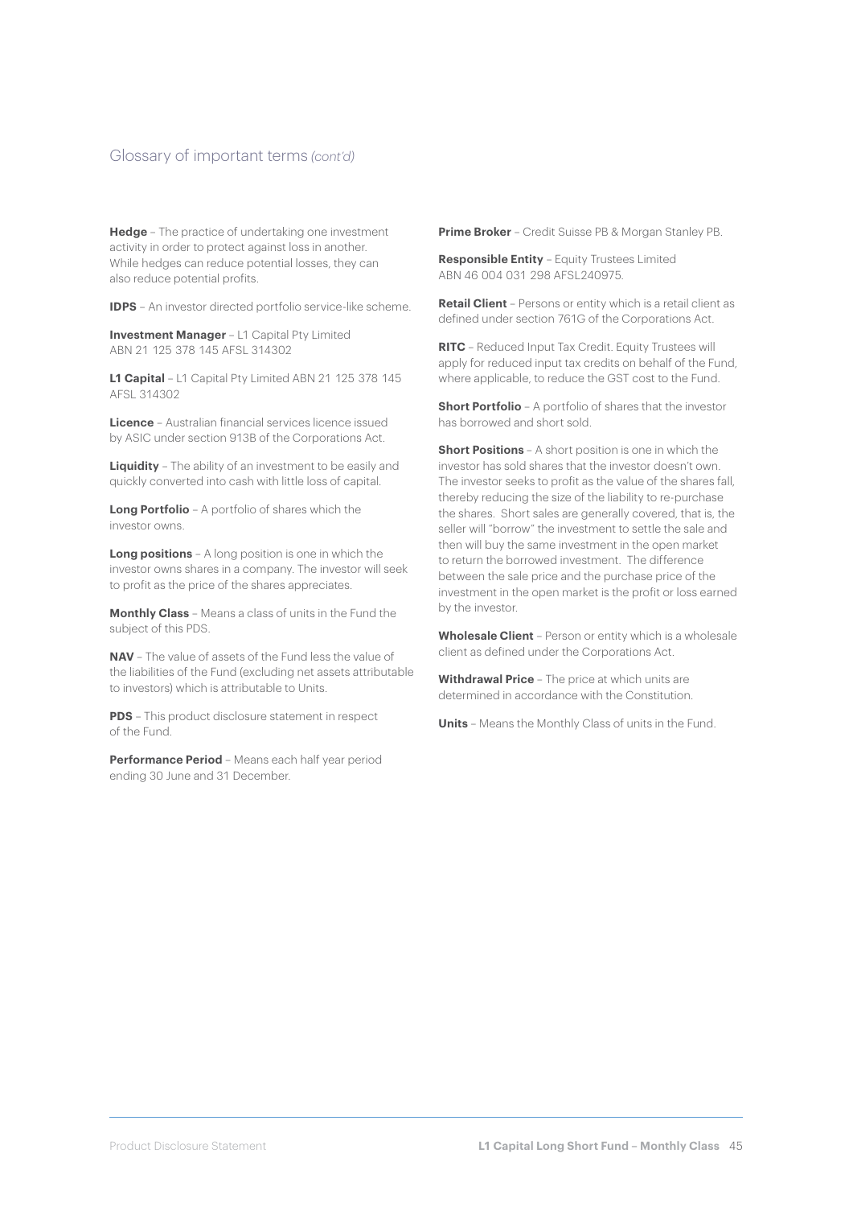## Glossary of important terms *(cont'd)*

**Hedge** – The practice of undertaking one investment activity in order to protect against loss in another. While hedges can reduce potential losses, they can also reduce potential profits.

**IDPS** – An investor directed portfolio service-like scheme.

**Investment Manager** – L1 Capital Pty Limited ABN 21 125 378 145 AFSL 314302

**L1 Capital** – L1 Capital Pty Limited ABN 21 125 378 145 AFSL 314302

**Licence** – Australian financial services licence issued by ASIC under section 913B of the Corporations Act.

**Liquidity** – The ability of an investment to be easily and quickly converted into cash with little loss of capital.

**Long Portfolio** – A portfolio of shares which the investor owns.

**Long positions** – A long position is one in which the investor owns shares in a company. The investor will seek to profit as the price of the shares appreciates.

**Monthly Class** – Means a class of units in the Fund the subject of this PDS.

**NAV** – The value of assets of the Fund less the value of the liabilities of the Fund (excluding net assets attributable to investors) which is attributable to Units.

**PDS** – This product disclosure statement in respect of the Fund.

**Performance Period** – Means each half year period ending 30 June and 31 December.

**Prime Broker** – Credit Suisse PB & Morgan Stanley PB.

**Responsible Entity** – Equity Trustees Limited ABN 46 004 031 298 AFSL240975.

**Retail Client** – Persons or entity which is a retail client as defined under section 761G of the Corporations Act.

**RITC** – Reduced Input Tax Credit. Equity Trustees will apply for reduced input tax credits on behalf of the Fund, where applicable, to reduce the GST cost to the Fund.

**Short Portfolio** – A portfolio of shares that the investor has borrowed and short sold.

**Short Positions** – A short position is one in which the investor has sold shares that the investor doesn't own. The investor seeks to profit as the value of the shares fall, thereby reducing the size of the liability to re-purchase the shares. Short sales are generally covered, that is, the seller will "borrow" the investment to settle the sale and then will buy the same investment in the open market to return the borrowed investment. The difference between the sale price and the purchase price of the investment in the open market is the profit or loss earned by the investor.

**Wholesale Client** – Person or entity which is a wholesale client as defined under the Corporations Act.

**Withdrawal Price** – The price at which units are determined in accordance with the Constitution.

**Units** – Means the Monthly Class of units in the Fund.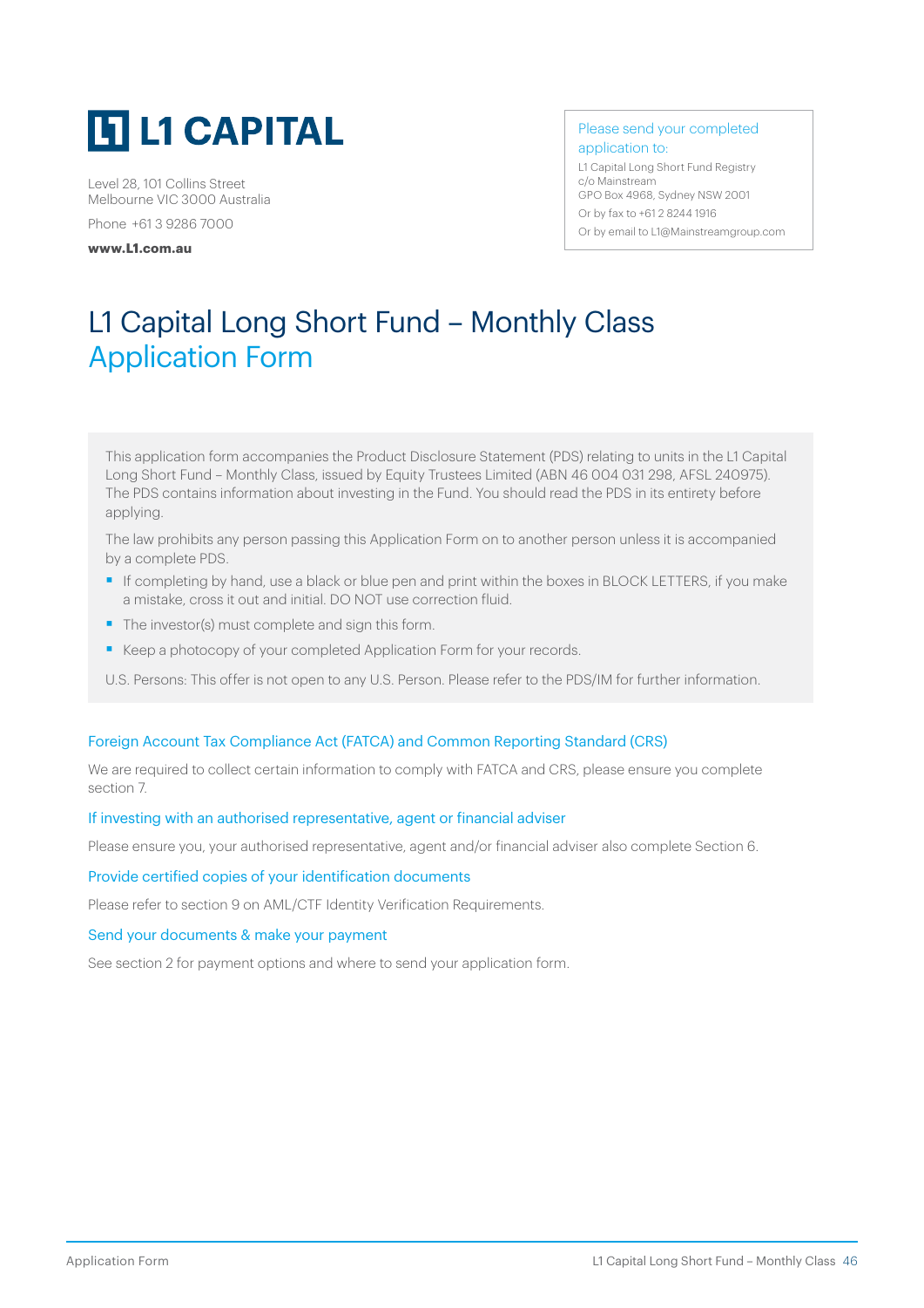# L1 CAPITAL

Level 28, 101 Collins Street
Melbourne VIC 3000 Australia

Phone +61 3 9286 7000

**www.L1.com.au**

Please send your completed application to:

L1 Capital Long Short Fund Registry
c/o Mainstream
GPO Box 4968, Sydney NSW 2001
Or by fax to +61 2 8244 1916
Or by email to L1@Mainstreamgroup.com

# L1 Capital Long Short Fund – Monthly Class
## Application Form

This application form accompanies the Product Disclosure Statement (PDS) relating to units in the L1 Capital Long Short Fund – Monthly Class, issued by Equity Trustees Limited (ABN 46 004 031 298, AFSL 240975). The PDS contains information about investing in the Fund. You should read the PDS in its entirety before applying.

The law prohibits any person passing this Application Form on to another person unless it is accompanied by a complete PDS.

- If completing by hand, use a black or blue pen and print within the boxes in BLOCK LETTERS, if you make a mistake, cross it out and initial. DO NOT use correction fluid.
- The investor(s) must complete and sign this form.
- Keep a photocopy of your completed Application Form for your records.

U.S. Persons: This offer is not open to any U.S. Person. Please refer to the PDS/IM for further information.

### Foreign Account Tax Compliance Act (FATCA) and Common Reporting Standard (CRS)

We are required to collect certain information to comply with FATCA and CRS, please ensure you complete section 7.

### If investing with an authorised representative, agent or financial adviser

Please ensure you, your authorised representative, agent and/or financial adviser also complete Section 6.

### Provide certified copies of your identification documents

Please refer to section 9 on AML/CTF Identity Verification Requirements.

### Send your documents & make your payment

See section 2 for payment options and where to send your application form.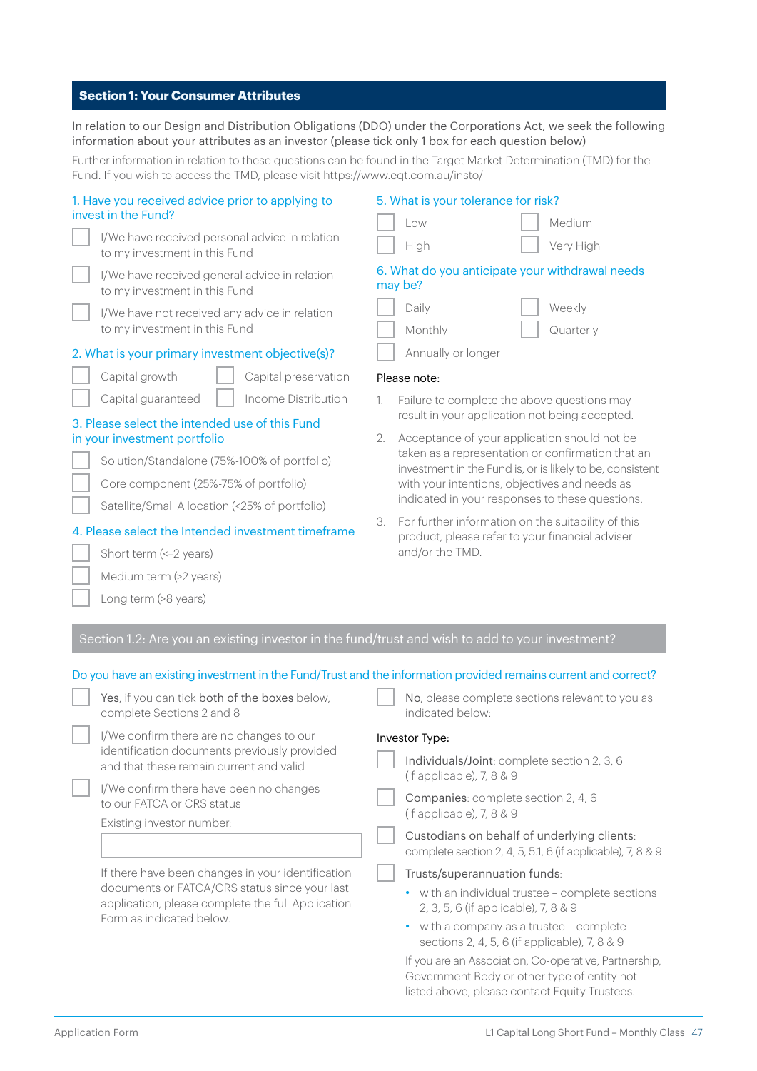## Section 1: Your Consumer Attributes

In relation to our Design and Distribution Obligations (DDO) under the Corporations Act, we seek the following information about your attributes as an investor (please tick only 1 box for each question below)

Further information in relation to these questions can be found in the Target Market Determination (TMD) for the Fund. If you wish to access the TMD, please visit https://www.eqt.com.au/insto/

**1. Have you received advice prior to applying to invest in the Fund?**

- ☐ I/We have received personal advice in relation to my investment in this Fund
- ☐ I/We have received general advice in relation to my investment in this Fund
- ☐ I/We have not received any advice in relation to my investment in this Fund

**2. What is your primary investment objective(s)?**

- ☐ Capital growth
- ☐ Capital preservation
- ☐ Capital guaranteed
- ☐ Income Distribution

**3. Please select the intended use of this Fund in your investment portfolio**

- ☐ Solution/Standalone (75%-100% of portfolio)
- ☐ Core component (25%-75% of portfolio)
- ☐ Satellite/Small Allocation (<25% of portfolio)

**4. Please select the Intended investment timeframe**

- ☐ Short term (<=2 years)
- ☐ Medium term (>2 years)
- ☐ Long term (>8 years)

**5. What is your tolerance for risk?**

- ☐ Low
- ☐ Medium
- ☐ High
- ☐ Very High

**6. What do you anticipate your withdrawal needs may be?**

- ☐ Daily
- ☐ Weekly
- ☐ Monthly
- ☐ Quarterly
- ☐ Annually or longer

Please note:

1. Failure to complete the above questions may result in your application not being accepted.
2. Acceptance of your application should not be taken as a representation or confirmation that an investment in the Fund is, or is likely to be, consistent with your intentions, objectives and needs as indicated in your responses to these questions.
3. For further information on the suitability of this product, please refer to your financial adviser and/or the TMD.

## Section 1.2: Are you an existing investor in the fund/trust and wish to add to your investment?

**Do you have an existing investment in the Fund/Trust and the information provided remains current and correct?**

- ☐ **Yes**, if you can tick **both of the boxes** below, complete Sections 2 and 8
  - ☐ I/We confirm there are no changes to our identification documents previously provided and that these remain current and valid
  - ☐ I/We confirm there have been no changes to our FATCA or CRS status

  Existing investor number: ______________________

  If there have been changes in your identification documents or FATCA/CRS status since your last application, please complete the full Application Form as indicated below.

- ☐ **No**, please complete sections relevant to you as indicated below:

Investor Type:

- ☐ **Individuals/Joint**: complete section 2, 3, 6 (if applicable), 7, 8 & 9
- ☐ **Companies**: complete section 2, 4, 6 (if applicable), 7, 8 & 9
- ☐ **Custodians on behalf of underlying clients**: complete section 2, 4, 5, 5.1, 6 (if applicable), 7, 8 & 9
- ☐ **Trusts/superannuation funds**:
  - with an individual trustee – complete sections 2, 3, 5, 6 (if applicable), 7, 8 & 9
  - with a company as a trustee – complete sections 2, 4, 5, 6 (if applicable), 7, 8 & 9

If you are an Association, Co-operative, Partnership, Government Body or other type of entity not listed above, please contact Equity Trustees.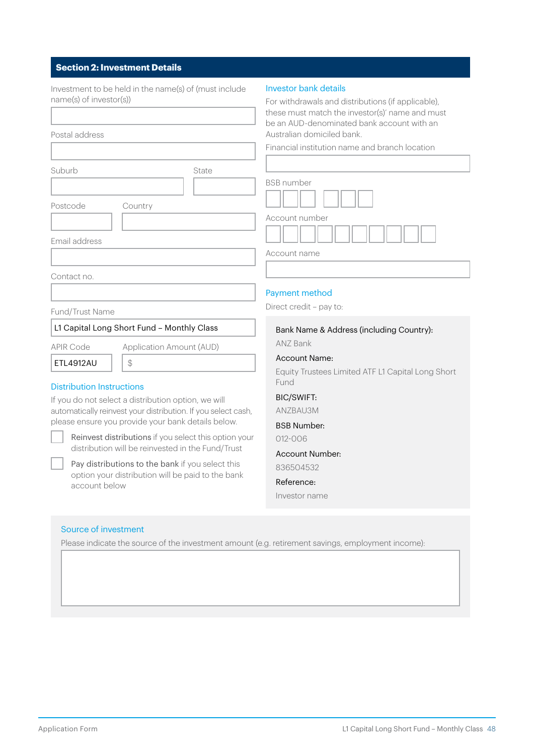## Section 2: Investment Details

Investment to be held in the name(s) of (must include name(s) of investor(s))

Postal address

Suburb

State

Postcode

Country

Email address

Contact no.

Fund/Trust Name

L1 Capital Long Short Fund – Monthly Class

APIR Code

ETL4912AU

Application Amount (AUD)

$

### Distribution Instructions

If you do not select a distribution option, we will automatically reinvest your distribution. If you select cash, please ensure you provide your bank details below.

☐ Reinvest distributions if you select this option your distribution will be reinvested in the Fund/Trust

☐ Pay distributions to the bank if you select this option your distribution will be paid to the bank account below

### Investor bank details

For withdrawals and distributions (if applicable), these must match the investor(s)' name and must be an AUD-denominated bank account with an Australian domiciled bank.

Financial institution name and branch location

BSB number

Account number

Account name

### Payment method

Direct credit – pay to:

**Bank Name & Address (including Country):**
ANZ Bank

**Account Name:**
Equity Trustees Limited ATF L1 Capital Long Short Fund

**BIC/SWIFT:**
ANZBAU3M

**BSB Number:**
012-006

**Account Number:**
836504532

**Reference:**
Investor name

### Source of investment

Please indicate the source of the investment amount (e.g. retirement savings, employment income):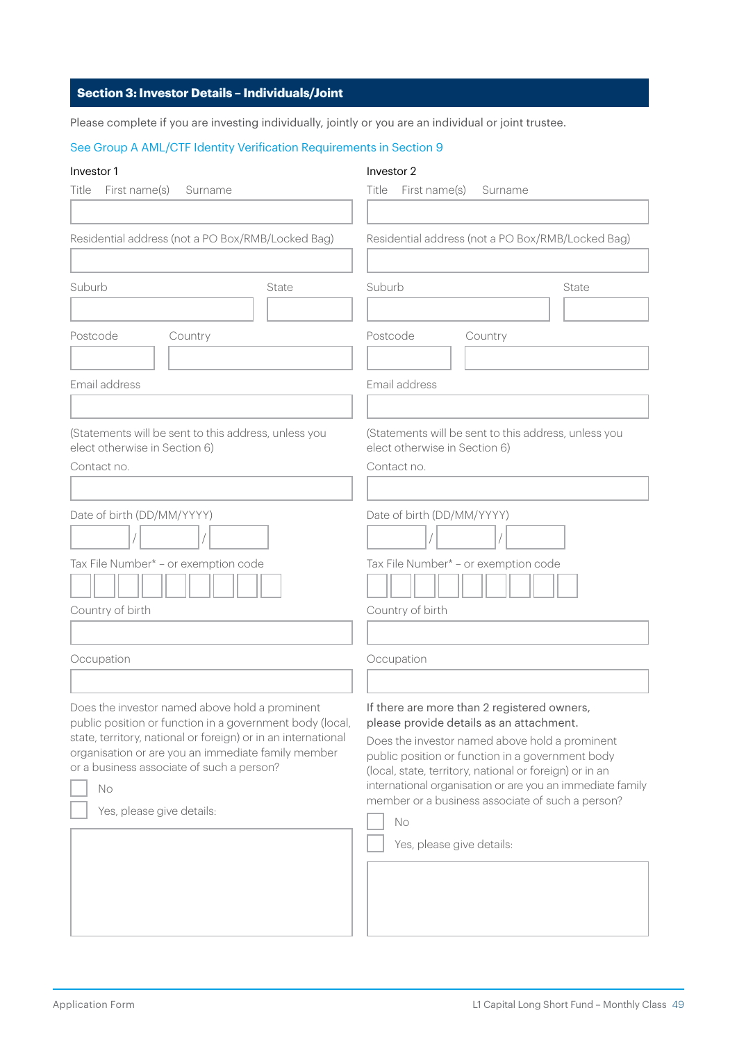## Section 3: Investor Details – Individuals/Joint

Please complete if you are investing individually, jointly or you are an individual or joint trustee.

See Group A AML/CTF Identity Verification Requirements in Section 9

### Investor 1

Title First name(s) Surname

Residential address (not a PO Box/RMB/Locked Bag)

Suburb State

Postcode Country

Email address

(Statements will be sent to this address, unless you elect otherwise in Section 6)

Contact no.

Date of birth (DD/MM/YYYY)

/ /

Tax File Number* – or exemption code

Country of birth

Occupation

Does the investor named above hold a prominent public position or function in a government body (local, state, territory, national or foreign) or in an international organisation or are you an immediate family member or a business associate of such a person?

☐ No

☐ Yes, please give details:

### Investor 2

Title First name(s) Surname

Residential address (not a PO Box/RMB/Locked Bag)

Suburb State

Postcode Country

Email address

(Statements will be sent to this address, unless you elect otherwise in Section 6)

Contact no.

Date of birth (DD/MM/YYYY)

/ /

Tax File Number* – or exemption code

Country of birth

Occupation

If there are more than 2 registered owners, please provide details as an attachment.

Does the investor named above hold a prominent public position or function in a government body (local, state, territory, national or foreign) or in an international organisation or are you an immediate family member or a business associate of such a person?

☐ No

☐ Yes, please give details: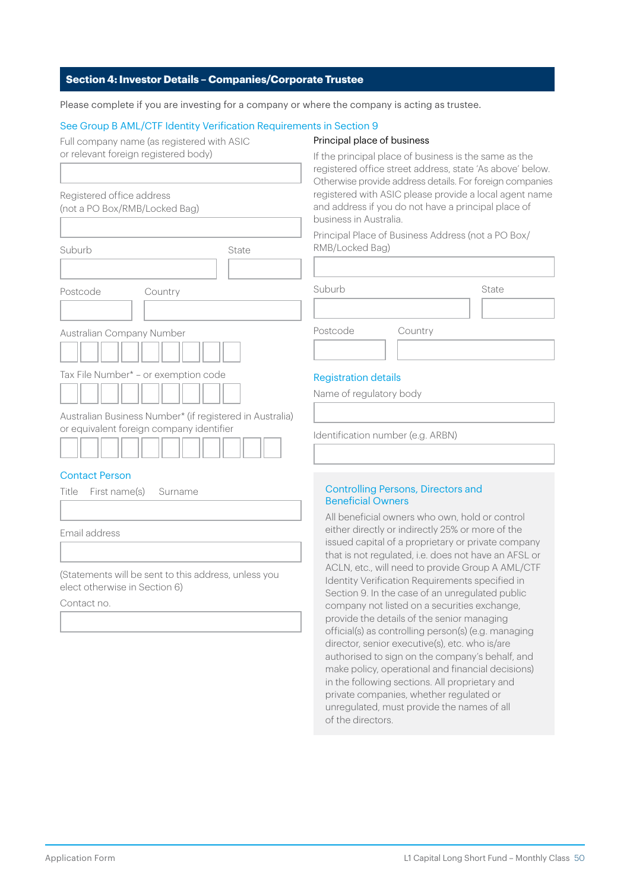## Section 4: Investor Details – Companies/Corporate Trustee

Please complete if you are investing for a company or where the company is acting as trustee.

See Group B AML/CTF Identity Verification Requirements in Section 9

Full company name (as registered with ASIC or relevant foreign registered body)

Registered office address (not a PO Box/RMB/Locked Bag)

Suburb

State

Postcode

Country

Australian Company Number

Tax File Number* – or exemption code

Australian Business Number* (if registered in Australia) or equivalent foreign company identifier

### Contact Person

Title First name(s) Surname

Email address

(Statements will be sent to this address, unless you elect otherwise in Section 6)

Contact no.

### Principal place of business

If the principal place of business is the same as the registered office street address, state 'As above' below. Otherwise provide address details. For foreign companies registered with ASIC please provide a local agent name and address if you do not have a principal place of business in Australia.

Principal Place of Business Address (not a PO Box/ RMB/Locked Bag)

Suburb

State

Postcode

Country

### Registration details

Name of regulatory body

Identification number (e.g. ARBN)

### Controlling Persons, Directors and Beneficial Owners

All beneficial owners who own, hold or control either directly or indirectly 25% or more of the issued capital of a proprietary or private company that is not regulated, i.e. does not have an AFSL or ACLN, etc., will need to provide Group A AML/CTF Identity Verification Requirements specified in Section 9. In the case of an unregulated public company not listed on a securities exchange, provide the details of the senior managing official(s) as controlling person(s) (e.g. managing director, senior executive(s), etc. who is/are authorised to sign on the company's behalf, and make policy, operational and financial decisions) in the following sections. All proprietary and private companies, whether regulated or unregulated, must provide the names of all of the directors.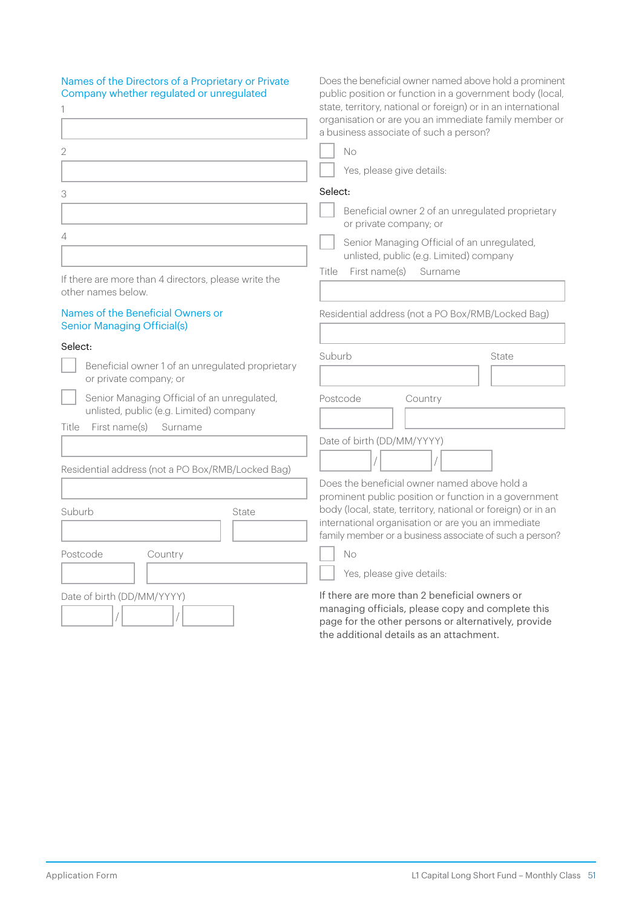## Names of the Directors of a Proprietary or Private Company whether regulated or unregulated

1

2

3

4

If there are more than 4 directors, please write the other names below.

## Names of the Beneficial Owners or Senior Managing Official(s)

Select:

☐ Beneficial owner 1 of an unregulated proprietary or private company; or

☐ Senior Managing Official of an unregulated, unlisted, public (e.g. Limited) company

Title First name(s) Surname

Residential address (not a PO Box/RMB/Locked Bag)

Suburb State

Postcode Country

Date of birth (DD/MM/YYYY)

/ /

Does the beneficial owner named above hold a prominent public position or function in a government body (local, state, territory, national or foreign) or in an international organisation or are you an immediate family member or a business associate of such a person?

☐ No

☐ Yes, please give details:

Select:

☐ Beneficial owner 2 of an unregulated proprietary or private company; or

☐ Senior Managing Official of an unregulated, unlisted, public (e.g. Limited) company

Title First name(s) Surname

Residential address (not a PO Box/RMB/Locked Bag)

Suburb State

Postcode Country

Date of birth (DD/MM/YYYY)

/ /

Does the beneficial owner named above hold a prominent public position or function in a government body (local, state, territory, national or foreign) or in an international organisation or are you an immediate family member or a business associate of such a person?

☐ No

☐ Yes, please give details:

If there are more than 2 beneficial owners or managing officials, please copy and complete this page for the other persons or alternatively, provide the additional details as an attachment.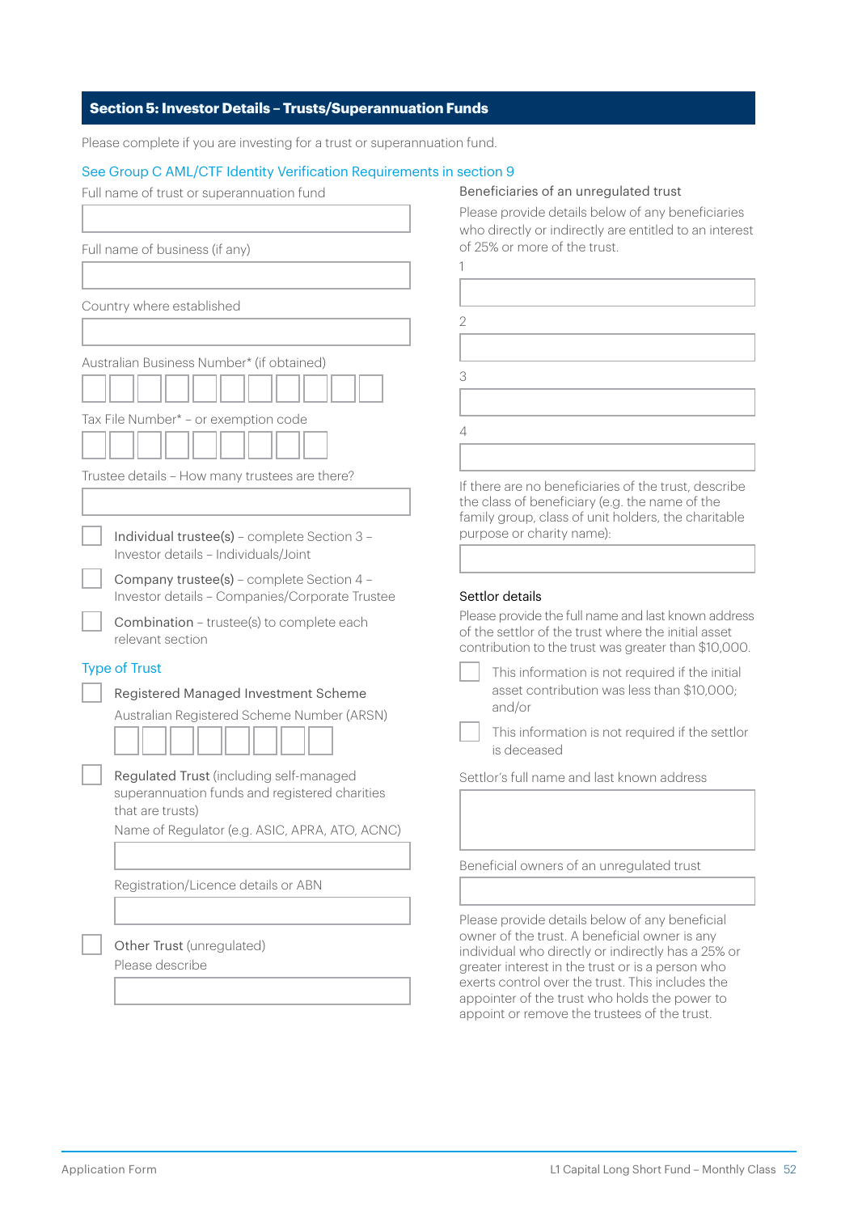## Section 5: Investor Details – Trusts/Superannuation Funds

Please complete if you are investing for a trust or superannuation fund.

See Group C AML/CTF Identity Verification Requirements in section 9

Full name of trust or superannuation fund

Full name of business (if any)

Country where established

Australian Business Number* (if obtained)

Tax File Number* – or exemption code

Trustee details – How many trustees are there?

- ☐ **Individual trustee(s)** – complete Section 3 – Investor details – Individuals/Joint
- ☐ **Company trustee(s)** – complete Section 4 – Investor details – Companies/Corporate Trustee
- ☐ **Combination** – trustee(s) to complete each relevant section

### Type of Trust

☐ **Registered Managed Investment Scheme**

Australian Registered Scheme Number (ARSN)

☐ **Regulated Trust** (including self-managed superannuation funds and registered charities that are trusts)

Name of Regulator (e.g. ASIC, APRA, ATO, ACNC)

Registration/Licence details or ABN

☐ **Other Trust** (unregulated)

Please describe

### Beneficiaries of an unregulated trust

Please provide details below of any beneficiaries who directly or indirectly are entitled to an interest of 25% or more of the trust.

1

2

3

4

If there are no beneficiaries of the trust, describe the class of beneficiary (e.g. the name of the family group, class of unit holders, the charitable purpose or charity name):

### Settlor details

Please provide the full name and last known address of the settlor of the trust where the initial asset contribution to the trust was greater than $10,000.

- ☐ This information is not required if the initial asset contribution was less than $10,000; and/or
- ☐ This information is not required if the settlor is deceased

Settlor's full name and last known address

Beneficial owners of an unregulated trust

Please provide details below of any beneficial owner of the trust. A beneficial owner is any individual who directly or indirectly has a 25% or greater interest in the trust or is a person who exerts control over the trust. This includes the appointer of the trust who holds the power to appoint or remove the trustees of the trust.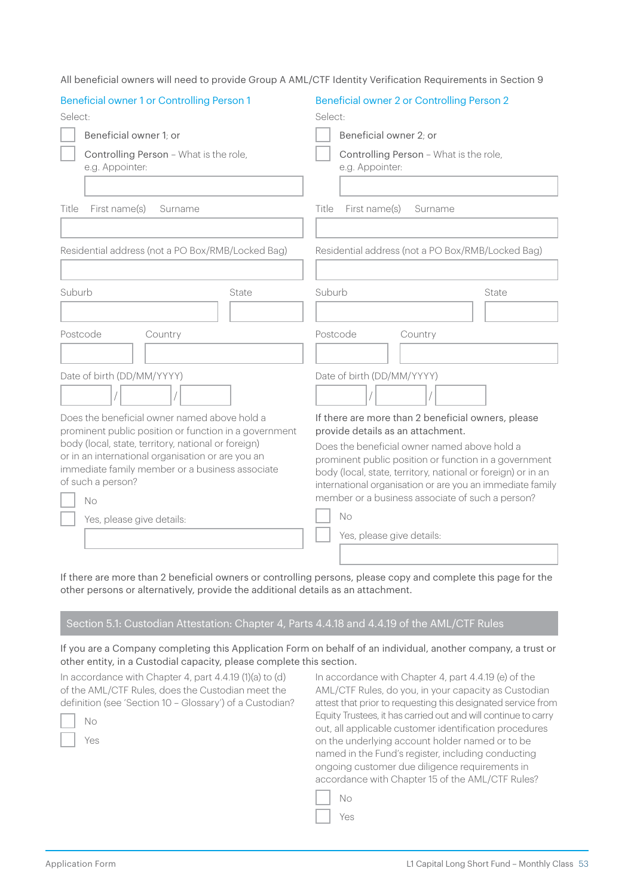All beneficial owners will need to provide Group A AML/CTF Identity Verification Requirements in Section 9

### Beneficial owner 1 or Controlling Person 1

Select:

- ☐ Beneficial owner 1; or
- ☐ Controlling Person – What is the role, e.g. Appointer:

Title First name(s) Surname

Residential address (not a PO Box/RMB/Locked Bag)

Suburb State

Postcode Country

Date of birth (DD/MM/YYYY)

/ /

Does the beneficial owner named above hold a prominent public position or function in a government body (local, state, territory, national or foreign) or in an international organisation or are you an immediate family member or a business associate of such a person?

- ☐ No
- ☐ Yes, please give details:

### Beneficial owner 2 or Controlling Person 2

Select:

- ☐ Beneficial owner 2; or
- ☐ Controlling Person – What is the role, e.g. Appointer:

Title First name(s) Surname

Residential address (not a PO Box/RMB/Locked Bag)

Suburb State

Postcode Country

Date of birth (DD/MM/YYYY)

/ /

If there are more than 2 beneficial owners, please provide details as an attachment.

Does the beneficial owner named above hold a prominent public position or function in a government body (local, state, territory, national or foreign) or in an international organisation or are you an immediate family member or a business associate of such a person?

- ☐ No
- ☐ Yes, please give details:

If there are more than 2 beneficial owners or controlling persons, please copy and complete this page for the other persons or alternatively, provide the additional details as an attachment.

## Section 5.1: Custodian Attestation: Chapter 4, Parts 4.4.18 and 4.4.19 of the AML/CTF Rules

If you are a Company completing this Application Form on behalf of an individual, another company, a trust or other entity, in a Custodial capacity, please complete this section.

In accordance with Chapter 4, part 4.4.19 (1)(a) to (d) of the AML/CTF Rules, does the Custodian meet the definition (see 'Section 10 – Glossary') of a Custodian?

- ☐ No
- ☐ Yes

In accordance with Chapter 4, part 4.4.19 (e) of the AML/CTF Rules, do you, in your capacity as Custodian attest that prior to requesting this designated service from Equity Trustees, it has carried out and will continue to carry out, all applicable customer identification procedures on the underlying account holder named or to be named in the Fund's register, including conducting ongoing customer due diligence requirements in accordance with Chapter 15 of the AML/CTF Rules?

- ☐ No
- ☐ Yes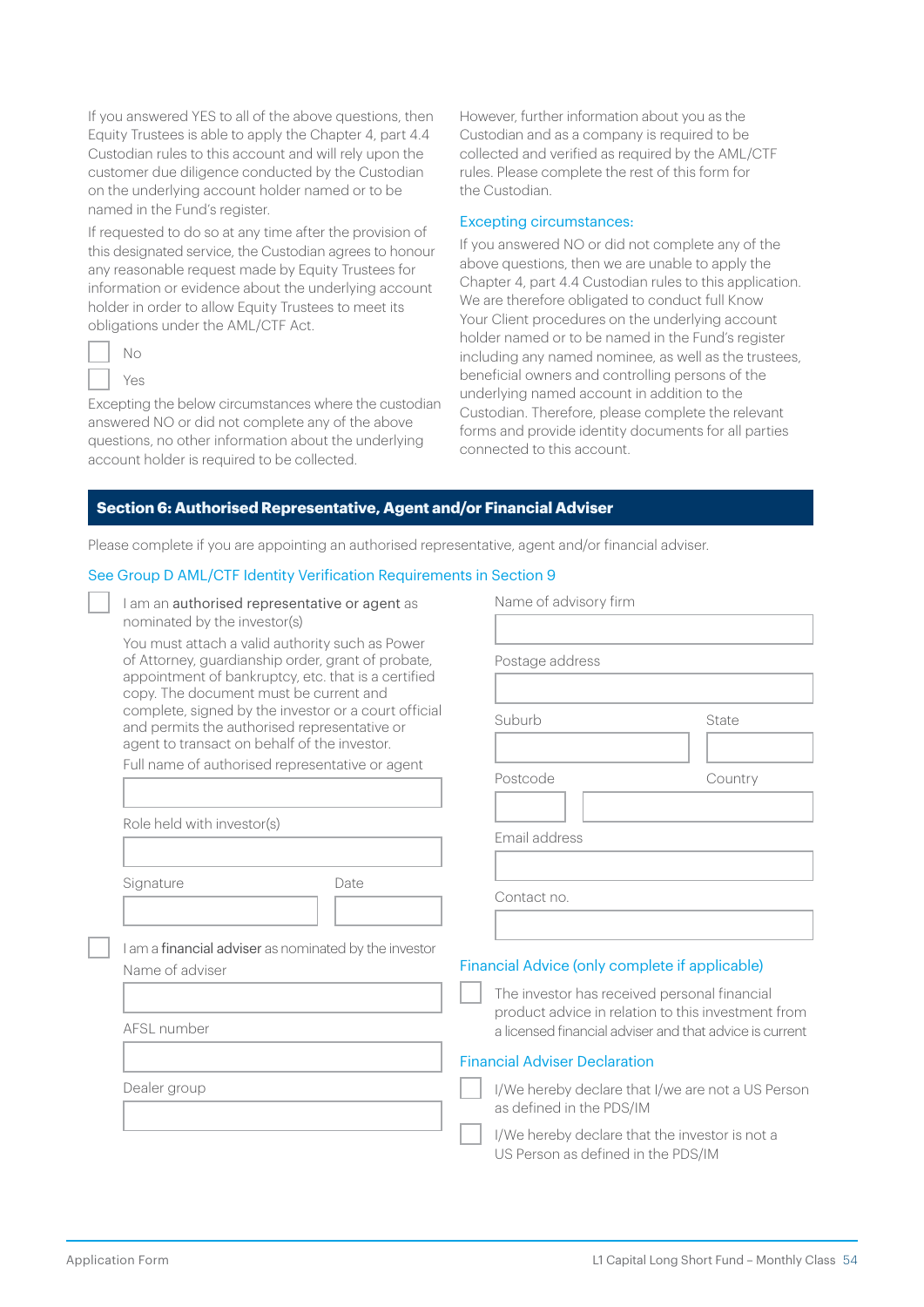If you answered YES to all of the above questions, then Equity Trustees is able to apply the Chapter 4, part 4.4 Custodian rules to this account and will rely upon the customer due diligence conducted by the Custodian on the underlying account holder named or to be named in the Fund's register.

If requested to do so at any time after the provision of this designated service, the Custodian agrees to honour any reasonable request made by Equity Trustees for information or evidence about the underlying account holder in order to allow Equity Trustees to meet its obligations under the AML/CTF Act.

☐ No

☐ Yes

Excepting the below circumstances where the custodian answered NO or did not complete any of the above questions, no other information about the underlying account holder is required to be collected.

However, further information about you as the Custodian and as a company is required to be collected and verified as required by the AML/CTF rules. Please complete the rest of this form for the Custodian.

### Excepting circumstances:

If you answered NO or did not complete any of the above questions, then we are unable to apply the Chapter 4, part 4.4 Custodian rules to this application. We are therefore obligated to conduct full Know Your Client procedures on the underlying account holder named or to be named in the Fund's register including any named nominee, as well as the trustees, beneficial owners and controlling persons of the underlying named account in addition to the Custodian. Therefore, please complete the relevant forms and provide identity documents for all parties connected to this account.

## Section 6: Authorised Representative, Agent and/or Financial Adviser

Please complete if you are appointing an authorised representative, agent and/or financial adviser.

See Group D AML/CTF Identity Verification Requirements in Section 9

☐ I am an **authorised representative or agent** as nominated by the investor(s)

You must attach a valid authority such as Power of Attorney, guardianship order, grant of probate, appointment of bankruptcy, etc. that is a certified copy. The document must be current and complete, signed by the investor or a court official and permits the authorised representative or agent to transact on behalf of the investor.

Full name of authorised representative or agent

Role held with investor(s)

Signature

Date

☐ I am a **financial adviser** as nominated by the investor

Name of adviser

AFSL number

Dealer group

Name of advisory firm

Postage address

Suburb

State

Postcode

Country

Email address

Contact no.

### Financial Advice (only complete if applicable)

☐ The investor has received personal financial product advice in relation to this investment from a licensed financial adviser and that advice is current

### Financial Adviser Declaration

☐ I/We hereby declare that I/we are not a US Person as defined in the PDS/IM

☐ I/We hereby declare that the investor is not a US Person as defined in the PDS/IM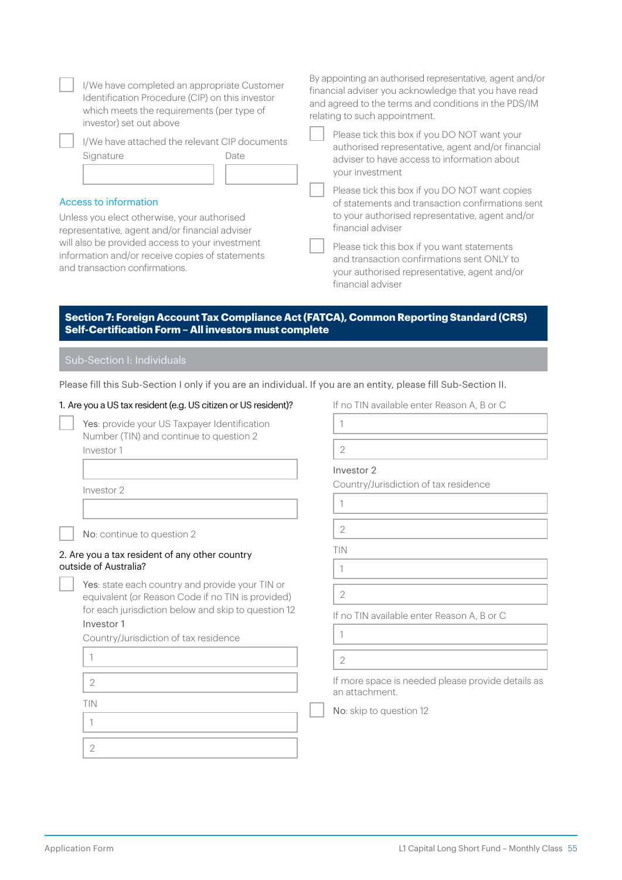- [ ] I/We have completed an appropriate Customer Identification Procedure (CIP) on this investor which meets the requirements (per type of investor) set out above
- [ ] I/We have attached the relevant CIP documents

Signature

Date

### Access to information

Unless you elect otherwise, your authorised representative, agent and/or financial adviser will also be provided access to your investment information and/or receive copies of statements and transaction confirmations.

By appointing an authorised representative, agent and/or financial adviser you acknowledge that you have read and agreed to the terms and conditions in the PDS/IM relating to such appointment.

- [ ] Please tick this box if you DO NOT want your authorised representative, agent and/or financial adviser to have access to information about your investment
- [ ] Please tick this box if you DO NOT want copies of statements and transaction confirmations sent to your authorised representative, agent and/or financial adviser
- [ ] Please tick this box if you want statements and transaction confirmations sent ONLY to your authorised representative, agent and/or financial adviser

## Section 7: Foreign Account Tax Compliance Act (FATCA), Common Reporting Standard (CRS) Self-Certification Form – All investors must complete

### Sub-Section I: Individuals

Please fill this Sub-Section I only if you are an individual. If you are an entity, please fill Sub-Section II.

1. Are you a US tax resident (e.g. US citizen or US resident)?

- [ ] **Yes**: provide your US Taxpayer Identification Number (TIN) and continue to question 2

Investor 1

Investor 2

- [ ] **No**: continue to question 2

2. Are you a tax resident of any other country outside of Australia?

- [ ] **Yes**: state each country and provide your TIN or equivalent (or Reason Code if no TIN is provided) for each jurisdiction below and skip to question 12

Investor 1

Country/Jurisdiction of tax residence

1

2

TIN

1

2

If no TIN available enter Reason A, B or C

1

2

Investor 2

Country/Jurisdiction of tax residence

1

2

TIN

1

2

If no TIN available enter Reason A, B or C

1

2

If more space is needed please provide details as an attachment.

- [ ] **No**: skip to question 12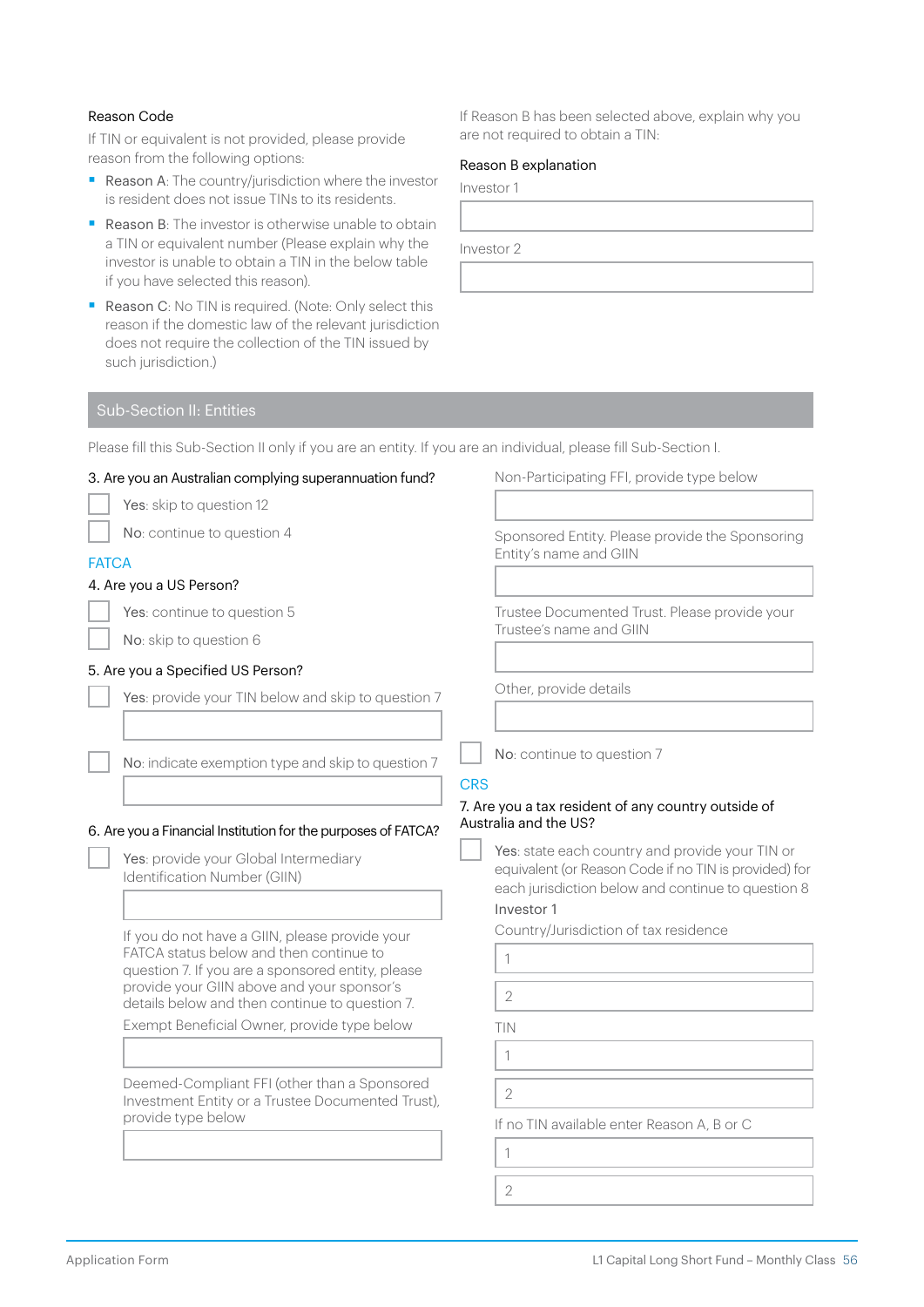Reason Code

If TIN or equivalent is not provided, please provide reason from the following options:

- Reason A: The country/jurisdiction where the investor is resident does not issue TINs to its residents.
- Reason B: The investor is otherwise unable to obtain a TIN or equivalent number (Please explain why the investor is unable to obtain a TIN in the below table if you have selected this reason).
- Reason C: No TIN is required. (Note: Only select this reason if the domestic law of the relevant jurisdiction does not require the collection of the TIN issued by such jurisdiction.)

If Reason B has been selected above, explain why you are not required to obtain a TIN:

Reason B explanation

Investor 1

Investor 2

## Sub-Section II: Entities

Please fill this Sub-Section II only if you are an entity. If you are an individual, please fill Sub-Section I.

3. Are you an Australian complying superannuation fund?

☐ Yes: skip to question 12

☐ No: continue to question 4

### FATCA

4. Are you a US Person?

☐ Yes: continue to question 5

☐ No: skip to question 6

5. Are you a Specified US Person?

☐ Yes: provide your TIN below and skip to question 7

☐ No: indicate exemption type and skip to question 7

6. Are you a Financial Institution for the purposes of FATCA?

☐ Yes: provide your Global Intermediary Identification Number (GIIN)

If you do not have a GIIN, please provide your FATCA status below and then continue to question 7. If you are a sponsored entity, please provide your GIIN above and your sponsor's details below and then continue to question 7.

Exempt Beneficial Owner, provide type below

Deemed-Compliant FFI (other than a Sponsored Investment Entity or a Trustee Documented Trust), provide type below

Non-Participating FFI, provide type below

Sponsored Entity. Please provide the Sponsoring Entity's name and GIIN

Trustee Documented Trust. Please provide your Trustee's name and GIIN

Other, provide details

☐ No: continue to question 7

### CRS

7. Are you a tax resident of any country outside of Australia and the US?

☐ Yes: state each country and provide your TIN or equivalent (or Reason Code if no TIN is provided) for each jurisdiction below and continue to question 8

Investor 1

Country/Jurisdiction of tax residence

1

2

TIN

1

2

If no TIN available enter Reason A, B or C

1

2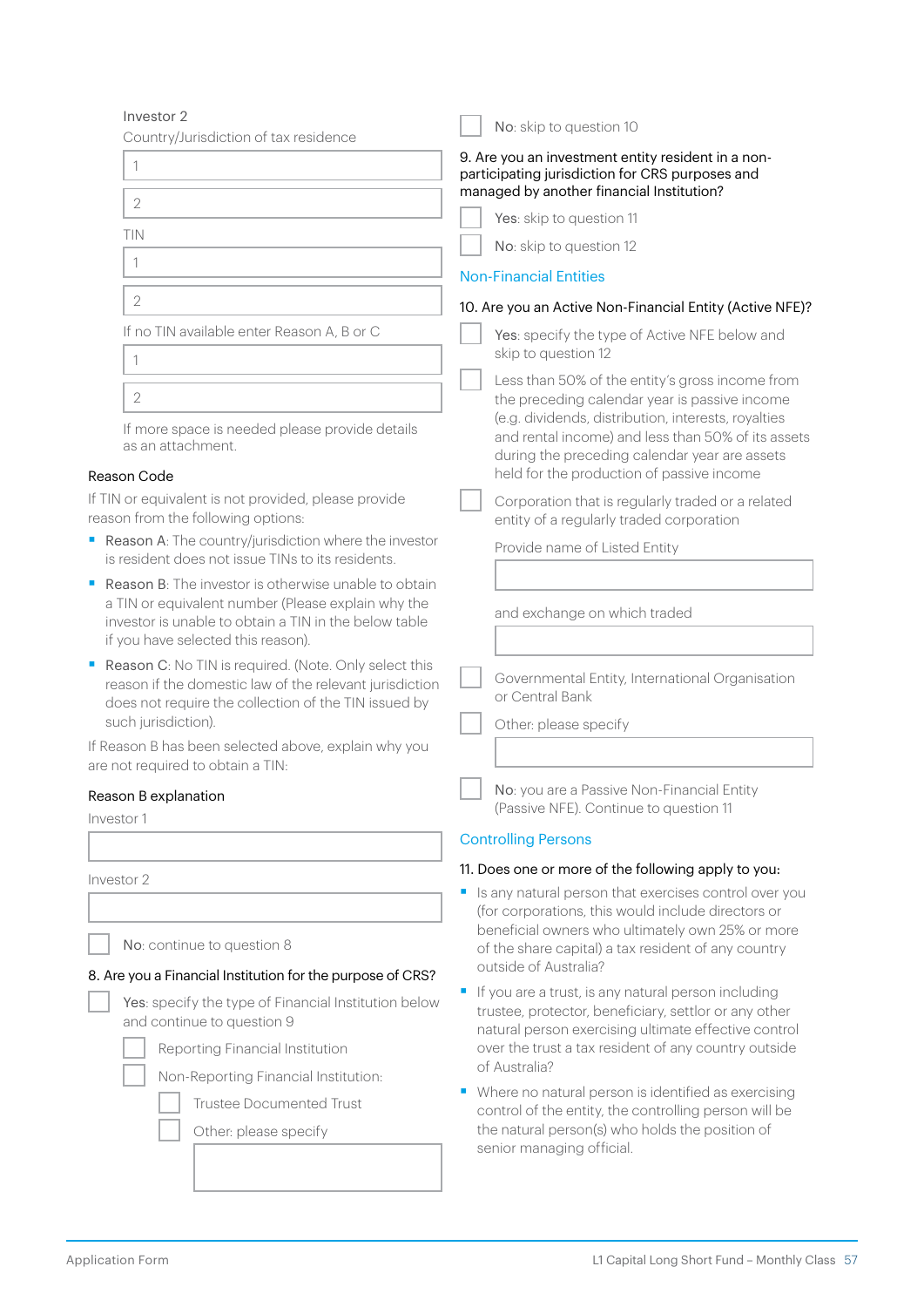Investor 2

Country/Jurisdiction of tax residence

1 ______________________

2 ______________________

TIN

1 ______________________

2 ______________________

If no TIN available enter Reason A, B or C

1 ______________________

2 ______________________

If more space is needed please provide details as an attachment.

### Reason Code

If TIN or equivalent is not provided, please provide reason from the following options:

- Reason A: The country/jurisdiction where the investor is resident does not issue TINs to its residents.
- Reason B: The investor is otherwise unable to obtain a TIN or equivalent number (Please explain why the investor is unable to obtain a TIN in the below table if you have selected this reason).
- Reason C: No TIN is required. (Note. Only select this reason if the domestic law of the relevant jurisdiction does not require the collection of the TIN issued by such jurisdiction).

If Reason B has been selected above, explain why you are not required to obtain a TIN:

### Reason B explanation

Investor 1

______________________

Investor 2

______________________

☐ No: continue to question 8

**8. Are you a Financial Institution for the purpose of CRS?**

☐ Yes: specify the type of Financial Institution below and continue to question 9

- ☐ Reporting Financial Institution
- ☐ Non-Reporting Financial Institution:
  - ☐ Trustee Documented Trust
  - ☐ Other: please specify ______________________

☐ No: skip to question 10

**9. Are you an investment entity resident in a non-participating jurisdiction for CRS purposes and managed by another financial Institution?**

☐ Yes: skip to question 11

☐ No: skip to question 12

## Non-Financial Entities

**10. Are you an Active Non-Financial Entity (Active NFE)?**

☐ Yes: specify the type of Active NFE below and skip to question 12

- ☐ Less than 50% of the entity's gross income from the preceding calendar year is passive income (e.g. dividends, distribution, interests, royalties and rental income) and less than 50% of its assets during the preceding calendar year are assets held for the production of passive income
- ☐ Corporation that is regularly traded or a related entity of a regularly traded corporation

  Provide name of Listed Entity ______________________

  and exchange on which traded ______________________

- ☐ Governmental Entity, International Organisation or Central Bank
- ☐ Other: please specify ______________________

☐ No: you are a Passive Non-Financial Entity (Passive NFE). Continue to question 11

## Controlling Persons

**11. Does one or more of the following apply to you:**

- Is any natural person that exercises control over you (for corporations, this would include directors or beneficial owners who ultimately own 25% or more of the share capital) a tax resident of any country outside of Australia?
- If you are a trust, is any natural person including trustee, protector, beneficiary, settlor or any other natural person exercising ultimate effective control over the trust a tax resident of any country outside of Australia?
- Where no natural person is identified as exercising control of the entity, the controlling person will be the natural person(s) who holds the position of senior managing official.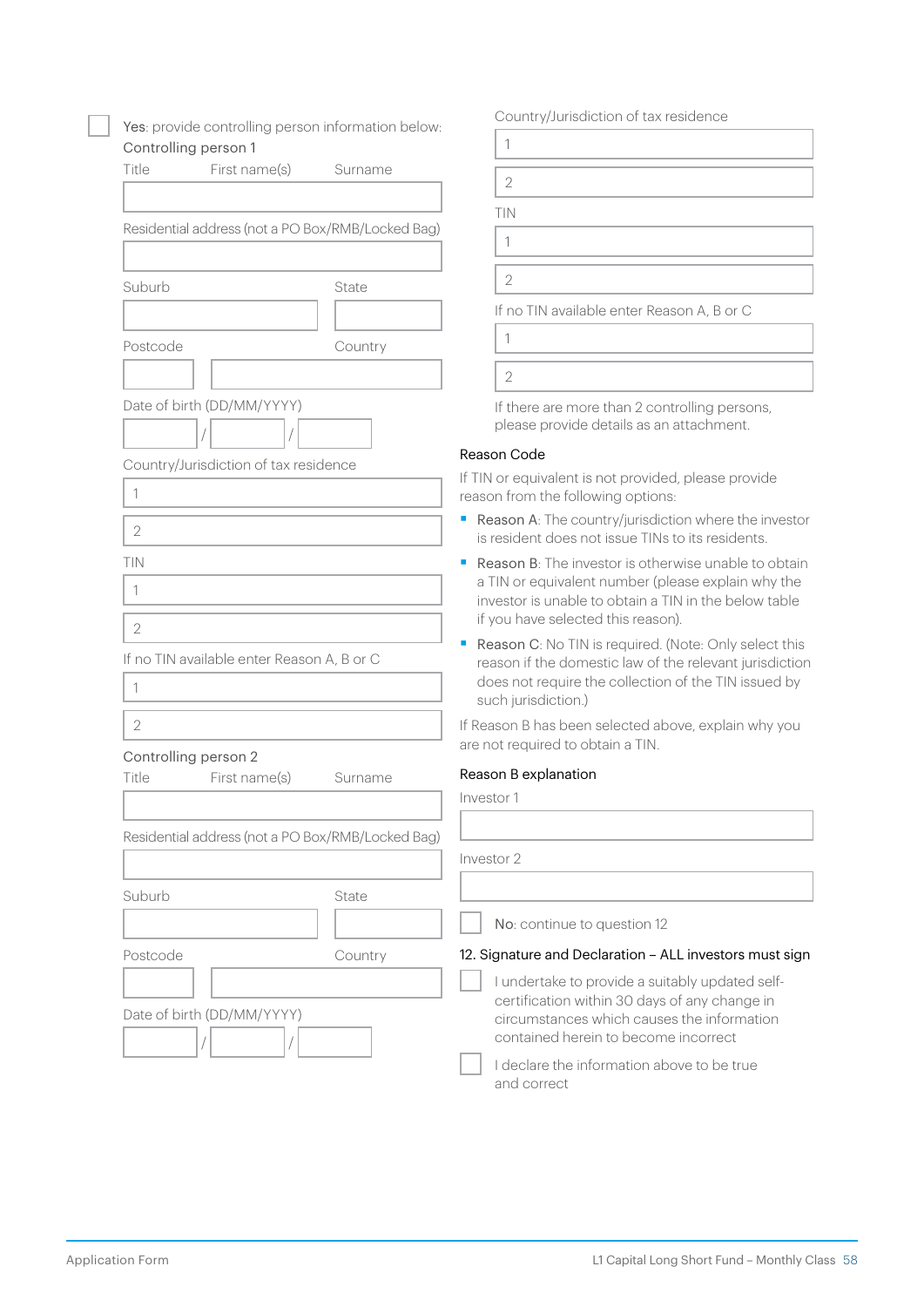☐ **Yes**: provide controlling person information below:

Controlling person 1

Title First name(s) Surname

Residential address (not a PO Box/RMB/Locked Bag)

Suburb State

Postcode Country

Date of birth (DD/MM/YYYY)

/ /

Country/Jurisdiction of tax residence

1

2

TIN

1

2

If no TIN available enter Reason A, B or C

1

2

Controlling person 2

Title First name(s) Surname

Residential address (not a PO Box/RMB/Locked Bag)

Suburb State

Postcode Country

Date of birth (DD/MM/YYYY)

/ /

Country/Jurisdiction of tax residence

1

2

TIN

1

2

If no TIN available enter Reason A, B or C

1

2

If there are more than 2 controlling persons, please provide details as an attachment.

### Reason Code

If TIN or equivalent is not provided, please provide reason from the following options:

- **Reason A**: The country/jurisdiction where the investor is resident does not issue TINs to its residents.
- **Reason B**: The investor is otherwise unable to obtain a TIN or equivalent number (please explain why the investor is unable to obtain a TIN in the below table if you have selected this reason).
- **Reason C**: No TIN is required. (Note: Only select this reason if the domestic law of the relevant jurisdiction does not require the collection of the TIN issued by such jurisdiction.)

If Reason B has been selected above, explain why you are not required to obtain a TIN.

### Reason B explanation

Investor 1

Investor 2

☐ **No**: continue to question 12

## 12. Signature and Declaration – ALL investors must sign

☐ I undertake to provide a suitably updated self-certification within 30 days of any change in circumstances which causes the information contained herein to become incorrect

☐ I declare the information above to be true and correct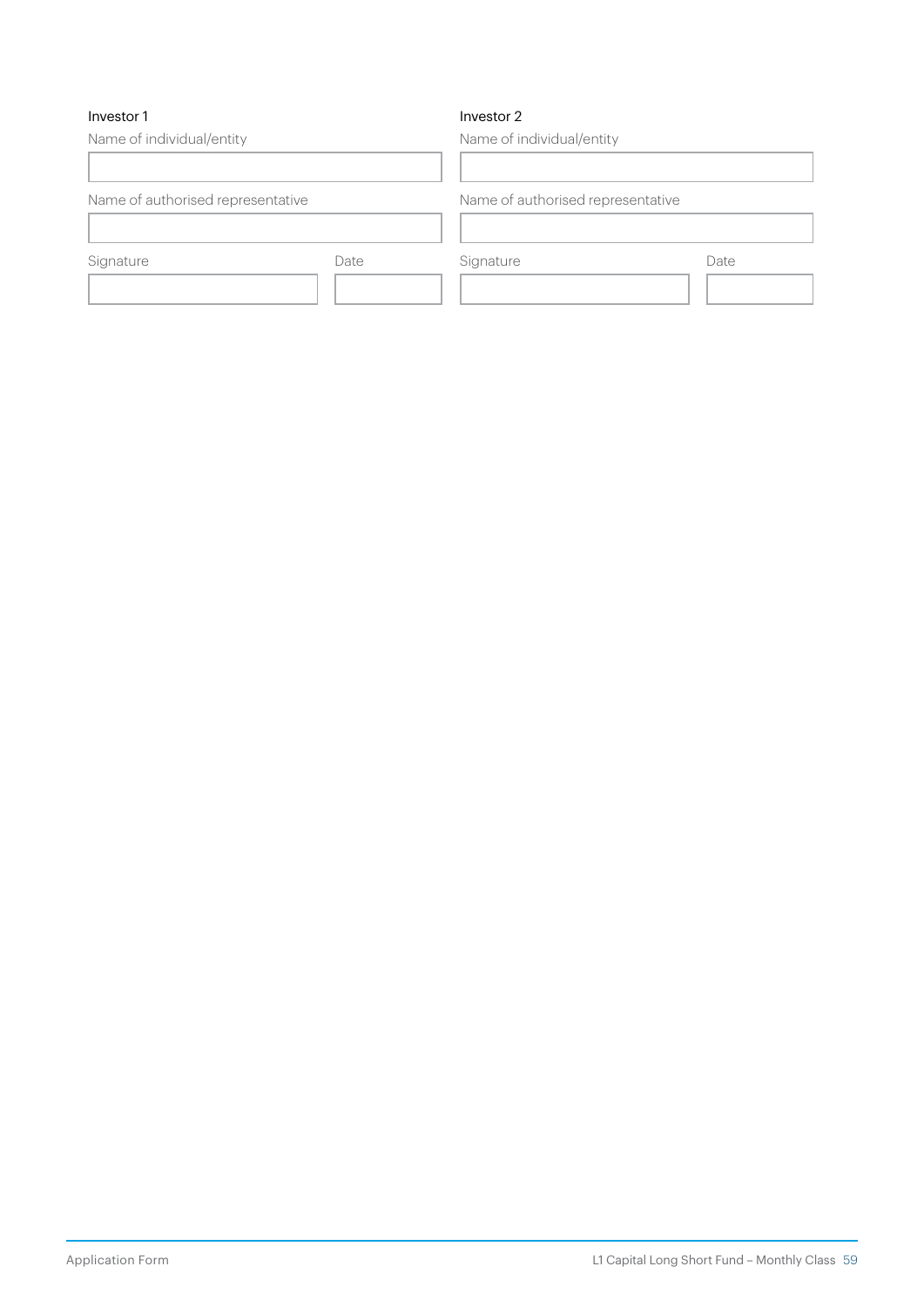**Investor 1**

Name of individual/entity

Name of authorised representative

Signature

Date

**Investor 2**

Name of individual/entity

Name of authorised representative

Signature

Date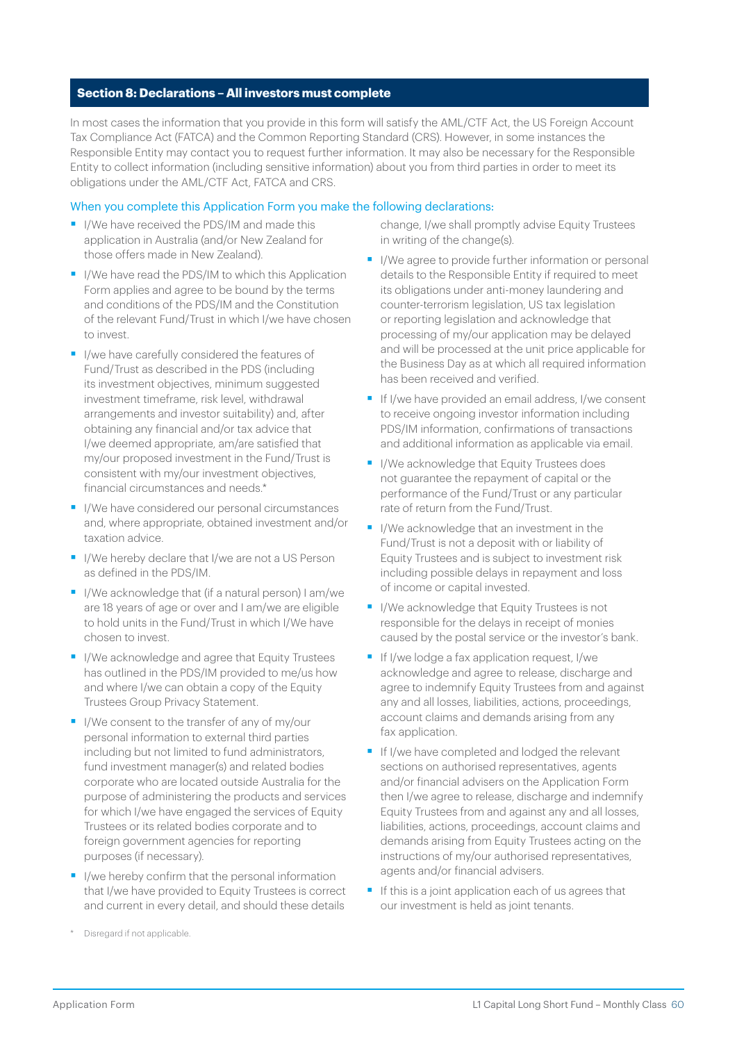## Section 8: Declarations – All investors must complete

In most cases the information that you provide in this form will satisfy the AML/CTF Act, the US Foreign Account Tax Compliance Act (FATCA) and the Common Reporting Standard (CRS). However, in some instances the Responsible Entity may contact you to request further information. It may also be necessary for the Responsible Entity to collect information (including sensitive information) about you from third parties in order to meet its obligations under the AML/CTF Act, FATCA and CRS.

When you complete this Application Form you make the following declarations:

- I/We have received the PDS/IM and made this application in Australia (and/or New Zealand for those offers made in New Zealand).
- I/We have read the PDS/IM to which this Application Form applies and agree to be bound by the terms and conditions of the PDS/IM and the Constitution of the relevant Fund/Trust in which I/we have chosen to invest.
- I/we have carefully considered the features of Fund/Trust as described in the PDS (including its investment objectives, minimum suggested investment timeframe, risk level, withdrawal arrangements and investor suitability) and, after obtaining any financial and/or tax advice that I/we deemed appropriate, am/are satisfied that my/our proposed investment in the Fund/Trust is consistent with my/our investment objectives, financial circumstances and needs.*
- I/We have considered our personal circumstances and, where appropriate, obtained investment and/or taxation advice.
- I/We hereby declare that I/we are not a US Person as defined in the PDS/IM.
- I/We acknowledge that (if a natural person) I am/we are 18 years of age or over and I am/we are eligible to hold units in the Fund/Trust in which I/We have chosen to invest.
- I/We acknowledge and agree that Equity Trustees has outlined in the PDS/IM provided to me/us how and where I/we can obtain a copy of the Equity Trustees Group Privacy Statement.
- I/We consent to the transfer of any of my/our personal information to external third parties including but not limited to fund administrators, fund investment manager(s) and related bodies corporate who are located outside Australia for the purpose of administering the products and services for which I/we have engaged the services of Equity Trustees or its related bodies corporate and to foreign government agencies for reporting purposes (if necessary).
- I/we hereby confirm that the personal information that I/we have provided to Equity Trustees is correct and current in every detail, and should these details change, I/we shall promptly advise Equity Trustees in writing of the change(s).
- I/We agree to provide further information or personal details to the Responsible Entity if required to meet its obligations under anti-money laundering and counter-terrorism legislation, US tax legislation or reporting legislation and acknowledge that processing of my/our application may be delayed and will be processed at the unit price applicable for the Business Day as at which all required information has been received and verified.
- If I/we have provided an email address, I/we consent to receive ongoing investor information including PDS/IM information, confirmations of transactions and additional information as applicable via email.
- I/We acknowledge that Equity Trustees does not guarantee the repayment of capital or the performance of the Fund/Trust or any particular rate of return from the Fund/Trust.
- I/We acknowledge that an investment in the Fund/Trust is not a deposit with or liability of Equity Trustees and is subject to investment risk including possible delays in repayment and loss of income or capital invested.
- I/We acknowledge that Equity Trustees is not responsible for the delays in receipt of monies caused by the postal service or the investor's bank.
- If I/we lodge a fax application request, I/we acknowledge and agree to release, discharge and agree to indemnify Equity Trustees from and against any and all losses, liabilities, actions, proceedings, account claims and demands arising from any fax application.
- If I/we have completed and lodged the relevant sections on authorised representatives, agents and/or financial advisers on the Application Form then I/we agree to release, discharge and indemnify Equity Trustees from and against any and all losses, liabilities, actions, proceedings, account claims and demands arising from Equity Trustees acting on the instructions of my/our authorised representatives, agents and/or financial advisers.
- If this is a joint application each of us agrees that our investment is held as joint tenants.

\* Disregard if not applicable.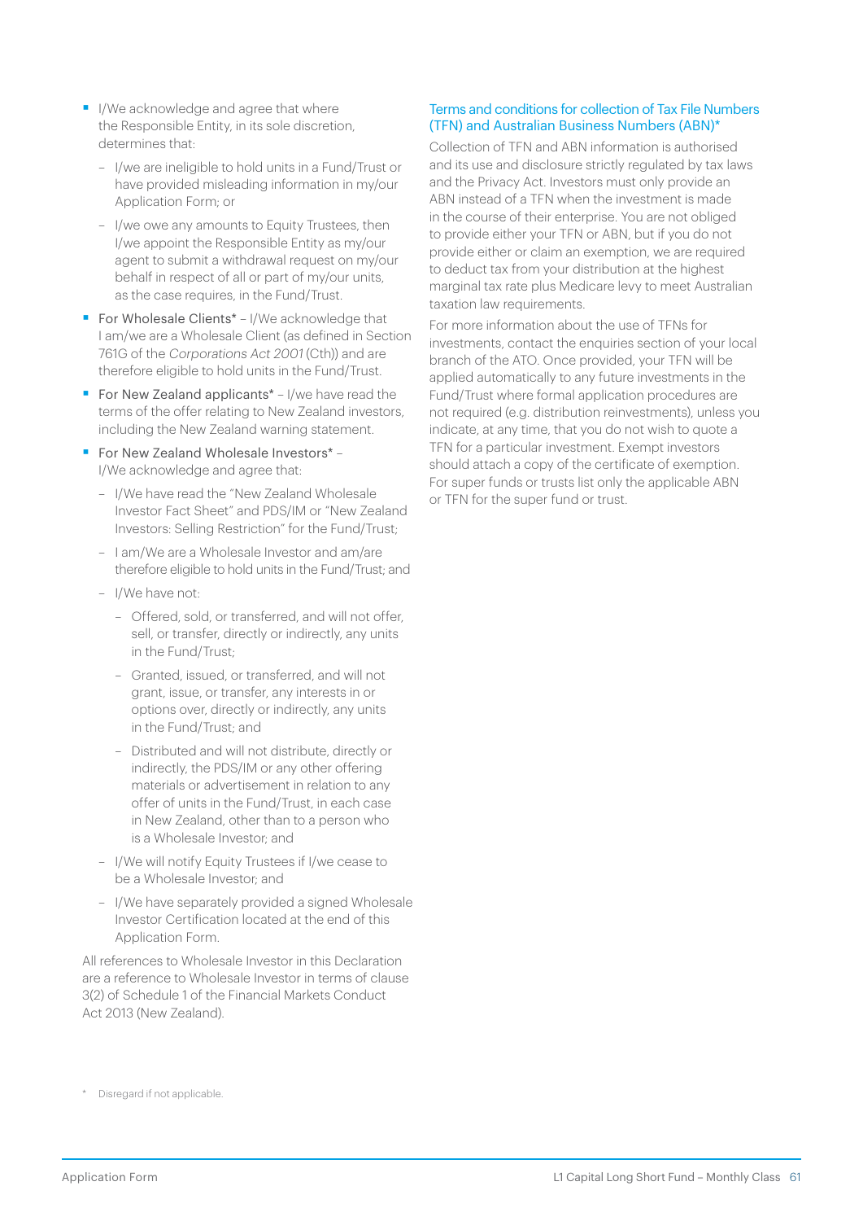- I/We acknowledge and agree that where the Responsible Entity, in its sole discretion, determines that:
  - I/we are ineligible to hold units in a Fund/Trust or have provided misleading information in my/our Application Form; or
  - I/we owe any amounts to Equity Trustees, then I/we appoint the Responsible Entity as my/our agent to submit a withdrawal request on my/our behalf in respect of all or part of my/our units, as the case requires, in the Fund/Trust.
- For Wholesale Clients* – I/We acknowledge that I am/we are a Wholesale Client (as defined in Section 761G of the *Corporations Act 2001* (Cth)) and are therefore eligible to hold units in the Fund/Trust.
- For New Zealand applicants* – I/we have read the terms of the offer relating to New Zealand investors, including the New Zealand warning statement.
- For New Zealand Wholesale Investors* – I/We acknowledge and agree that:
  - I/We have read the "New Zealand Wholesale Investor Fact Sheet" and PDS/IM or "New Zealand Investors: Selling Restriction" for the Fund/Trust;
  - I am/We are a Wholesale Investor and am/are therefore eligible to hold units in the Fund/Trust; and
  - I/We have not:
    - Offered, sold, or transferred, and will not offer, sell, or transfer, directly or indirectly, any units in the Fund/Trust;
    - Granted, issued, or transferred, and will not grant, issue, or transfer, any interests in or options over, directly or indirectly, any units in the Fund/Trust; and
    - Distributed and will not distribute, directly or indirectly, the PDS/IM or any other offering materials or advertisement in relation to any offer of units in the Fund/Trust, in each case in New Zealand, other than to a person who is a Wholesale Investor; and
  - I/We will notify Equity Trustees if I/we cease to be a Wholesale Investor; and
  - I/We have separately provided a signed Wholesale Investor Certification located at the end of this Application Form.

All references to Wholesale Investor in this Declaration are a reference to Wholesale Investor in terms of clause 3(2) of Schedule 1 of the Financial Markets Conduct Act 2013 (New Zealand).

### Terms and conditions for collection of Tax File Numbers (TFN) and Australian Business Numbers (ABN)*

Collection of TFN and ABN information is authorised and its use and disclosure strictly regulated by tax laws and the Privacy Act. Investors must only provide an ABN instead of a TFN when the investment is made in the course of their enterprise. You are not obliged to provide either your TFN or ABN, but if you do not provide either or claim an exemption, we are required to deduct tax from your distribution at the highest marginal tax rate plus Medicare levy to meet Australian taxation law requirements.

For more information about the use of TFNs for investments, contact the enquiries section of your local branch of the ATO. Once provided, your TFN will be applied automatically to any future investments in the Fund/Trust where formal application procedures are not required (e.g. distribution reinvestments), unless you indicate, at any time, that you do not wish to quote a TFN for a particular investment. Exempt investors should attach a copy of the certificate of exemption. For super funds or trusts list only the applicable ABN or TFN for the super fund or trust.

\* Disregard if not applicable.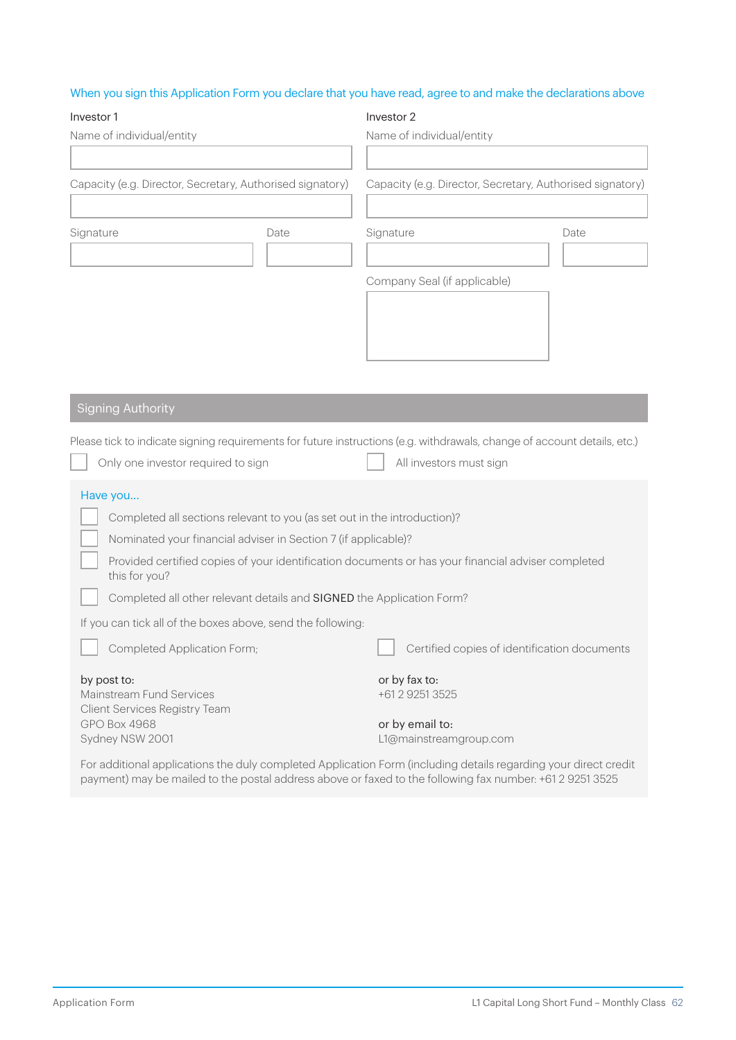When you sign this Application Form you declare that you have read, agree to and make the declarations above

| Investor 1 | | Investor 2 | |
|---|---|---|---|
| Name of individual/entity | | Name of individual/entity | |
| | | | |
| Capacity (e.g. Director, Secretary, Authorised signatory) | | Capacity (e.g. Director, Secretary, Authorised signatory) | |
| | | | |
| Signature | Date | Signature | Date |
| | | | |
| | | Company Seal (if applicable) | |
| | | | |

## Signing Authority

Please tick to indicate signing requirements for future instructions (e.g. withdrawals, change of account details, etc.)

- ☐ Only one investor required to sign
- ☐ All investors must sign

### Have you...

- ☐ Completed all sections relevant to you (as set out in the introduction)?
- ☐ Nominated your financial adviser in Section 7 (if applicable)?
- ☐ Provided certified copies of your identification documents or has your financial adviser completed this for you?
- ☐ Completed all other relevant details and **SIGNED** the Application Form?

If you can tick all of the boxes above, send the following:

- ☐ Completed Application Form;
- ☐ Certified copies of identification documents

by post to:
Mainstream Fund Services
Client Services Registry Team
GPO Box 4968
Sydney NSW 2001

or by fax to:
+61 2 9251 3525

or by email to:
L1@mainstreamgroup.com

For additional applications the duly completed Application Form (including details regarding your direct credit payment) may be mailed to the postal address above or faxed to the following fax number: +61 2 9251 3525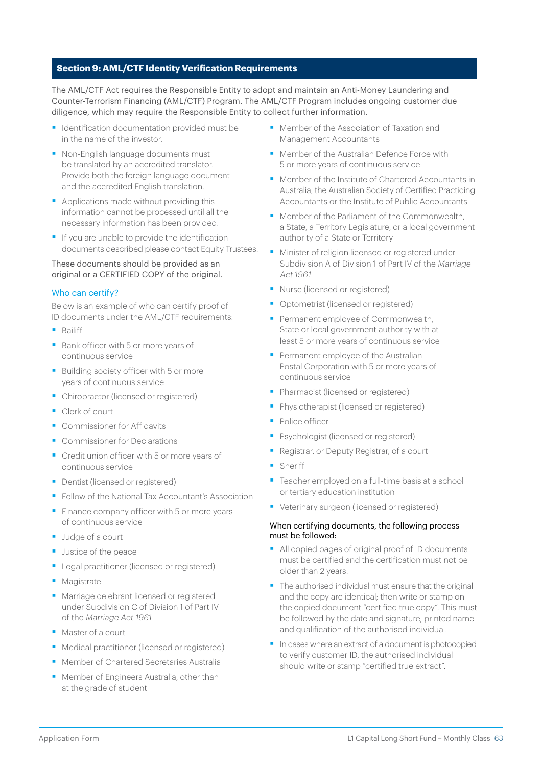## Section 9: AML/CTF Identity Verification Requirements

The AML/CTF Act requires the Responsible Entity to adopt and maintain an Anti-Money Laundering and Counter-Terrorism Financing (AML/CTF) Program. The AML/CTF Program includes ongoing customer due diligence, which may require the Responsible Entity to collect further information.

- Identification documentation provided must be in the name of the investor.
- Non-English language documents must be translated by an accredited translator. Provide both the foreign language document and the accredited English translation.
- Applications made without providing this information cannot be processed until all the necessary information has been provided.
- If you are unable to provide the identification documents described please contact Equity Trustees.

These documents should be provided as an original or a CERTIFIED COPY of the original.

### Who can certify?

Below is an example of who can certify proof of ID documents under the AML/CTF requirements:

- Bailiff
- Bank officer with 5 or more years of continuous service
- Building society officer with 5 or more years of continuous service
- Chiropractor (licensed or registered)
- Clerk of court
- Commissioner for Affidavits
- Commissioner for Declarations
- Credit union officer with 5 or more years of continuous service
- Dentist (licensed or registered)
- Fellow of the National Tax Accountant's Association
- Finance company officer with 5 or more years of continuous service
- Judge of a court
- Justice of the peace
- Legal practitioner (licensed or registered)
- Magistrate
- Marriage celebrant licensed or registered under Subdivision C of Division 1 of Part IV of the *Marriage Act 1961*
- Master of a court
- Medical practitioner (licensed or registered)
- Member of Chartered Secretaries Australia
- Member of Engineers Australia, other than at the grade of student
- Member of the Association of Taxation and Management Accountants
- Member of the Australian Defence Force with 5 or more years of continuous service
- Member of the Institute of Chartered Accountants in Australia, the Australian Society of Certified Practicing Accountants or the Institute of Public Accountants
- Member of the Parliament of the Commonwealth, a State, a Territory Legislature, or a local government authority of a State or Territory
- Minister of religion licensed or registered under Subdivision A of Division 1 of Part IV of the *Marriage Act 1961*
- Nurse (licensed or registered)
- Optometrist (licensed or registered)
- Permanent employee of Commonwealth, State or local government authority with at least 5 or more years of continuous service
- Permanent employee of the Australian Postal Corporation with 5 or more years of continuous service
- Pharmacist (licensed or registered)
- Physiotherapist (licensed or registered)
- Police officer
- Psychologist (licensed or registered)
- Registrar, or Deputy Registrar, of a court
- Sheriff
- Teacher employed on a full-time basis at a school or tertiary education institution
- Veterinary surgeon (licensed or registered)

When certifying documents, the following process must be followed:

- All copied pages of original proof of ID documents must be certified and the certification must not be older than 2 years.
- The authorised individual must ensure that the original and the copy are identical; then write or stamp on the copied document "certified true copy". This must be followed by the date and signature, printed name and qualification of the authorised individual.
- In cases where an extract of a document is photocopied to verify customer ID, the authorised individual should write or stamp "certified true extract".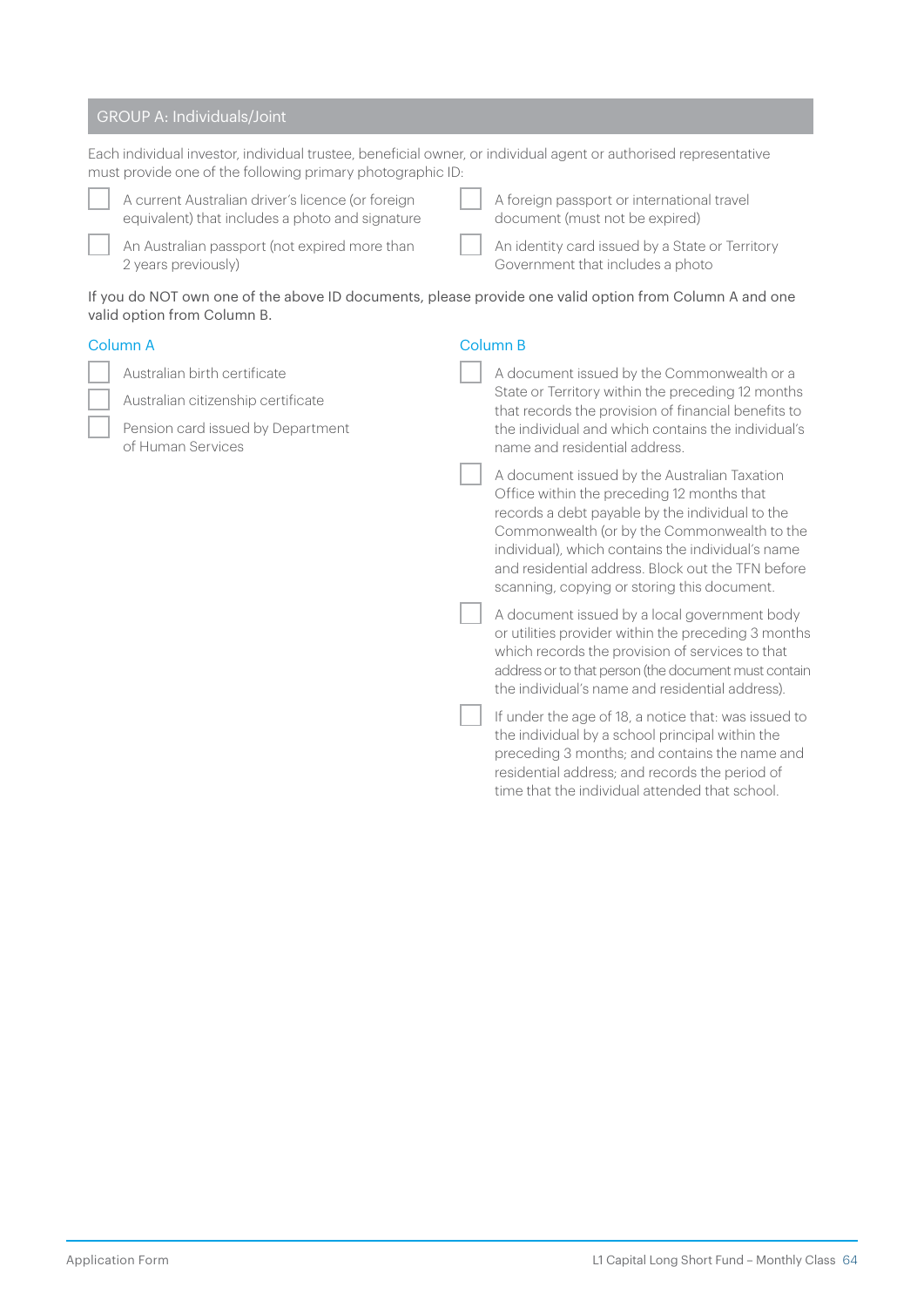## GROUP A: Individuals/Joint

Each individual investor, individual trustee, beneficial owner, or individual agent or authorised representative must provide one of the following primary photographic ID:

- ☐ A current Australian driver's licence (or foreign equivalent) that includes a photo and signature
- ☐ An Australian passport (not expired more than 2 years previously)
- ☐ A foreign passport or international travel document (must not be expired)
- ☐ An identity card issued by a State or Territory Government that includes a photo

If you do NOT own one of the above ID documents, please provide one valid option from Column A and one valid option from Column B.

### Column A

- ☐ Australian birth certificate
- ☐ Australian citizenship certificate
- ☐ Pension card issued by Department of Human Services

### Column B

- ☐ A document issued by the Commonwealth or a State or Territory within the preceding 12 months that records the provision of financial benefits to the individual and which contains the individual's name and residential address.
- ☐ A document issued by the Australian Taxation Office within the preceding 12 months that records a debt payable by the individual to the Commonwealth (or by the Commonwealth to the individual), which contains the individual's name and residential address. Block out the TFN before scanning, copying or storing this document.
- ☐ A document issued by a local government body or utilities provider within the preceding 3 months which records the provision of services to that address or to that person (the document must contain the individual's name and residential address).
- ☐ If under the age of 18, a notice that: was issued to the individual by a school principal within the preceding 3 months; and contains the name and residential address; and records the period of time that the individual attended that school.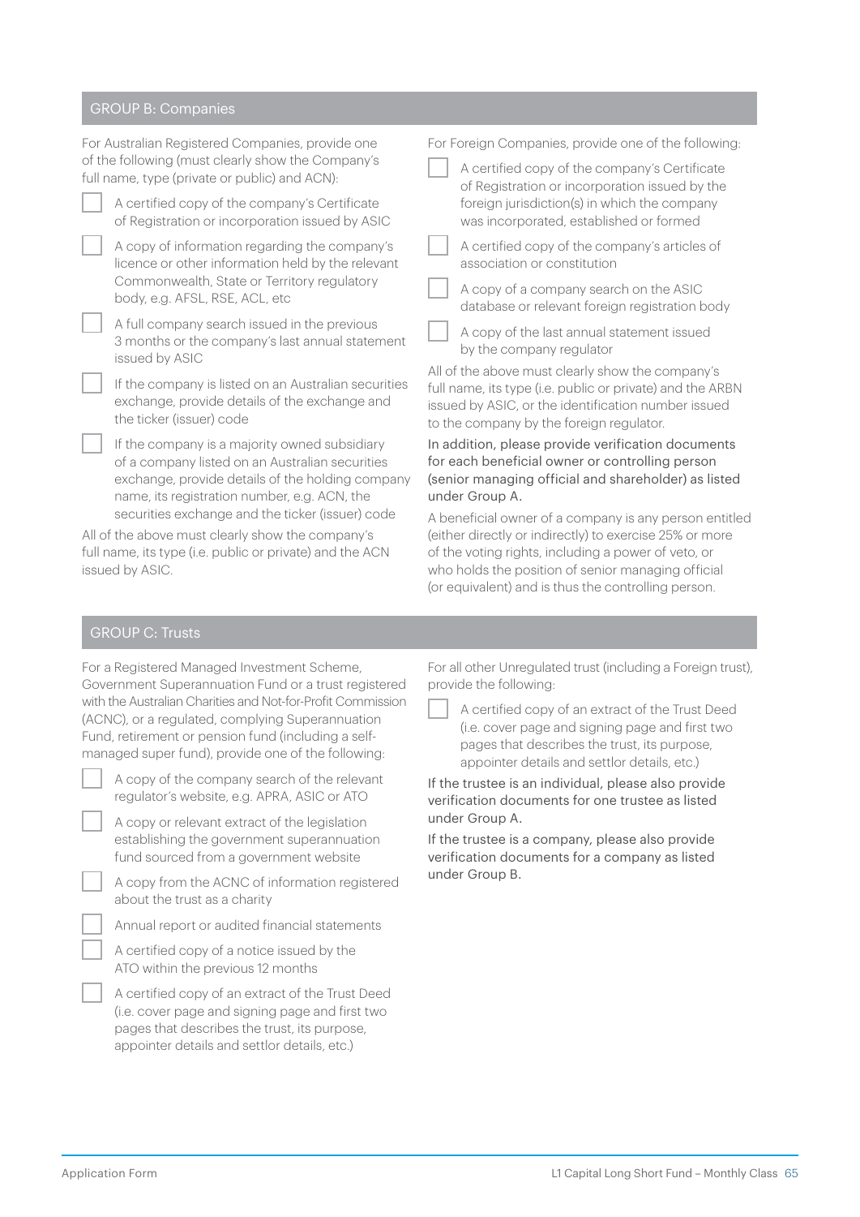## GROUP B: Companies

For Australian Registered Companies, provide one of the following (must clearly show the Company's full name, type (private or public) and ACN):

- [ ] A certified copy of the company's Certificate of Registration or incorporation issued by ASIC
- [ ] A copy of information regarding the company's licence or other information held by the relevant Commonwealth, State or Territory regulatory body, e.g. AFSL, RSE, ACL, etc
- [ ] A full company search issued in the previous 3 months or the company's last annual statement issued by ASIC
- [ ] If the company is listed on an Australian securities exchange, provide details of the exchange and the ticker (issuer) code
- [ ] If the company is a majority owned subsidiary of a company listed on an Australian securities exchange, provide details of the holding company name, its registration number, e.g. ACN, the securities exchange and the ticker (issuer) code

All of the above must clearly show the company's full name, its type (i.e. public or private) and the ACN issued by ASIC.

For Foreign Companies, provide one of the following:

- [ ] A certified copy of the company's Certificate of Registration or incorporation issued by the foreign jurisdiction(s) in which the company was incorporated, established or formed
- [ ] A certified copy of the company's articles of association or constitution
- [ ] A copy of a company search on the ASIC database or relevant foreign registration body
- [ ] A copy of the last annual statement issued by the company regulator

All of the above must clearly show the company's full name, its type (i.e. public or private) and the ARBN issued by ASIC, or the identification number issued to the company by the foreign regulator.

In addition, please provide verification documents for each beneficial owner or controlling person (senior managing official and shareholder) as listed under Group A.

A beneficial owner of a company is any person entitled (either directly or indirectly) to exercise 25% or more of the voting rights, including a power of veto, or who holds the position of senior managing official (or equivalent) and is thus the controlling person.

## GROUP C: Trusts

For a Registered Managed Investment Scheme, Government Superannuation Fund or a trust registered with the Australian Charities and Not-for-Profit Commission (ACNC), or a regulated, complying Superannuation Fund, retirement or pension fund (including a self-managed super fund), provide one of the following:

- [ ] A copy of the company search of the relevant regulator's website, e.g. APRA, ASIC or ATO
- [ ] A copy or relevant extract of the legislation establishing the government superannuation fund sourced from a government website
- [ ] A copy from the ACNC of information registered about the trust as a charity
- [ ] Annual report or audited financial statements
- [ ] A certified copy of a notice issued by the ATO within the previous 12 months
- [ ] A certified copy of an extract of the Trust Deed (i.e. cover page and signing page and first two pages that describes the trust, its purpose, appointer details and settlor details, etc.)

For all other Unregulated trust (including a Foreign trust), provide the following:

- [ ] A certified copy of an extract of the Trust Deed (i.e. cover page and signing page and first two pages that describes the trust, its purpose, appointer details and settlor details, etc.)

If the trustee is an individual, please also provide verification documents for one trustee as listed under Group A.

If the trustee is a company, please also provide verification documents for a company as listed under Group B.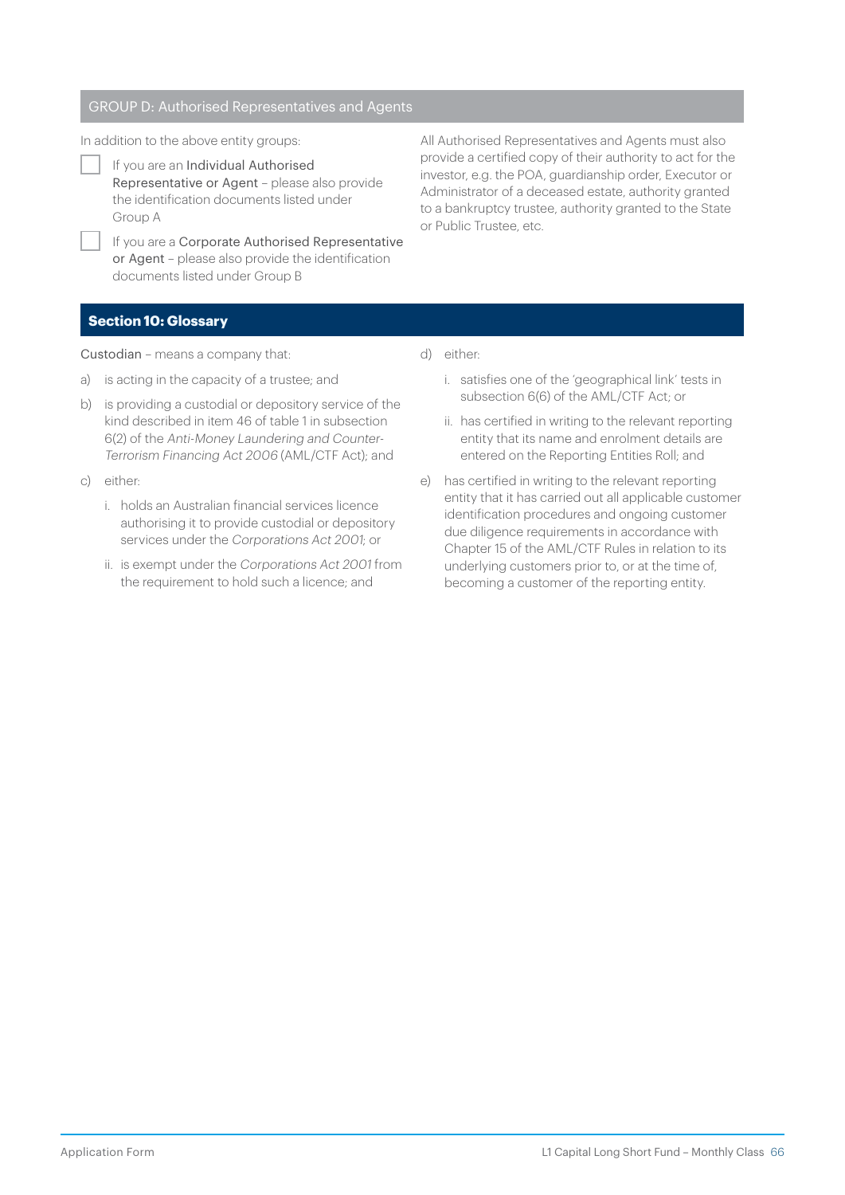## GROUP D: Authorised Representatives and Agents

In addition to the above entity groups:

- ☐ If you are an Individual Authorised Representative or Agent – please also provide the identification documents listed under Group A
- ☐ If you are a Corporate Authorised Representative or Agent – please also provide the identification documents listed under Group B

All Authorised Representatives and Agents must also provide a certified copy of their authority to act for the investor, e.g. the POA, guardianship order, Executor or Administrator of a deceased estate, authority granted to a bankruptcy trustee, authority granted to the State or Public Trustee, etc.

## Section 10: Glossary

Custodian – means a company that:

a) is acting in the capacity of a trustee; and

b) is providing a custodial or depository service of the kind described in item 46 of table 1 in subsection 6(2) of the *Anti-Money Laundering and Counter-Terrorism Financing Act 2006* (AML/CTF Act); and

c) either:

   i. holds an Australian financial services licence authorising it to provide custodial or depository services under the *Corporations Act 2001*; or

   ii. is exempt under the *Corporations Act 2001* from the requirement to hold such a licence; and

d) either:

   i. satisfies one of the 'geographical link' tests in subsection 6(6) of the AML/CTF Act; or

   ii. has certified in writing to the relevant reporting entity that its name and enrolment details are entered on the Reporting Entities Roll; and

e) has certified in writing to the relevant reporting entity that it has carried out all applicable customer identification procedures and ongoing customer due diligence requirements in accordance with Chapter 15 of the AML/CTF Rules in relation to its underlying customers prior to, or at the time of, becoming a customer of the reporting entity.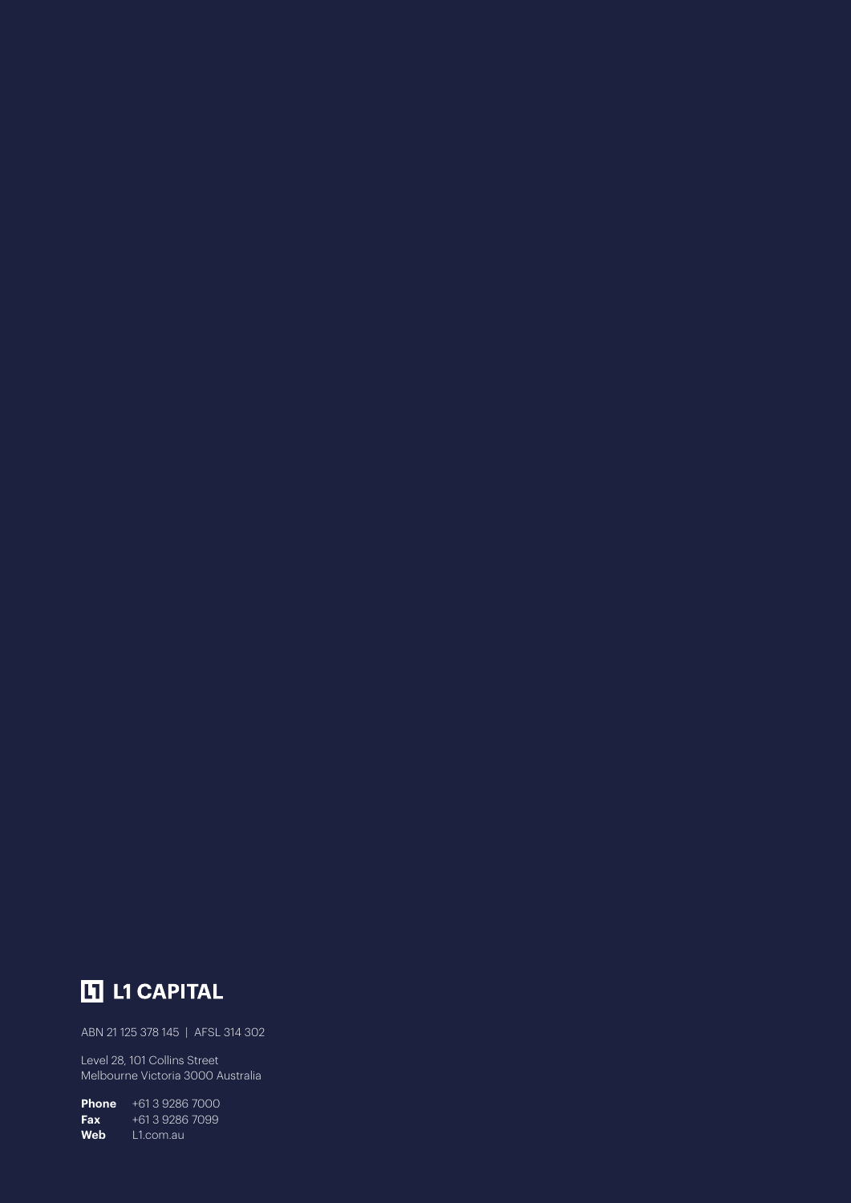**L1 CAPITAL**

ABN 21 125 378 145 | AFSL 314 302

Level 28, 101 Collins Street
Melbourne Victoria 3000 Australia

**Phone** +61 3 9286 7000
**Fax** +61 3 9286 7099
**Web** L1.com.au